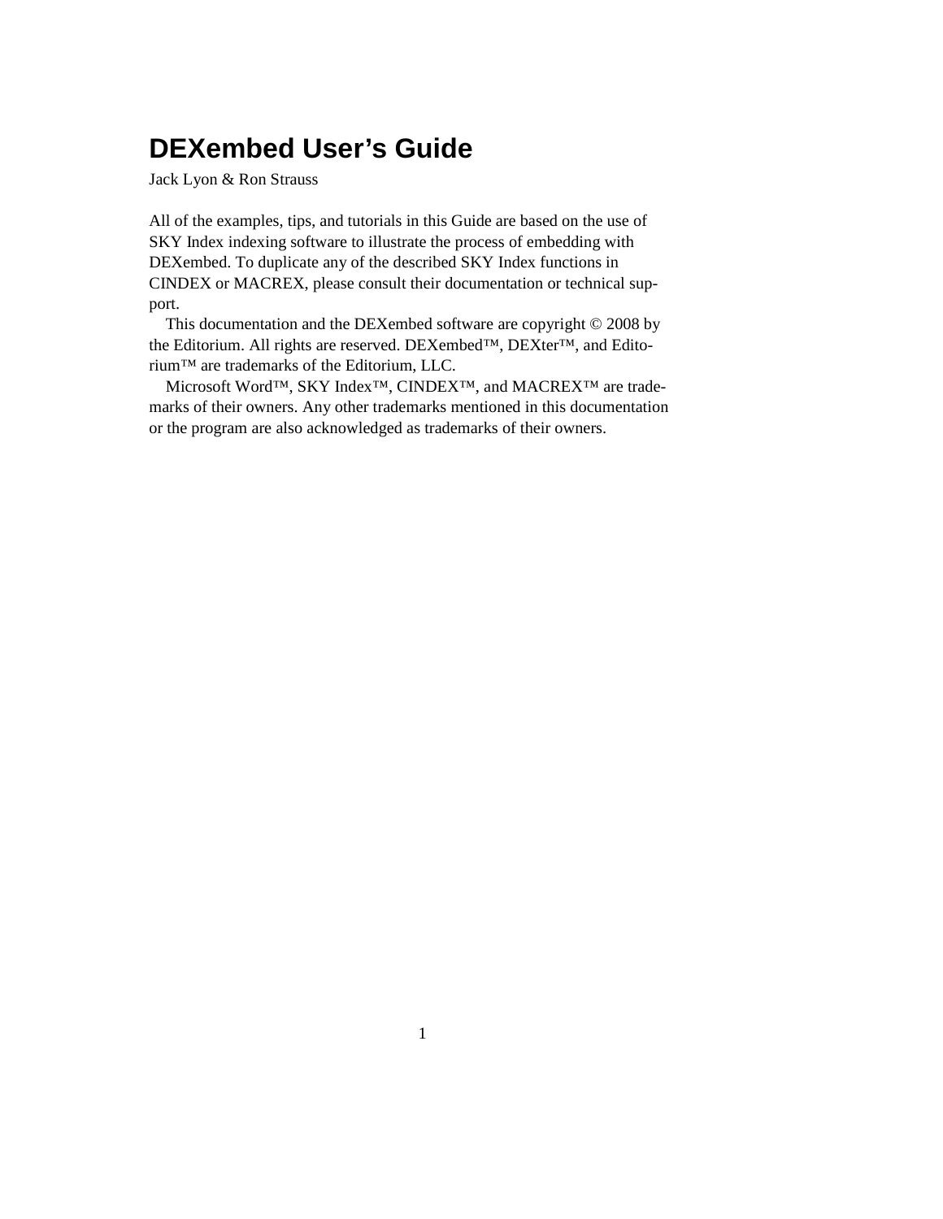# DEXembed User's Guide

Jack Lyon & Ron Strauss

All of the examples, tips, and tutorials in this Guide are based on the use of SKY Index indexing software to illustrate the process of embedding with DEXembed. To duplicate any of the described SKY Index functions in CINDEX or MACREX, please consult their documentation or technical support.

This documentation and the DEXembed software are copyright © 2008 by the Editorium. All rights are reserved. DEXembed™, DEXter™, and Editorium™ are trademarks of the Editorium, LLC.

Microsoft Word™, SKY Index™, CINDEX™, and MACREX™ are trademarks of their owners. Any other trademarks mentioned in this documentation or the program are also acknowledged as trademarks of their owners.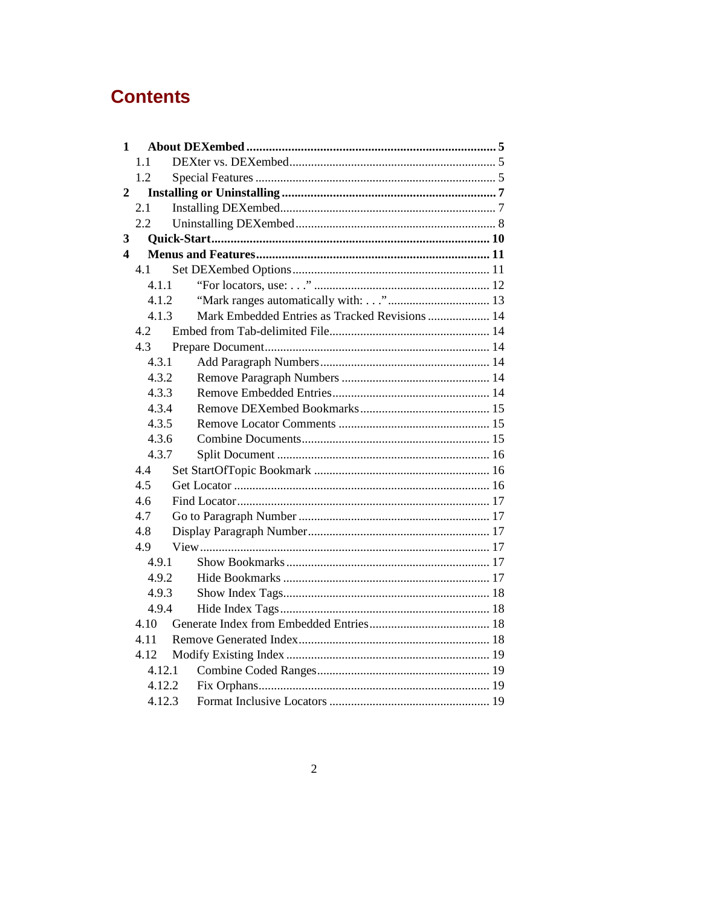# Contents

- **1 About DEXembed ..... 5**
  - 1.1 DEXter vs. DEXembed ..... 5
  - 1.2 Special Features ..... 5
- **2 Installing or Uninstalling ..... 7**
  - 2.1 Installing DEXembed ..... 7
  - 2.2 Uninstalling DEXembed ..... 8
- **3 Quick-Start ..... 10**
- **4 Menus and Features ..... 11**
  - 4.1 Set DEXembed Options ..... 11
    - 4.1.1 "For locators, use: . . ." ..... 12
    - 4.1.2 "Mark ranges automatically with: . . ." ..... 13
    - 4.1.3 Mark Embedded Entries as Tracked Revisions ..... 14
  - 4.2 Embed from Tab-delimited File ..... 14
  - 4.3 Prepare Document ..... 14
    - 4.3.1 Add Paragraph Numbers ..... 14
    - 4.3.2 Remove Paragraph Numbers ..... 14
    - 4.3.3 Remove Embedded Entries ..... 14
    - 4.3.4 Remove DEXembed Bookmarks ..... 15
    - 4.3.5 Remove Locator Comments ..... 15
    - 4.3.6 Combine Documents ..... 15
    - 4.3.7 Split Document ..... 16
  - 4.4 Set StartOfTopic Bookmark ..... 16
  - 4.5 Get Locator ..... 16
  - 4.6 Find Locator ..... 17
  - 4.7 Go to Paragraph Number ..... 17
  - 4.8 Display Paragraph Number ..... 17
  - 4.9 View ..... 17
    - 4.9.1 Show Bookmarks ..... 17
    - 4.9.2 Hide Bookmarks ..... 17
    - 4.9.3 Show Index Tags ..... 18
    - 4.9.4 Hide Index Tags ..... 18
  - 4.10 Generate Index from Embedded Entries ..... 18
  - 4.11 Remove Generated Index ..... 18
  - 4.12 Modify Existing Index ..... 19
    - 4.12.1 Combine Coded Ranges ..... 19
    - 4.12.2 Fix Orphans ..... 19
    - 4.12.3 Format Inclusive Locators ..... 19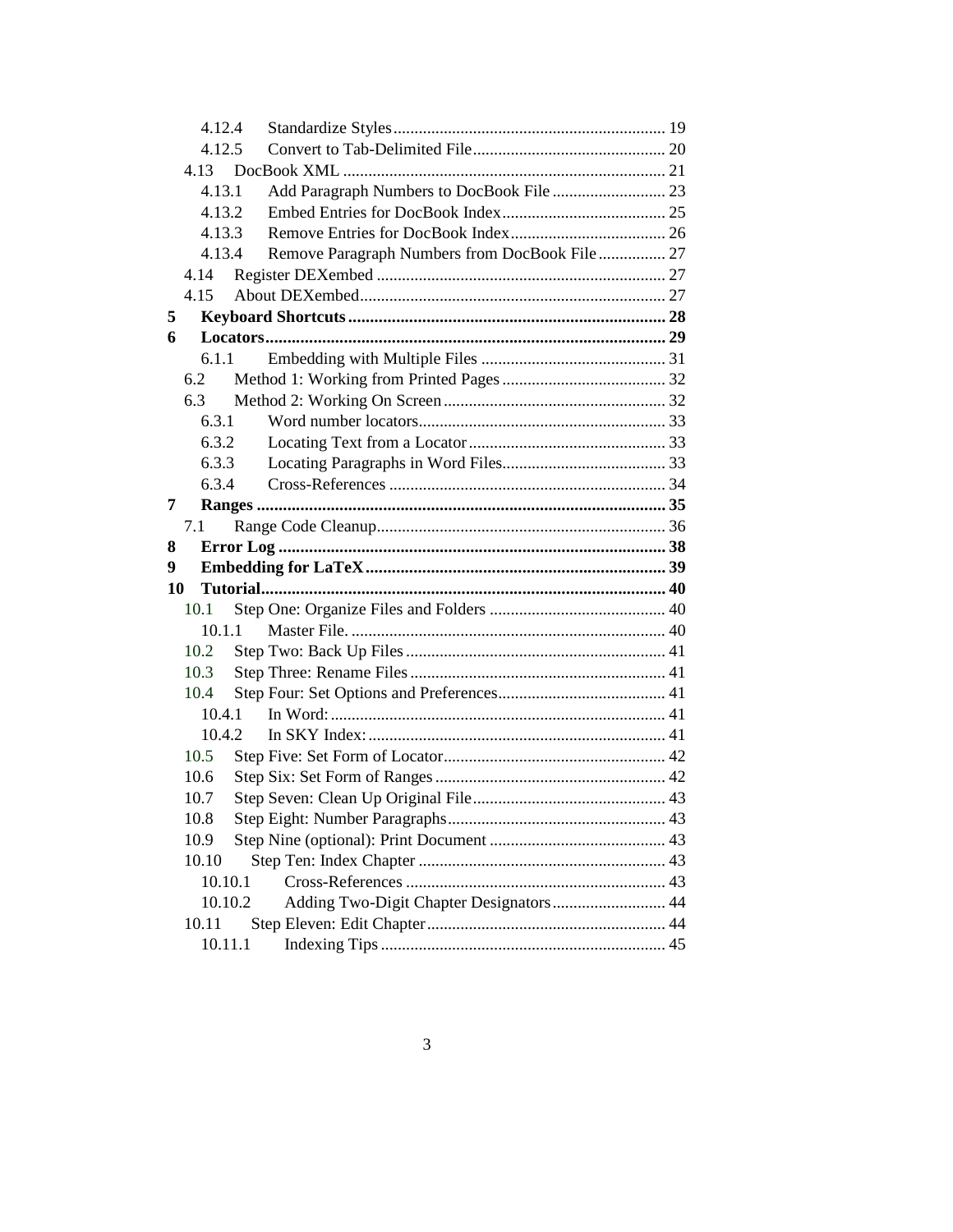4.12.4 Standardize Styles ... 19
4.12.5 Convert to Tab-Delimited File ... 20
4.13 DocBook XML ... 21
4.13.1 Add Paragraph Numbers to DocBook File ... 23
4.13.2 Embed Entries for DocBook Index ... 25
4.13.3 Remove Entries for DocBook Index ... 26
4.13.4 Remove Paragraph Numbers from DocBook File ... 27
4.14 Register DEXembed ... 27
4.15 About DEXembed ... 27
**5 Keyboard Shortcuts ... 28**
**6 Locators ... 29**
6.1.1 Embedding with Multiple Files ... 31
6.2 Method 1: Working from Printed Pages ... 32
6.3 Method 2: Working On Screen ... 32
6.3.1 Word number locators ... 33
6.3.2 Locating Text from a Locator ... 33
6.3.3 Locating Paragraphs in Word Files ... 33
6.3.4 Cross-References ... 34
**7 Ranges ... 35**
7.1 Range Code Cleanup ... 36
**8 Error Log ... 38**
**9 Embedding for LaTeX ... 39**
**10 Tutorial ... 40**
10.1 Step One: Organize Files and Folders ... 40
10.1.1 Master File. ... 40
10.2 Step Two: Back Up Files ... 41
10.3 Step Three: Rename Files ... 41
10.4 Step Four: Set Options and Preferences ... 41
10.4.1 In Word: ... 41
10.4.2 In SKY Index: ... 41
10.5 Step Five: Set Form of Locator ... 42
10.6 Step Six: Set Form of Ranges ... 42
10.7 Step Seven: Clean Up Original File ... 43
10.8 Step Eight: Number Paragraphs ... 43
10.9 Step Nine (optional): Print Document ... 43
10.10 Step Ten: Index Chapter ... 43
10.10.1 Cross-References ... 43
10.10.2 Adding Two-Digit Chapter Designators ... 44
10.11 Step Eleven: Edit Chapter ... 44
10.11.1 Indexing Tips ... 45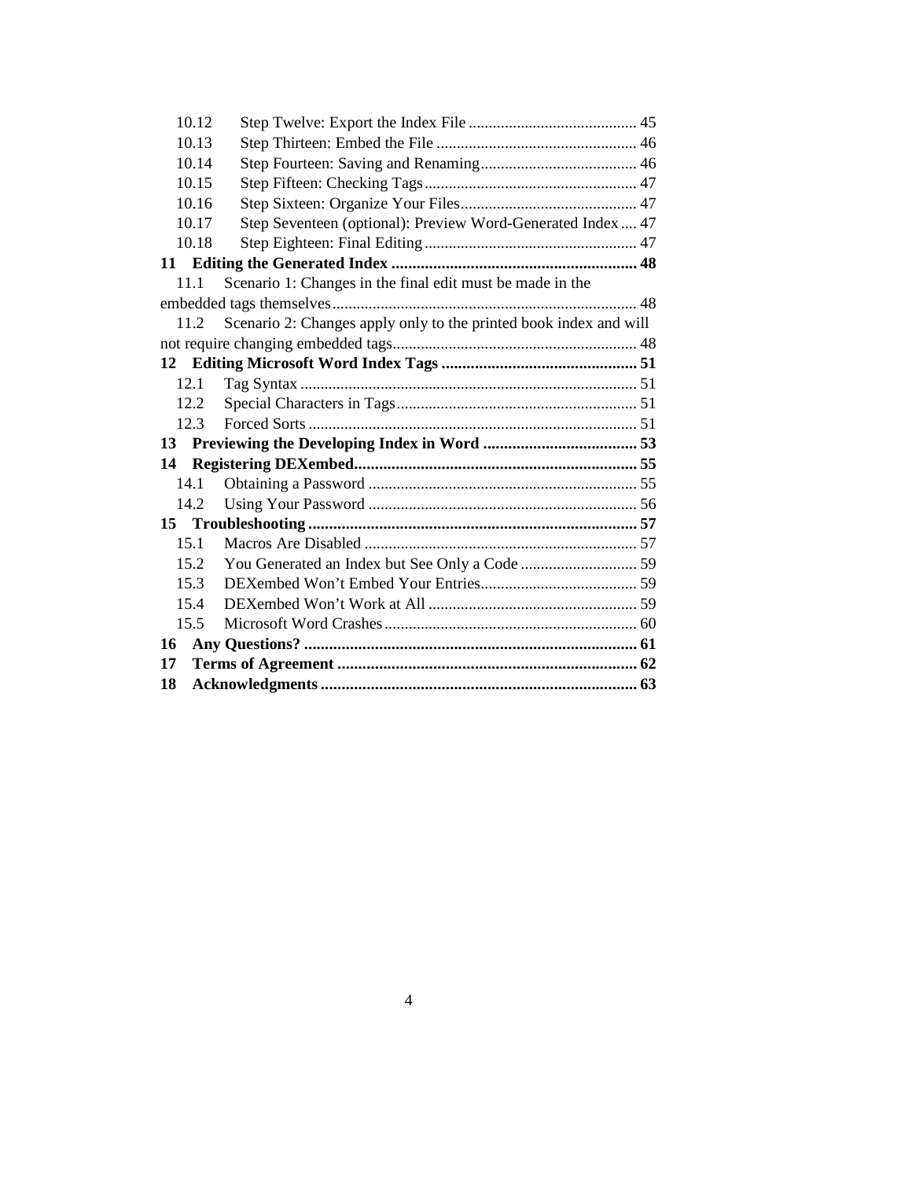10.12 Step Twelve: Export the Index File .......................................... 45
10.13 Step Thirteen: Embed the File .................................................. 46
10.14 Step Fourteen: Saving and Renaming....................................... 46
10.15 Step Fifteen: Checking Tags..................................................... 47
10.16 Step Sixteen: Organize Your Files............................................ 47
10.17 Step Seventeen (optional): Preview Word-Generated Index .... 47
10.18 Step Eighteen: Final Editing..................................................... 47

**11 Editing the Generated Index ............................................................ 48**

11.1 Scenario 1: Changes in the final edit must be made in the embedded tags themselves........................................................................... 48
11.2 Scenario 2: Changes apply only to the printed book index and will not require changing embedded tags............................................................ 48

**12 Editing Microsoft Word Index Tags ............................................... 51**

12.1 Tag Syntax ................................................................................... 51
12.2 Special Characters in Tags............................................................ 51
12.3 Forced Sorts .................................................................................. 51

**13 Previewing the Developing Index in Word ..................................... 53**

**14 Registering DEXembed.................................................................... 55**

14.1 Obtaining a Password .................................................................. 55
14.2 Using Your Password .................................................................. 56

**15 Troubleshooting ............................................................................... 57**

15.1 Macros Are Disabled .................................................................... 57
15.2 You Generated an Index but See Only a Code ............................ 59
15.3 DEXembed Won't Embed Your Entries....................................... 59
15.4 DEXembed Won't Work at All .................................................... 59
15.5 Microsoft Word Crashes............................................................... 60

**16 Any Questions? ................................................................................ 61**

**17 Terms of Agreement ........................................................................ 62**

**18 Acknowledgments ............................................................................ 63**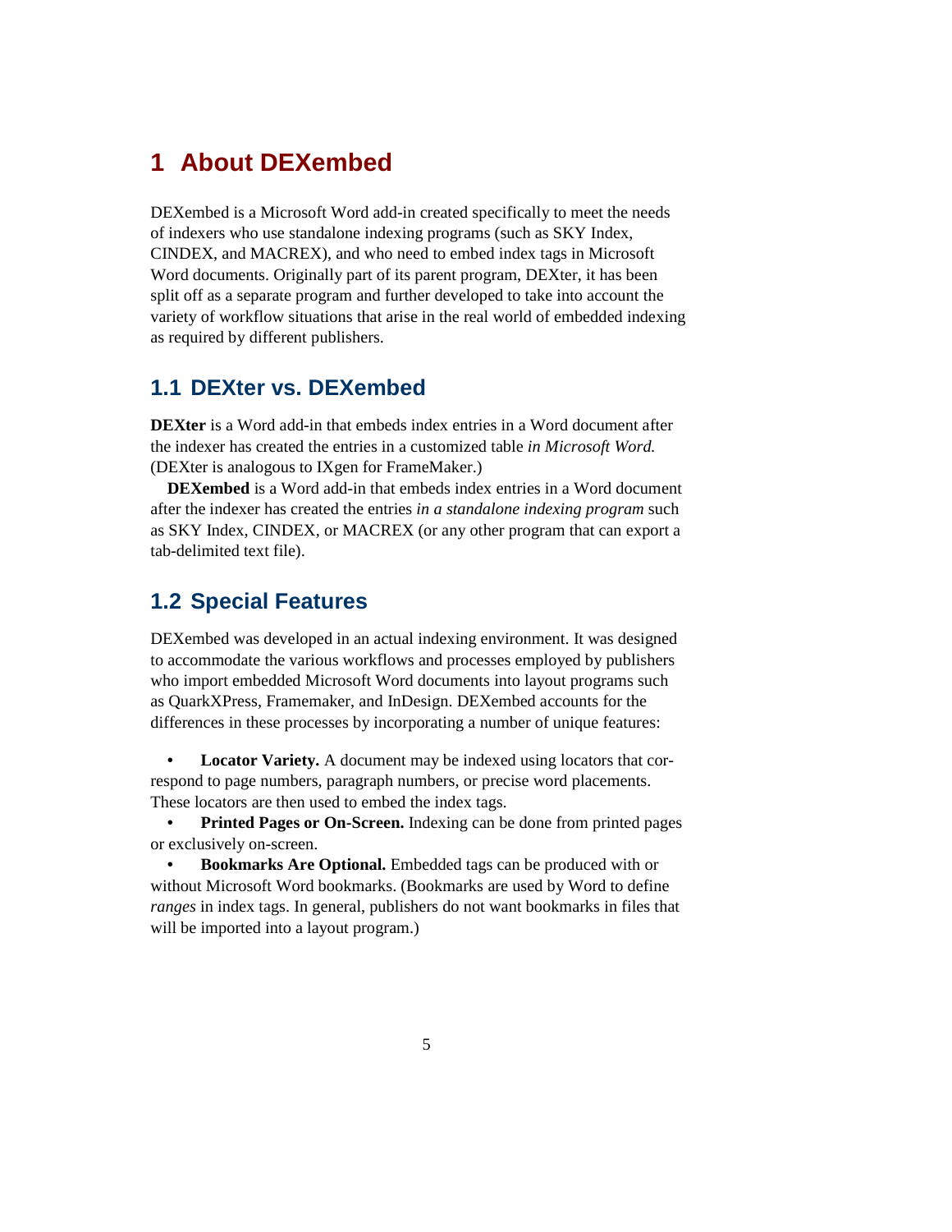# 1 About DEXembed

DEXembed is a Microsoft Word add-in created specifically to meet the needs of indexers who use standalone indexing programs (such as SKY Index, CINDEX, and MACREX), and who need to embed index tags in Microsoft Word documents. Originally part of its parent program, DEXter, it has been split off as a separate program and further developed to take into account the variety of workflow situations that arise in the real world of embedded indexing as required by different publishers.

## 1.1 DEXter vs. DEXembed

**DEXter** is a Word add-in that embeds index entries in a Word document after the indexer has created the entries in a customized table *in Microsoft Word.* (DEXter is analogous to IXgen for FrameMaker.)

**DEXembed** is a Word add-in that embeds index entries in a Word document after the indexer has created the entries *in a standalone indexing program* such as SKY Index, CINDEX, or MACREX (or any other program that can export a tab-delimited text file).

## 1.2 Special Features

DEXembed was developed in an actual indexing environment. It was designed to accommodate the various workflows and processes employed by publishers who import embedded Microsoft Word documents into layout programs such as QuarkXPress, Framemaker, and InDesign. DEXembed accounts for the differences in these processes by incorporating a number of unique features:

- **Locator Variety.** A document may be indexed using locators that correspond to page numbers, paragraph numbers, or precise word placements. These locators are then used to embed the index tags.
- **Printed Pages or On-Screen.** Indexing can be done from printed pages or exclusively on-screen.
- **Bookmarks Are Optional.** Embedded tags can be produced with or without Microsoft Word bookmarks. (Bookmarks are used by Word to define *ranges* in index tags. In general, publishers do not want bookmarks in files that will be imported into a layout program.)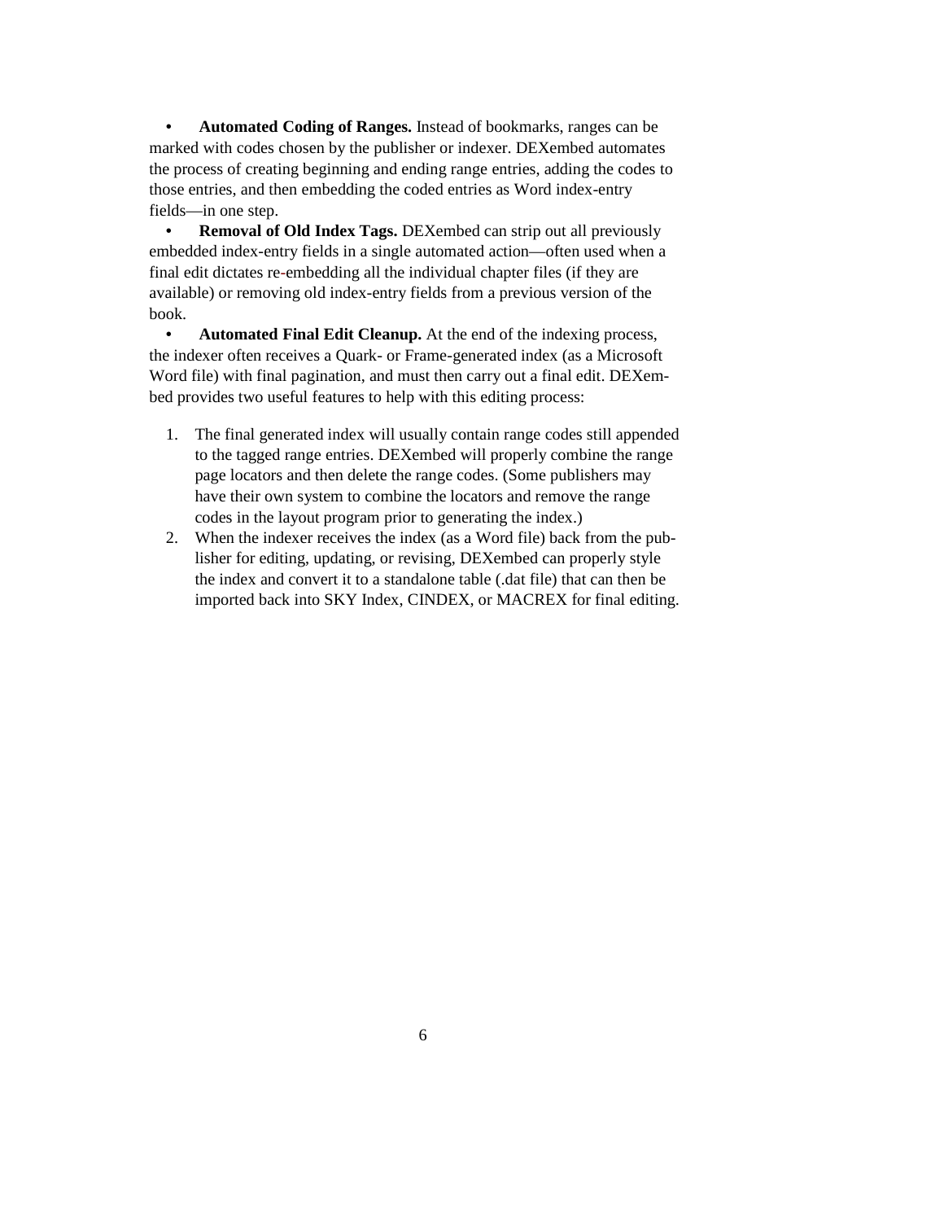- **Automated Coding of Ranges.** Instead of bookmarks, ranges can be marked with codes chosen by the publisher or indexer. DEXembed automates the process of creating beginning and ending range entries, adding the codes to those entries, and then embedding the coded entries as Word index-entry fields—in one step.
- **Removal of Old Index Tags.** DEXembed can strip out all previously embedded index-entry fields in a single automated action—often used when a final edit dictates re-embedding all the individual chapter files (if they are available) or removing old index-entry fields from a previous version of the book.
- **Automated Final Edit Cleanup.** At the end of the indexing process, the indexer often receives a Quark- or Frame-generated index (as a Microsoft Word file) with final pagination, and must then carry out a final edit. DEXembed provides two useful features to help with this editing process:

1. The final generated index will usually contain range codes still appended to the tagged range entries. DEXembed will properly combine the range page locators and then delete the range codes. (Some publishers may have their own system to combine the locators and remove the range codes in the layout program prior to generating the index.)
2. When the indexer receives the index (as a Word file) back from the publisher for editing, updating, or revising, DEXembed can properly style the index and convert it to a standalone table (.dat file) that can then be imported back into SKY Index, CINDEX, or MACREX for final editing.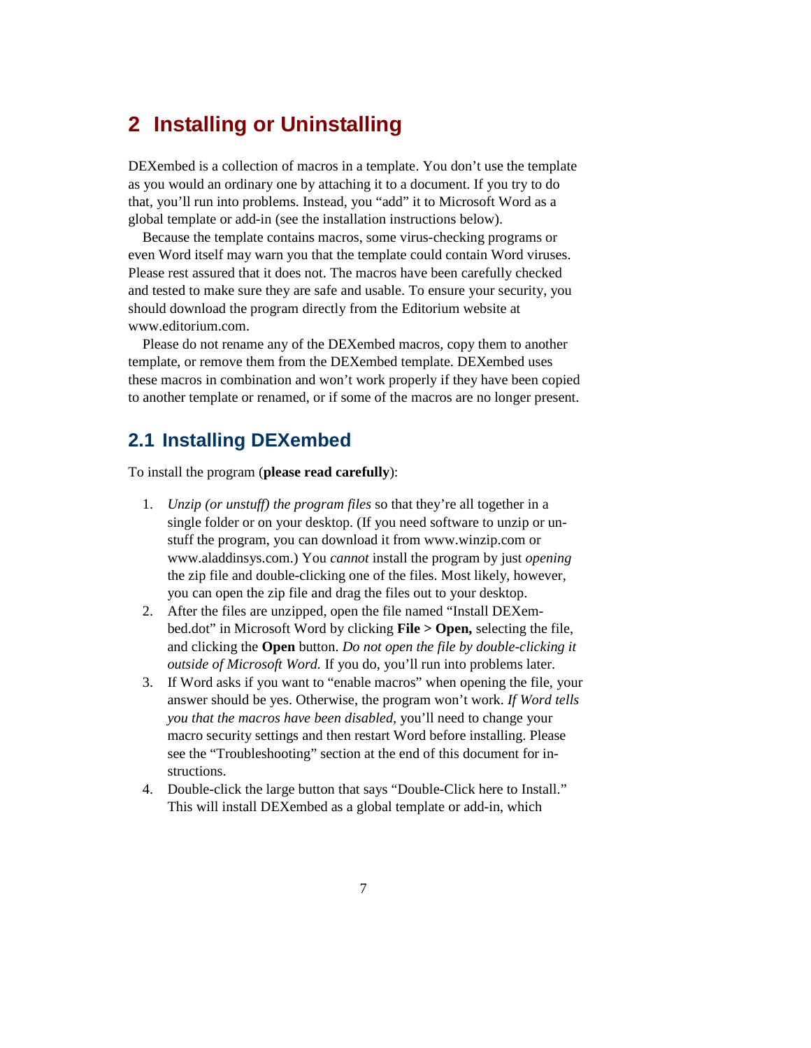# 2 Installing or Uninstalling

DEXembed is a collection of macros in a template. You don't use the template as you would an ordinary one by attaching it to a document. If you try to do that, you'll run into problems. Instead, you "add" it to Microsoft Word as a global template or add-in (see the installation instructions below).

Because the template contains macros, some virus-checking programs or even Word itself may warn you that the template could contain Word viruses. Please rest assured that it does not. The macros have been carefully checked and tested to make sure they are safe and usable. To ensure your security, you should download the program directly from the Editorium website at www.editorium.com.

Please do not rename any of the DEXembed macros, copy them to another template, or remove them from the DEXembed template. DEXembed uses these macros in combination and won't work properly if they have been copied to another template or renamed, or if some of the macros are no longer present.

## 2.1 Installing DEXembed

To install the program (**please read carefully**):

1. *Unzip (or unstuff) the program files* so that they're all together in a single folder or on your desktop. (If you need software to unzip or unstuff the program, you can download it from www.winzip.com or www.aladdinsys.com.) You *cannot* install the program by just *opening* the zip file and double-clicking one of the files. Most likely, however, you can open the zip file and drag the files out to your desktop.
2. After the files are unzipped, open the file named "Install DEXembed.dot" in Microsoft Word by clicking **File > Open,** selecting the file, and clicking the **Open** button. *Do not open the file by double-clicking it outside of Microsoft Word.* If you do, you'll run into problems later.
3. If Word asks if you want to "enable macros" when opening the file, your answer should be yes. Otherwise, the program won't work. *If Word tells you that the macros have been disabled*, you'll need to change your macro security settings and then restart Word before installing. Please see the "Troubleshooting" section at the end of this document for instructions.
4. Double-click the large button that says "Double-Click here to Install." This will install DEXembed as a global template or add-in, which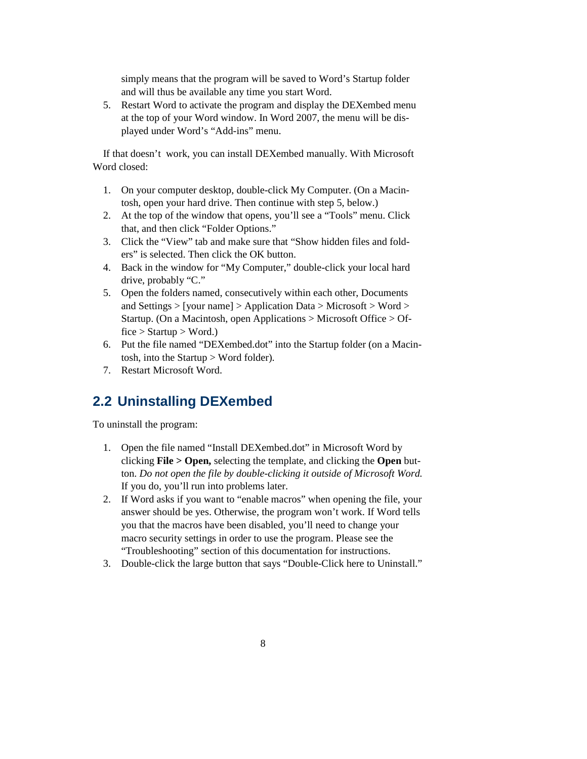simply means that the program will be saved to Word's Startup folder and will thus be available any time you start Word.

5. Restart Word to activate the program and display the DEXembed menu at the top of your Word window. In Word 2007, the menu will be displayed under Word's "Add-ins" menu.

If that doesn't work, you can install DEXembed manually. With Microsoft Word closed:

1. On your computer desktop, double-click My Computer. (On a Macintosh, open your hard drive. Then continue with step 5, below.)
2. At the top of the window that opens, you'll see a "Tools" menu. Click that, and then click "Folder Options."
3. Click the "View" tab and make sure that "Show hidden files and folders" is selected. Then click the OK button.
4. Back in the window for "My Computer," double-click your local hard drive, probably "C."
5. Open the folders named, consecutively within each other, Documents and Settings > [your name] > Application Data > Microsoft > Word > Startup. (On a Macintosh, open Applications > Microsoft Office > Office > Startup > Word.)
6. Put the file named "DEXembed.dot" into the Startup folder (on a Macintosh, into the Startup > Word folder).
7. Restart Microsoft Word.

## 2.2 Uninstalling DEXembed

To uninstall the program:

1. Open the file named "Install DEXembed.dot" in Microsoft Word by clicking **File > Open,** selecting the template, and clicking the **Open** button. *Do not open the file by double-clicking it outside of Microsoft Word.* If you do, you'll run into problems later.
2. If Word asks if you want to "enable macros" when opening the file, your answer should be yes. Otherwise, the program won't work. If Word tells you that the macros have been disabled, you'll need to change your macro security settings in order to use the program. Please see the "Troubleshooting" section of this documentation for instructions.
3. Double-click the large button that says "Double-Click here to Uninstall."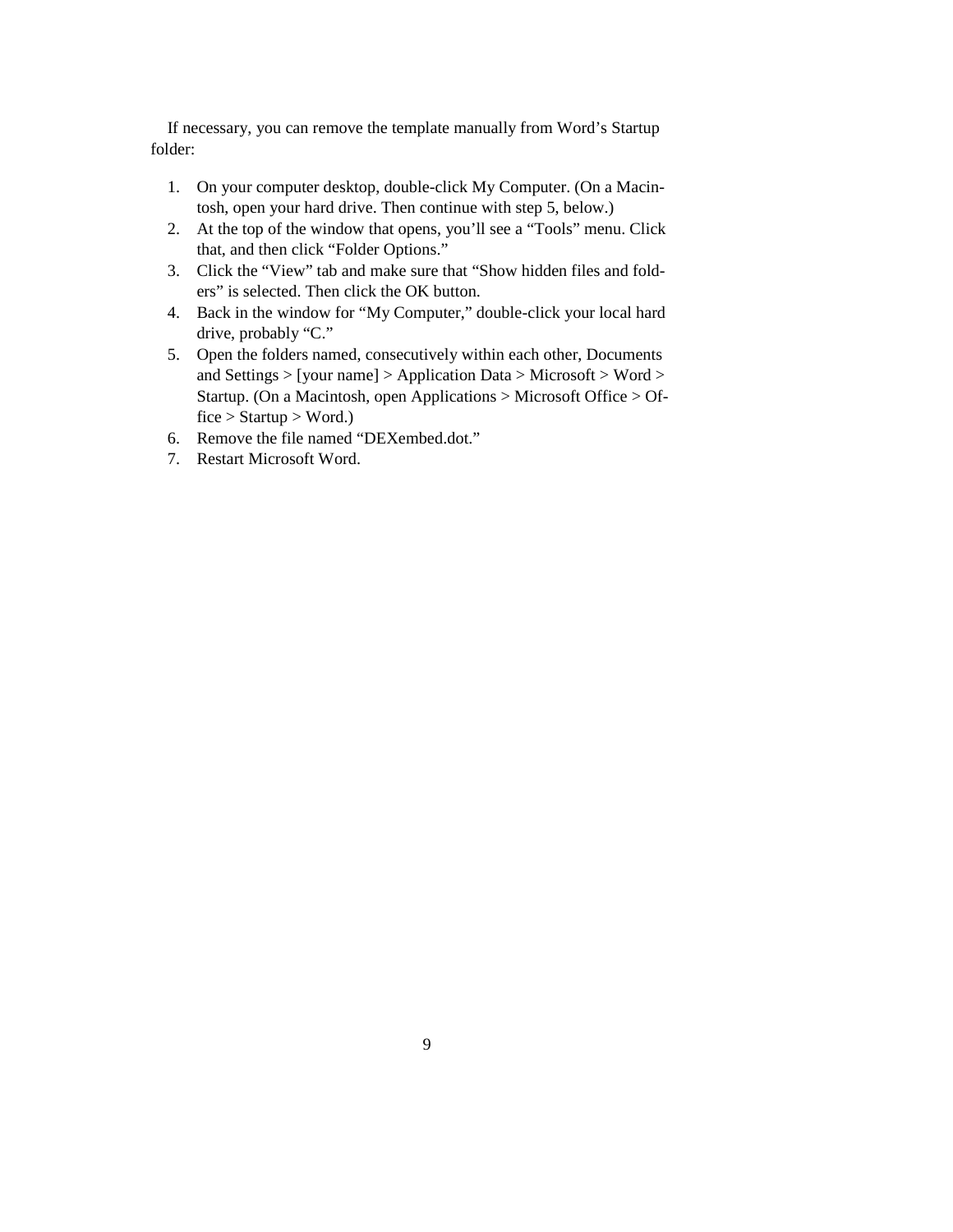If necessary, you can remove the template manually from Word's Startup folder:

1. On your computer desktop, double-click My Computer. (On a Macintosh, open your hard drive. Then continue with step 5, below.)
2. At the top of the window that opens, you'll see a "Tools" menu. Click that, and then click "Folder Options."
3. Click the "View" tab and make sure that "Show hidden files and folders" is selected. Then click the OK button.
4. Back in the window for "My Computer," double-click your local hard drive, probably "C."
5. Open the folders named, consecutively within each other, Documents and Settings > [your name] > Application Data > Microsoft > Word > Startup. (On a Macintosh, open Applications > Microsoft Office > Office > Startup > Word.)
6. Remove the file named "DEXembed.dot."
7. Restart Microsoft Word.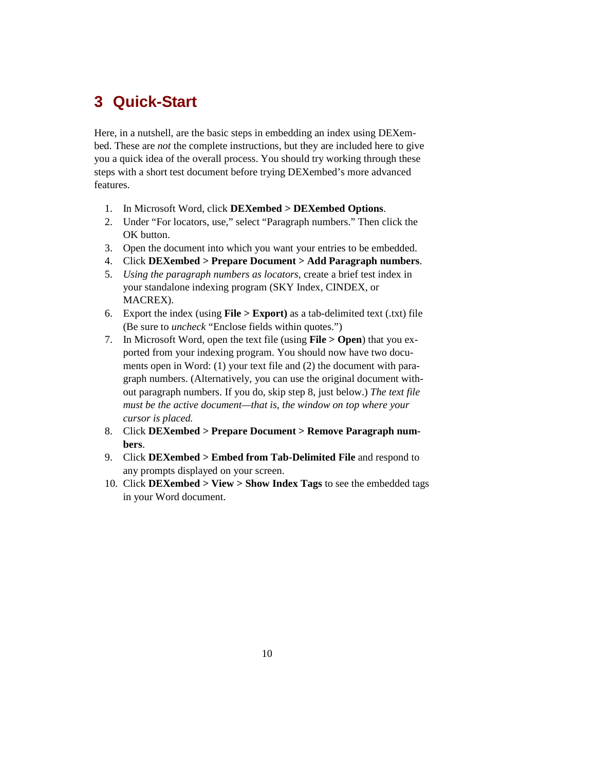# 3 Quick-Start

Here, in a nutshell, are the basic steps in embedding an index using DEXembed. These are *not* the complete instructions, but they are included here to give you a quick idea of the overall process. You should try working through these steps with a short test document before trying DEXembed's more advanced features.

1. In Microsoft Word, click **DEXembed > DEXembed Options**.
2. Under "For locators, use," select "Paragraph numbers." Then click the OK button.
3. Open the document into which you want your entries to be embedded.
4. Click **DEXembed > Prepare Document > Add Paragraph numbers**.
5. *Using the paragraph numbers as locators*, create a brief test index in your standalone indexing program (SKY Index, CINDEX, or MACREX).
6. Export the index (using **File > Export)** as a tab-delimited text (.txt) file (Be sure to *uncheck* "Enclose fields within quotes.")
7. In Microsoft Word, open the text file (using **File > Open**) that you exported from your indexing program. You should now have two documents open in Word: (1) your text file and (2) the document with paragraph numbers. (Alternatively, you can use the original document without paragraph numbers. If you do, skip step 8, just below.) *The text file must be the active document—that is, the window on top where your cursor is placed.*
8. Click **DEXembed > Prepare Document > Remove Paragraph numbers**.
9. Click **DEXembed > Embed from Tab-Delimited File** and respond to any prompts displayed on your screen.
10. Click **DEXembed > View > Show Index Tags** to see the embedded tags in your Word document.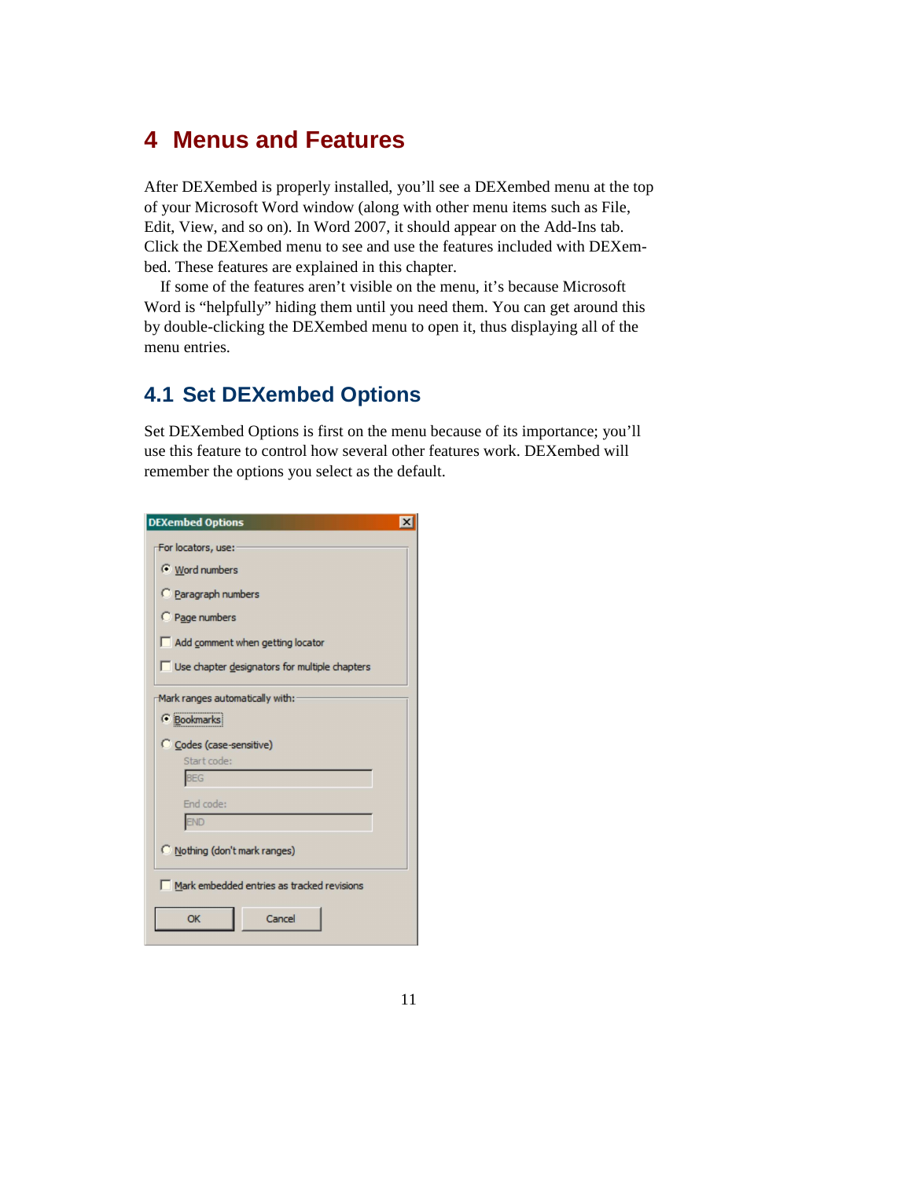# 4 Menus and Features

After DEXembed is properly installed, you'll see a DEXembed menu at the top of your Microsoft Word window (along with other menu items such as File, Edit, View, and so on). In Word 2007, it should appear on the Add-Ins tab. Click the DEXembed menu to see and use the features included with DEXembed. These features are explained in this chapter.

If some of the features aren't visible on the menu, it's because Microsoft Word is "helpfully" hiding them until you need them. You can get around this by double-clicking the DEXembed menu to open it, thus displaying all of the menu entries.

## 4.1 Set DEXembed Options

Set DEXembed Options is first on the menu because of its importance; you'll use this feature to control how several other features work. DEXembed will remember the options you select as the default.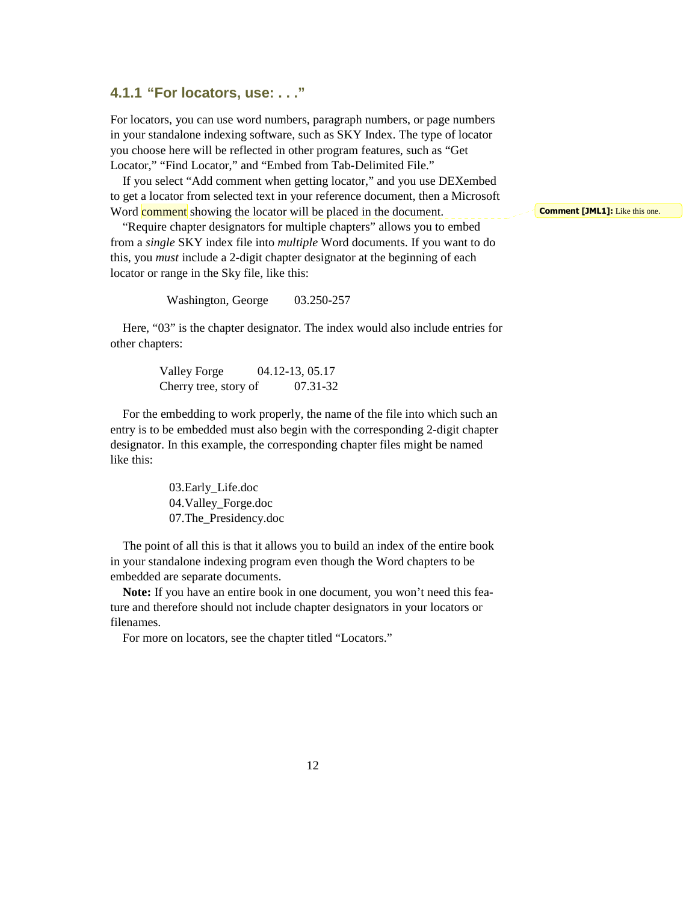### 4.1.1 "For locators, use: . . ."

For locators, you can use word numbers, paragraph numbers, or page numbers in your standalone indexing software, such as SKY Index. The type of locator you choose here will be reflected in other program features, such as "Get Locator," "Find Locator," and "Embed from Tab-Delimited File."

If you select "Add comment when getting locator," and you use DEXembed to get a locator from selected text in your reference document, then a Microsoft Word comment showing the locator will be placed in the document.

**Comment [JML1]:** Like this one.

"Require chapter designators for multiple chapters" allows you to embed from a *single* SKY index file into *multiple* Word documents. If you want to do this, you *must* include a 2-digit chapter designator at the beginning of each locator or range in the Sky file, like this:

Washington, George 03.250-257

Here, "03" is the chapter designator. The index would also include entries for other chapters:

Valley Forge 04.12-13, 05.17
Cherry tree, story of 07.31-32

For the embedding to work properly, the name of the file into which such an entry is to be embedded must also begin with the corresponding 2-digit chapter designator. In this example, the corresponding chapter files might be named like this:

03.Early_Life.doc
04.Valley_Forge.doc
07.The_Presidency.doc

The point of all this is that it allows you to build an index of the entire book in your standalone indexing program even though the Word chapters to be embedded are separate documents.

**Note:** If you have an entire book in one document, you won't need this feature and therefore should not include chapter designators in your locators or filenames.

For more on locators, see the chapter titled "Locators."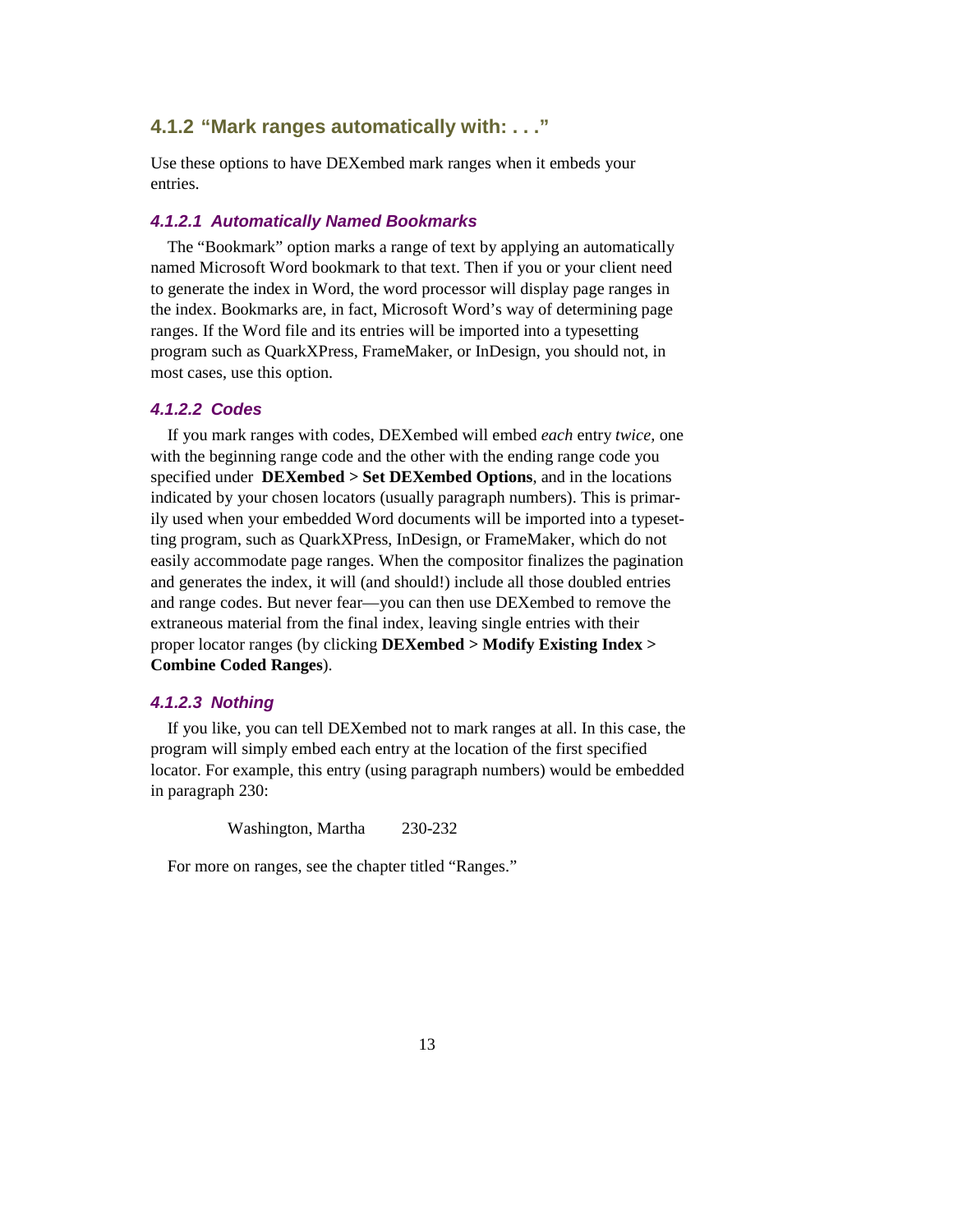### 4.1.2 "Mark ranges automatically with: . . ."

Use these options to have DEXembed mark ranges when it embeds your entries.

#### *4.1.2.1 Automatically Named Bookmarks*

The "Bookmark" option marks a range of text by applying an automatically named Microsoft Word bookmark to that text. Then if you or your client need to generate the index in Word, the word processor will display page ranges in the index. Bookmarks are, in fact, Microsoft Word's way of determining page ranges. If the Word file and its entries will be imported into a typesetting program such as QuarkXPress, FrameMaker, or InDesign, you should not, in most cases, use this option.

#### *4.1.2.2 Codes*

If you mark ranges with codes, DEXembed will embed *each* entry *twice*, one with the beginning range code and the other with the ending range code you specified under **DEXembed > Set DEXembed Options**, and in the locations indicated by your chosen locators (usually paragraph numbers). This is primarily used when your embedded Word documents will be imported into a typesetting program, such as QuarkXPress, InDesign, or FrameMaker, which do not easily accommodate page ranges. When the compositor finalizes the pagination and generates the index, it will (and should!) include all those doubled entries and range codes. But never fear—you can then use DEXembed to remove the extraneous material from the final index, leaving single entries with their proper locator ranges (by clicking **DEXembed > Modify Existing Index > Combine Coded Ranges**).

#### *4.1.2.3 Nothing*

If you like, you can tell DEXembed not to mark ranges at all. In this case, the program will simply embed each entry at the location of the first specified locator. For example, this entry (using paragraph numbers) would be embedded in paragraph 230:

Washington, Martha 230-232

For more on ranges, see the chapter titled "Ranges."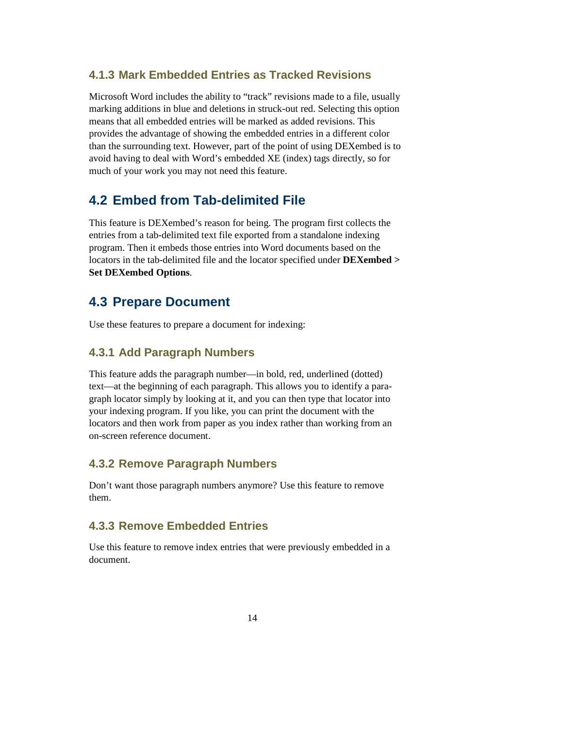### 4.1.3 Mark Embedded Entries as Tracked Revisions

Microsoft Word includes the ability to "track" revisions made to a file, usually marking additions in blue and deletions in struck-out red. Selecting this option means that all embedded entries will be marked as added revisions. This provides the advantage of showing the embedded entries in a different color than the surrounding text. However, part of the point of using DEXembed is to avoid having to deal with Word's embedded XE (index) tags directly, so for much of your work you may not need this feature.

## 4.2 Embed from Tab-delimited File

This feature is DEXembed's reason for being. The program first collects the entries from a tab-delimited text file exported from a standalone indexing program. Then it embeds those entries into Word documents based on the locators in the tab-delimited file and the locator specified under **DEXembed > Set DEXembed Options**.

## 4.3 Prepare Document

Use these features to prepare a document for indexing:

### 4.3.1 Add Paragraph Numbers

This feature adds the paragraph number—in bold, red, underlined (dotted) text—at the beginning of each paragraph. This allows you to identify a paragraph locator simply by looking at it, and you can then type that locator into your indexing program. If you like, you can print the document with the locators and then work from paper as you index rather than working from an on-screen reference document.

### 4.3.2 Remove Paragraph Numbers

Don't want those paragraph numbers anymore? Use this feature to remove them.

### 4.3.3 Remove Embedded Entries

Use this feature to remove index entries that were previously embedded in a document.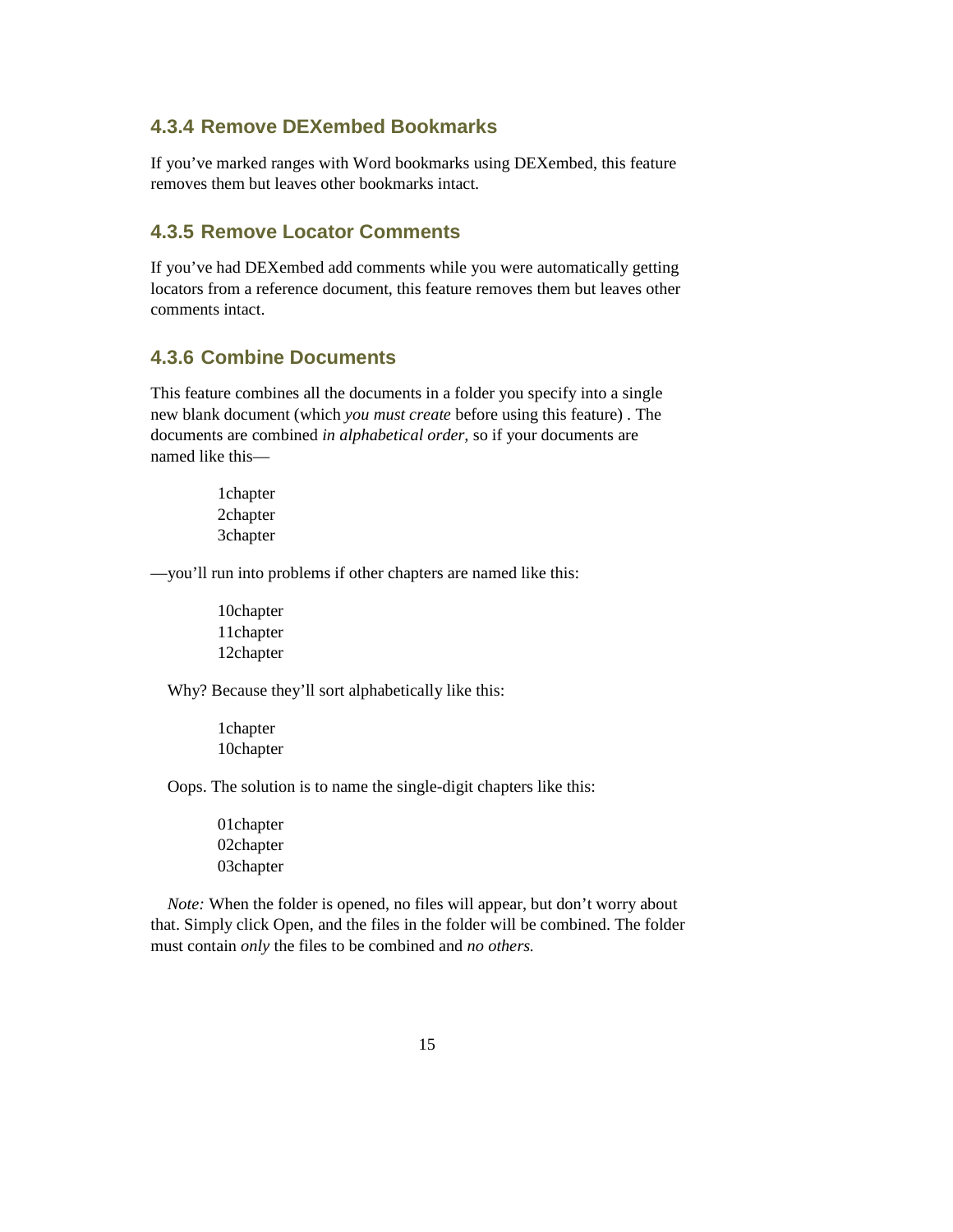### 4.3.4 Remove DEXembed Bookmarks

If you've marked ranges with Word bookmarks using DEXembed, this feature removes them but leaves other bookmarks intact.

### 4.3.5 Remove Locator Comments

If you've had DEXembed add comments while you were automatically getting locators from a reference document, this feature removes them but leaves other comments intact.

### 4.3.6 Combine Documents

This feature combines all the documents in a folder you specify into a single new blank document (which *you must create* before using this feature) . The documents are combined *in alphabetical order,* so if your documents are named like this—

> 1chapter
> 2chapter
> 3chapter

—you'll run into problems if other chapters are named like this:

> 10chapter
> 11chapter
> 12chapter

Why? Because they'll sort alphabetically like this:

> 1chapter
> 10chapter

Oops. The solution is to name the single-digit chapters like this:

> 01chapter
> 02chapter
> 03chapter

*Note:* When the folder is opened, no files will appear, but don't worry about that. Simply click Open, and the files in the folder will be combined. The folder must contain *only* the files to be combined and *no others.*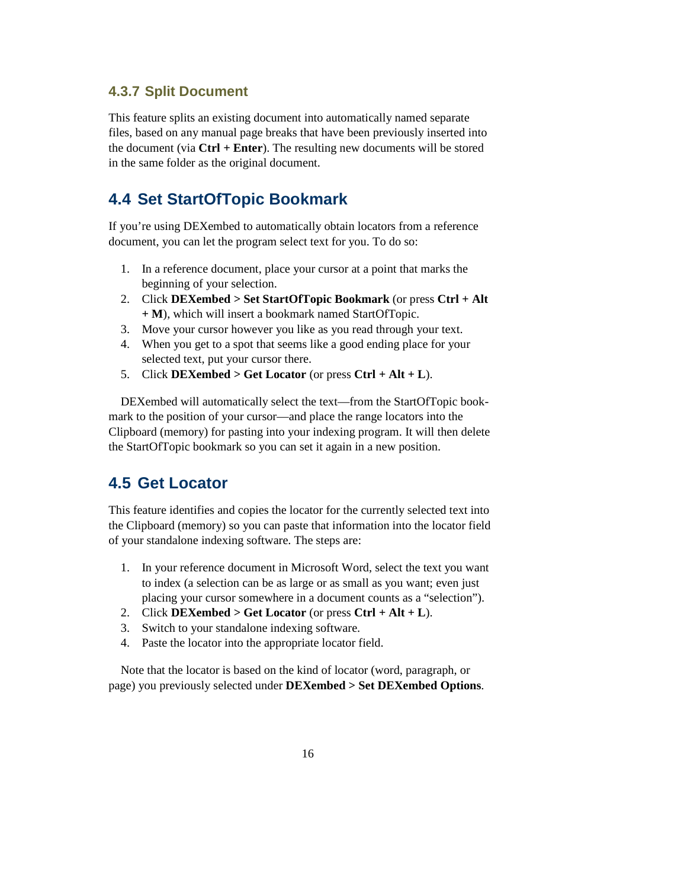### 4.3.7 Split Document

This feature splits an existing document into automatically named separate files, based on any manual page breaks that have been previously inserted into the document (via **Ctrl + Enter**). The resulting new documents will be stored in the same folder as the original document.

## 4.4 Set StartOfTopic Bookmark

If you're using DEXembed to automatically obtain locators from a reference document, you can let the program select text for you. To do so:

1. In a reference document, place your cursor at a point that marks the beginning of your selection.
2. Click **DEXembed > Set StartOfTopic Bookmark** (or press **Ctrl + Alt + M**), which will insert a bookmark named StartOfTopic.
3. Move your cursor however you like as you read through your text.
4. When you get to a spot that seems like a good ending place for your selected text, put your cursor there.
5. Click **DEXembed > Get Locator** (or press **Ctrl + Alt + L**).

DEXembed will automatically select the text—from the StartOfTopic bookmark to the position of your cursor—and place the range locators into the Clipboard (memory) for pasting into your indexing program. It will then delete the StartOfTopic bookmark so you can set it again in a new position.

## 4.5 Get Locator

This feature identifies and copies the locator for the currently selected text into the Clipboard (memory) so you can paste that information into the locator field of your standalone indexing software. The steps are:

1. In your reference document in Microsoft Word, select the text you want to index (a selection can be as large or as small as you want; even just placing your cursor somewhere in a document counts as a "selection").
2. Click **DEXembed > Get Locator** (or press **Ctrl + Alt + L**).
3. Switch to your standalone indexing software.
4. Paste the locator into the appropriate locator field.

Note that the locator is based on the kind of locator (word, paragraph, or page) you previously selected under **DEXembed > Set DEXembed Options**.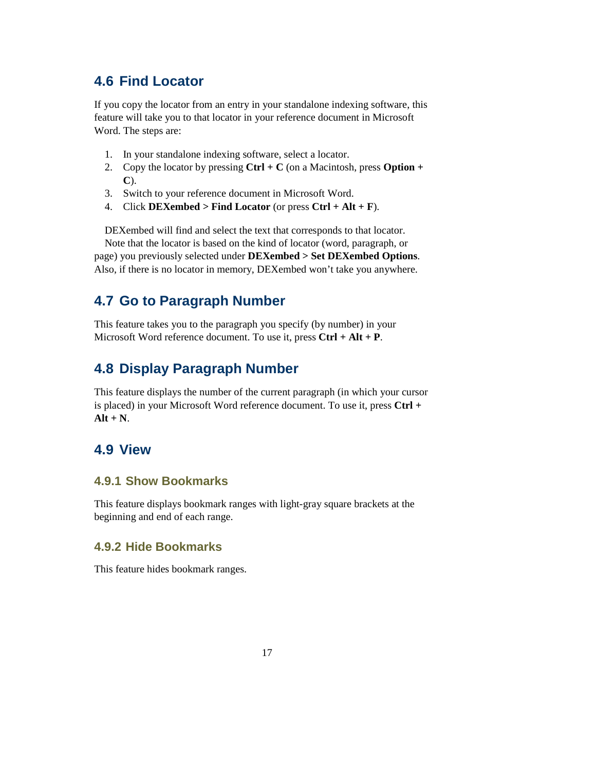## 4.6 Find Locator

If you copy the locator from an entry in your standalone indexing software, this feature will take you to that locator in your reference document in Microsoft Word. The steps are:

1. In your standalone indexing software, select a locator.
2. Copy the locator by pressing **Ctrl + C** (on a Macintosh, press **Option + C**).
3. Switch to your reference document in Microsoft Word.
4. Click **DEXembed > Find Locator** (or press **Ctrl + Alt + F**).

DEXembed will find and select the text that corresponds to that locator.

Note that the locator is based on the kind of locator (word, paragraph, or page) you previously selected under **DEXembed > Set DEXembed Options**. Also, if there is no locator in memory, DEXembed won't take you anywhere.

## 4.7 Go to Paragraph Number

This feature takes you to the paragraph you specify (by number) in your Microsoft Word reference document. To use it, press **Ctrl + Alt + P**.

## 4.8 Display Paragraph Number

This feature displays the number of the current paragraph (in which your cursor is placed) in your Microsoft Word reference document. To use it, press **Ctrl + Alt + N**.

## 4.9 View

### 4.9.1 Show Bookmarks

This feature displays bookmark ranges with light-gray square brackets at the beginning and end of each range.

### 4.9.2 Hide Bookmarks

This feature hides bookmark ranges.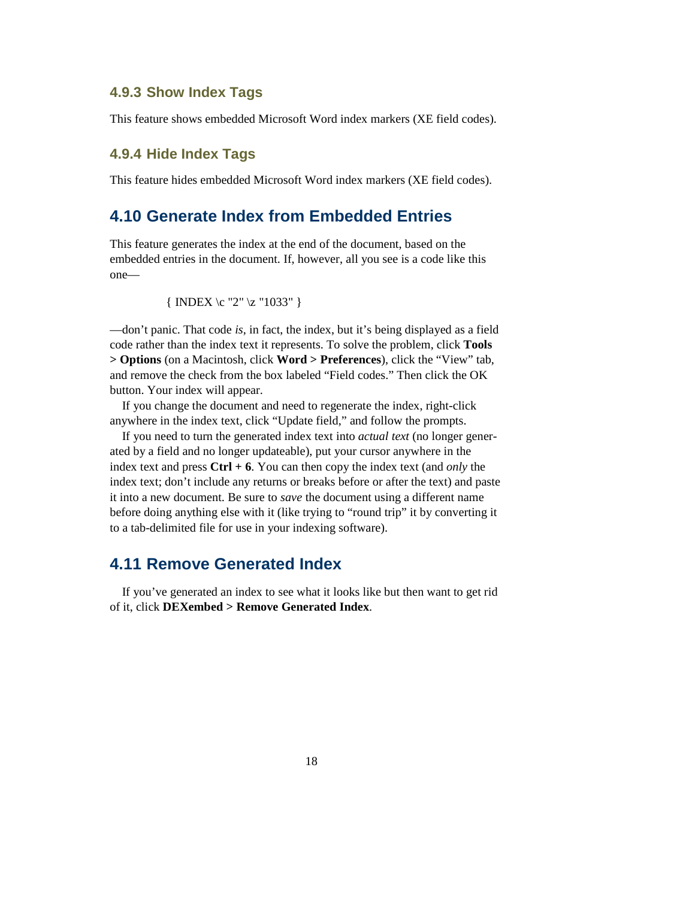### 4.9.3 Show Index Tags

This feature shows embedded Microsoft Word index markers (XE field codes).

### 4.9.4 Hide Index Tags

This feature hides embedded Microsoft Word index markers (XE field codes).

## 4.10 Generate Index from Embedded Entries

This feature generates the index at the end of the document, based on the embedded entries in the document. If, however, all you see is a code like this one—

```
{ INDEX \c "2" \z "1033" }
```

—don't panic. That code *is*, in fact, the index, but it's being displayed as a field code rather than the index text it represents. To solve the problem, click **Tools > Options** (on a Macintosh, click **Word > Preferences**), click the "View" tab, and remove the check from the box labeled "Field codes." Then click the OK button. Your index will appear.

If you change the document and need to regenerate the index, right-click anywhere in the index text, click "Update field," and follow the prompts.

If you need to turn the generated index text into *actual text* (no longer generated by a field and no longer updateable), put your cursor anywhere in the index text and press **Ctrl + 6**. You can then copy the index text (and *only* the index text; don't include any returns or breaks before or after the text) and paste it into a new document. Be sure to *save* the document using a different name before doing anything else with it (like trying to "round trip" it by converting it to a tab-delimited file for use in your indexing software).

## 4.11 Remove Generated Index

If you've generated an index to see what it looks like but then want to get rid of it, click **DEXembed > Remove Generated Index**.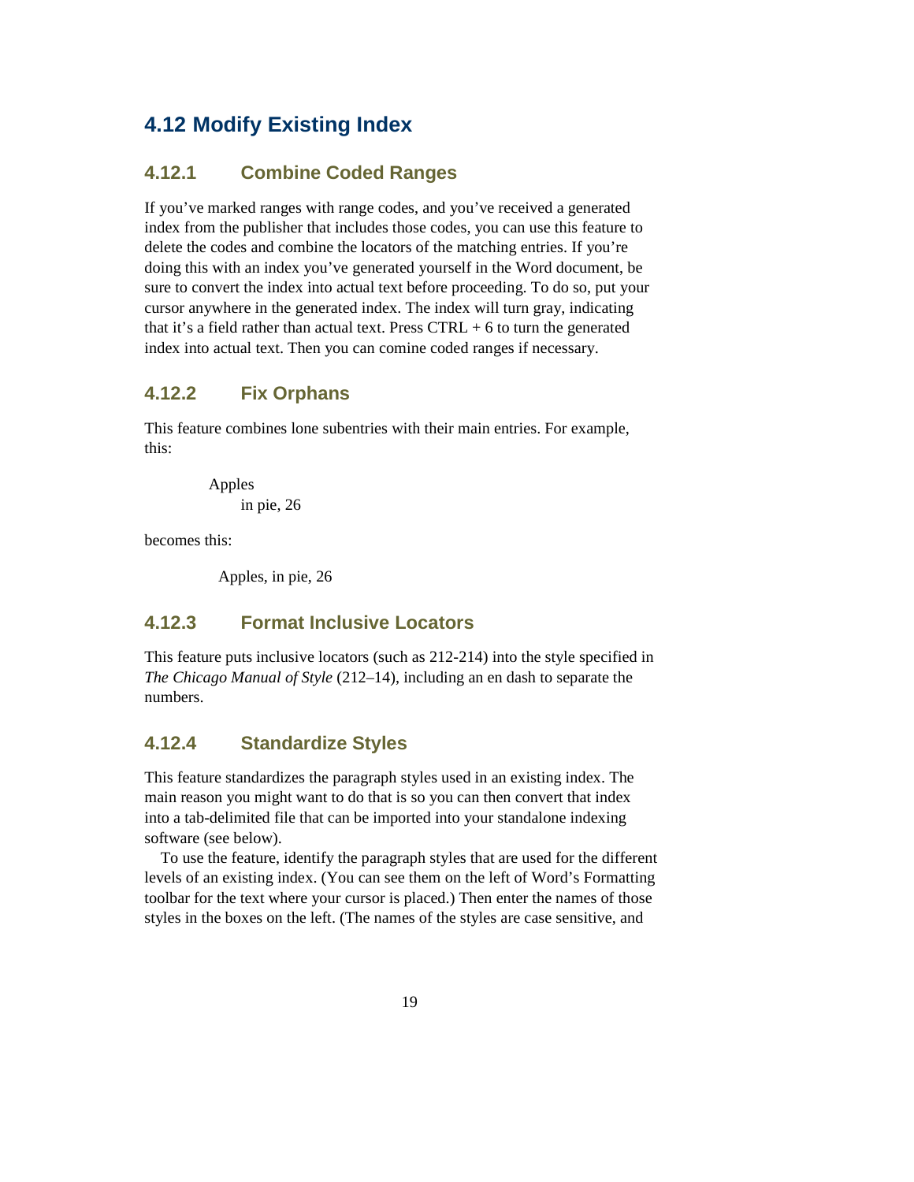## 4.12 Modify Existing Index

### 4.12.1 Combine Coded Ranges

If you've marked ranges with range codes, and you've received a generated index from the publisher that includes those codes, you can use this feature to delete the codes and combine the locators of the matching entries. If you're doing this with an index you've generated yourself in the Word document, be sure to convert the index into actual text before proceeding. To do so, put your cursor anywhere in the generated index. The index will turn gray, indicating that it's a field rather than actual text. Press CTRL + 6 to turn the generated index into actual text. Then you can comine coded ranges if necessary.

### 4.12.2 Fix Orphans

This feature combines lone subentries with their main entries. For example, this:

> Apples
> &nbsp;&nbsp;&nbsp;&nbsp;in pie, 26

becomes this:

> Apples, in pie, 26

### 4.12.3 Format Inclusive Locators

This feature puts inclusive locators (such as 212-214) into the style specified in *The Chicago Manual of Style* (212–14), including an en dash to separate the numbers.

### 4.12.4 Standardize Styles

This feature standardizes the paragraph styles used in an existing index. The main reason you might want to do that is so you can then convert that index into a tab-delimited file that can be imported into your standalone indexing software (see below).

To use the feature, identify the paragraph styles that are used for the different levels of an existing index. (You can see them on the left of Word's Formatting toolbar for the text where your cursor is placed.) Then enter the names of those styles in the boxes on the left. (The names of the styles are case sensitive, and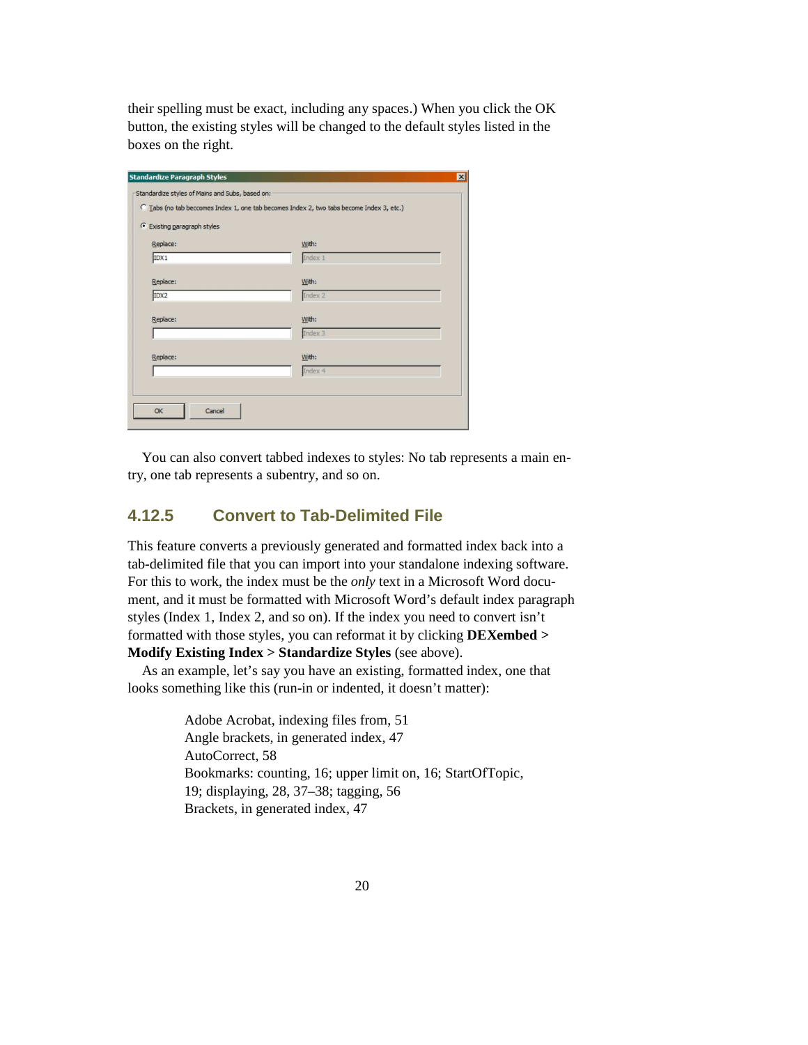their spelling must be exact, including any spaces.) When you click the OK button, the existing styles will be changed to the default styles listed in the boxes on the right.

You can also convert tabbed indexes to styles: No tab represents a main entry, one tab represents a subentry, and so on.

### 4.12.5 Convert to Tab-Delimited File

This feature converts a previously generated and formatted index back into a tab-delimited file that you can import into your standalone indexing software. For this to work, the index must be the *only* text in a Microsoft Word document, and it must be formatted with Microsoft Word's default index paragraph styles (Index 1, Index 2, and so on). If the index you need to convert isn't formatted with those styles, you can reformat it by clicking **DEXembed > Modify Existing Index > Standardize Styles** (see above).

As an example, let's say you have an existing, formatted index, one that looks something like this (run-in or indented, it doesn't matter):

> Adobe Acrobat, indexing files from, 51
> Angle brackets, in generated index, 47
> AutoCorrect, 58
> Bookmarks: counting, 16; upper limit on, 16; StartOfTopic, 19; displaying, 28, 37–38; tagging, 56
> Brackets, in generated index, 47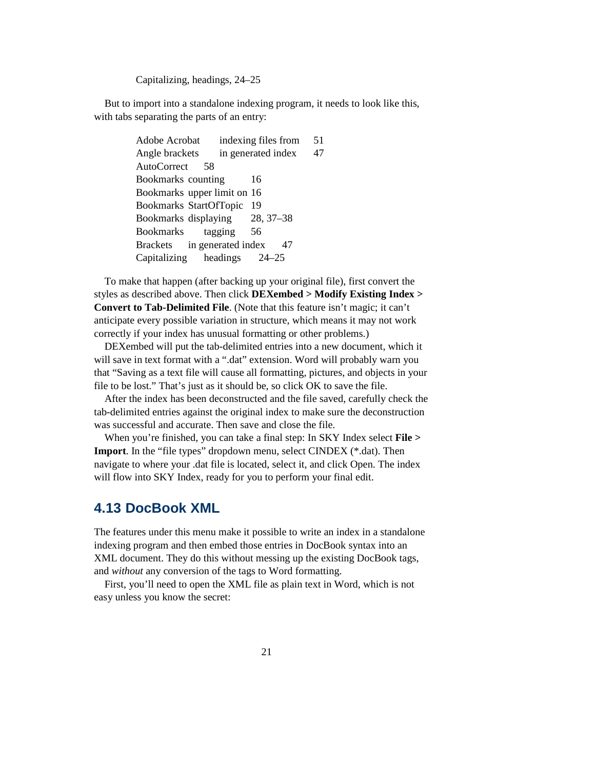Capitalizing, headings, 24–25

But to import into a standalone indexing program, it needs to look like this, with tabs separating the parts of an entry:

```
Adobe Acrobat	indexing files from	51
Angle brackets	in generated index	47
AutoCorrect	58
Bookmarks	counting	16
Bookmarks	upper limit on	16
Bookmarks	StartOfTopic	19
Bookmarks	displaying	28, 37–38
Bookmarks	tagging	56
Brackets	in generated index	47
Capitalizing	headings	24–25
```

To make that happen (after backing up your original file), first convert the styles as described above. Then click **DEXembed > Modify Existing Index > Convert to Tab-Delimited File**. (Note that this feature isn't magic; it can't anticipate every possible variation in structure, which means it may not work correctly if your index has unusual formatting or other problems.)

DEXembed will put the tab-delimited entries into a new document, which it will save in text format with a ".dat" extension. Word will probably warn you that "Saving as a text file will cause all formatting, pictures, and objects in your file to be lost." That's just as it should be, so click OK to save the file.

After the index has been deconstructed and the file saved, carefully check the tab-delimited entries against the original index to make sure the deconstruction was successful and accurate. Then save and close the file.

When you're finished, you can take a final step: In SKY Index select **File > Import**. In the "file types" dropdown menu, select CINDEX (*.dat). Then navigate to where your .dat file is located, select it, and click Open. The index will flow into SKY Index, ready for you to perform your final edit.

## 4.13 DocBook XML

The features under this menu make it possible to write an index in a standalone indexing program and then embed those entries in DocBook syntax into an XML document. They do this without messing up the existing DocBook tags, and *without* any conversion of the tags to Word formatting.

First, you'll need to open the XML file as plain text in Word, which is not easy unless you know the secret: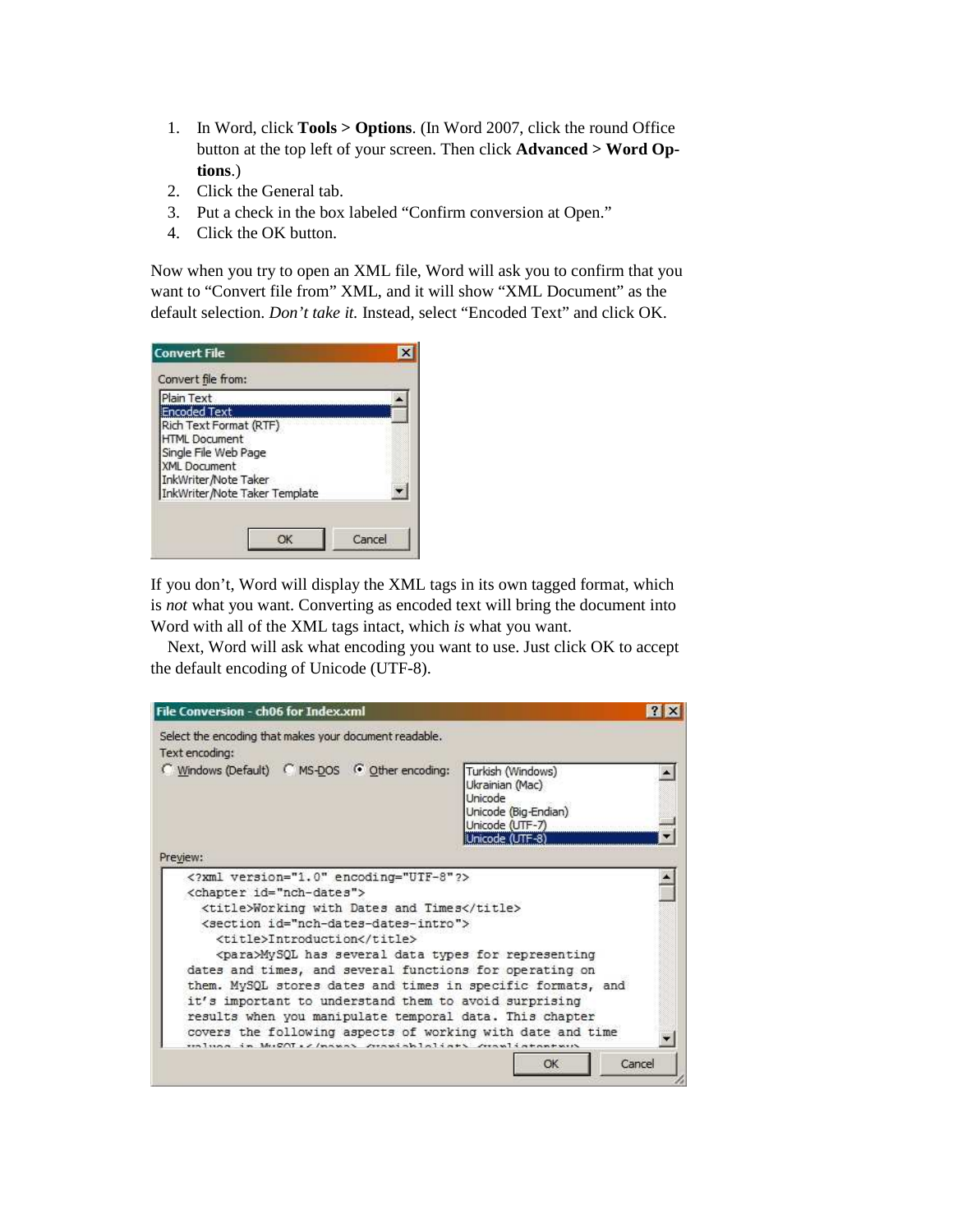1. In Word, click **Tools > Options**. (In Word 2007, click the round Office button at the top left of your screen. Then click **Advanced > Word Options**.)
2. Click the General tab.
3. Put a check in the box labeled "Confirm conversion at Open."
4. Click the OK button.

Now when you try to open an XML file, Word will ask you to confirm that you want to "Convert file from" XML, and it will show "XML Document" as the default selection. *Don't take it.* Instead, select "Encoded Text" and click OK.

If you don't, Word will display the XML tags in its own tagged format, which is *not* what you want. Converting as encoded text will bring the document into Word with all of the XML tags intact, which *is* what you want.

Next, Word will ask what encoding you want to use. Just click OK to accept the default encoding of Unicode (UTF-8).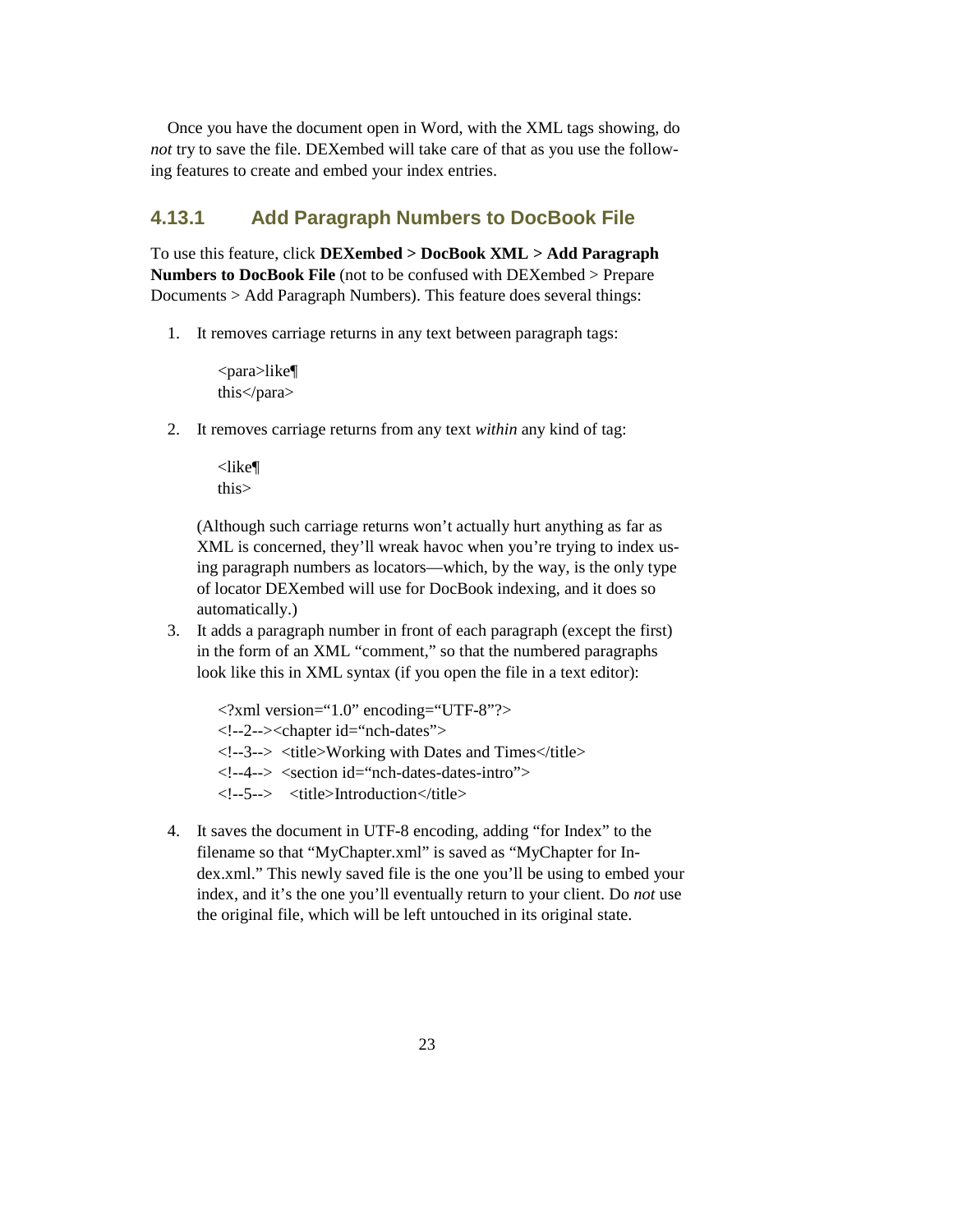Once you have the document open in Word, with the XML tags showing, do *not* try to save the file. DEXembed will take care of that as you use the following features to create and embed your index entries.

### 4.13.1 Add Paragraph Numbers to DocBook File

To use this feature, click **DEXembed > DocBook XML > Add Paragraph Numbers to DocBook File** (not to be confused with DEXembed > Prepare Documents > Add Paragraph Numbers). This feature does several things:

1. It removes carriage returns in any text between paragraph tags:

   ```
   <para>like¶
   this</para>
   ```

2. It removes carriage returns from any text *within* any kind of tag:

   ```
   <like¶
   this>
   ```

   (Although such carriage returns won't actually hurt anything as far as XML is concerned, they'll wreak havoc when you're trying to index using paragraph numbers as locators—which, by the way, is the only type of locator DEXembed will use for DocBook indexing, and it does so automatically.)

3. It adds a paragraph number in front of each paragraph (except the first) in the form of an XML "comment," so that the numbered paragraphs look like this in XML syntax (if you open the file in a text editor):

   ```
   <?xml version="1.0" encoding="UTF-8"?>
   <!--2--><chapter id="nch-dates">
   <!--3-->  <title>Working with Dates and Times</title>
   <!--4-->  <section id="nch-dates-dates-intro">
   <!--5-->    <title>Introduction</title>
   ```

4. It saves the document in UTF-8 encoding, adding "for Index" to the filename so that "MyChapter.xml" is saved as "MyChapter for Index.xml." This newly saved file is the one you'll be using to embed your index, and it's the one you'll eventually return to your client. Do *not* use the original file, which will be left untouched in its original state.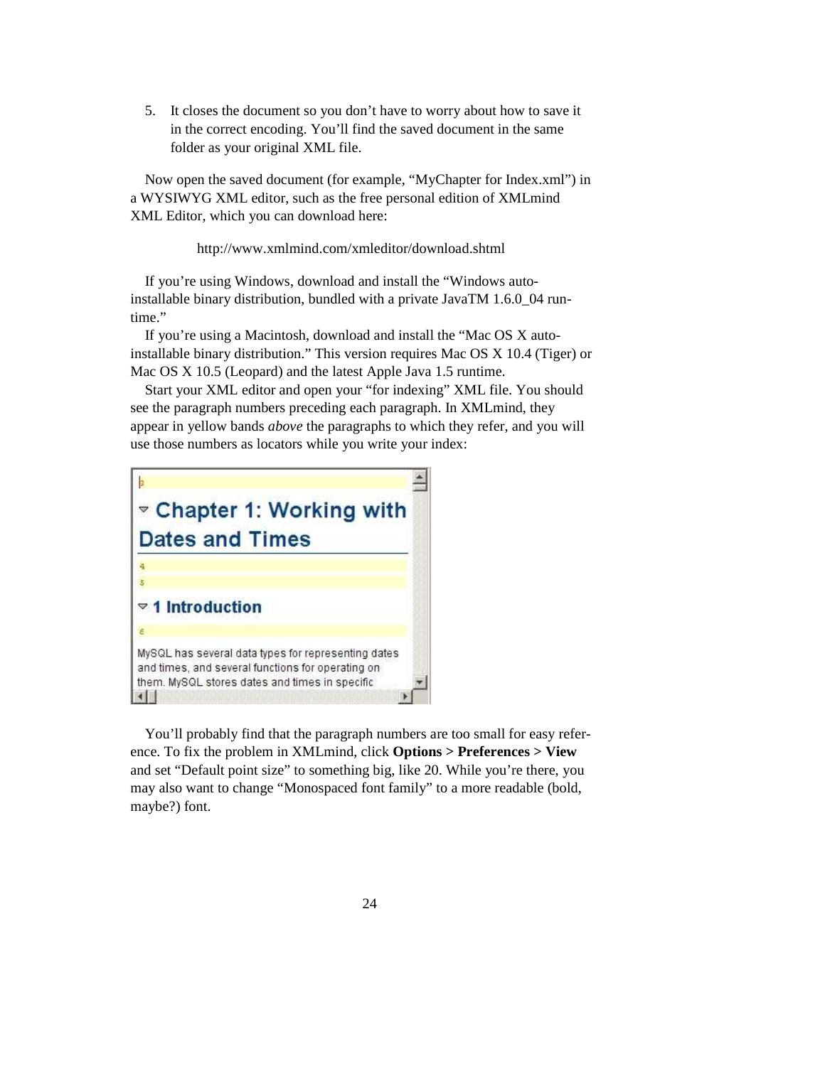5. It closes the document so you don't have to worry about how to save it in the correct encoding. You'll find the saved document in the same folder as your original XML file.

Now open the saved document (for example, "MyChapter for Index.xml") in a WYSIWYG XML editor, such as the free personal edition of XMLmind XML Editor, which you can download here:

http://www.xmlmind.com/xmleditor/download.shtml

If you're using Windows, download and install the "Windows auto-installable binary distribution, bundled with a private JavaTM 1.6.0_04 run-time."

If you're using a Macintosh, download and install the "Mac OS X auto-installable binary distribution." This version requires Mac OS X 10.4 (Tiger) or Mac OS X 10.5 (Leopard) and the latest Apple Java 1.5 runtime.

Start your XML editor and open your "for indexing" XML file. You should see the paragraph numbers preceding each paragraph. In XMLmind, they appear in yellow bands *above* the paragraphs to which they refer, and you will use those numbers as locators while you write your index:

You'll probably find that the paragraph numbers are too small for easy reference. To fix the problem in XMLmind, click **Options > Preferences > View** and set "Default point size" to something big, like 20. While you're there, you may also want to change "Monospaced font family" to a more readable (bold, maybe?) font.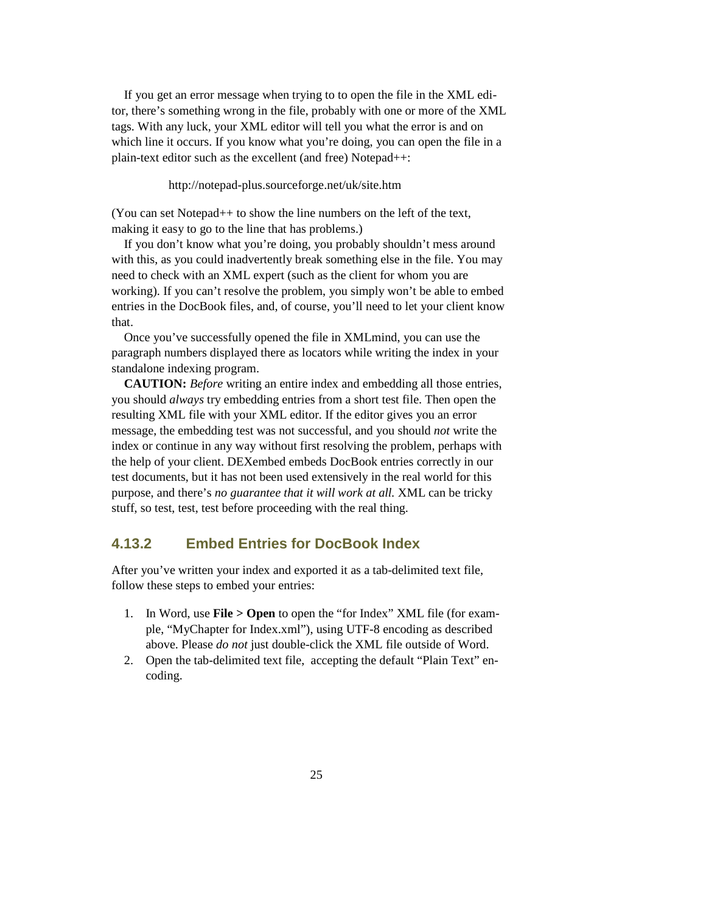If you get an error message when trying to to open the file in the XML editor, there's something wrong in the file, probably with one or more of the XML tags. With any luck, your XML editor will tell you what the error is and on which line it occurs. If you know what you're doing, you can open the file in a plain-text editor such as the excellent (and free) Notepad++:

http://notepad-plus.sourceforge.net/uk/site.htm

(You can set Notepad++ to show the line numbers on the left of the text, making it easy to go to the line that has problems.)

If you don't know what you're doing, you probably shouldn't mess around with this, as you could inadvertently break something else in the file. You may need to check with an XML expert (such as the client for whom you are working). If you can't resolve the problem, you simply won't be able to embed entries in the DocBook files, and, of course, you'll need to let your client know that.

Once you've successfully opened the file in XMLmind, you can use the paragraph numbers displayed there as locators while writing the index in your standalone indexing program.

**CAUTION:** *Before* writing an entire index and embedding all those entries, you should *always* try embedding entries from a short test file. Then open the resulting XML file with your XML editor. If the editor gives you an error message, the embedding test was not successful, and you should *not* write the index or continue in any way without first resolving the problem, perhaps with the help of your client. DEXembed embeds DocBook entries correctly in our test documents, but it has not been used extensively in the real world for this purpose, and there's *no guarantee that it will work at all.* XML can be tricky stuff, so test, test, test before proceeding with the real thing.

### 4.13.2 Embed Entries for DocBook Index

After you've written your index and exported it as a tab-delimited text file, follow these steps to embed your entries:

1. In Word, use **File > Open** to open the "for Index" XML file (for example, "MyChapter for Index.xml"), using UTF-8 encoding as described above. Please *do not* just double-click the XML file outside of Word.
2. Open the tab-delimited text file, accepting the default "Plain Text" encoding.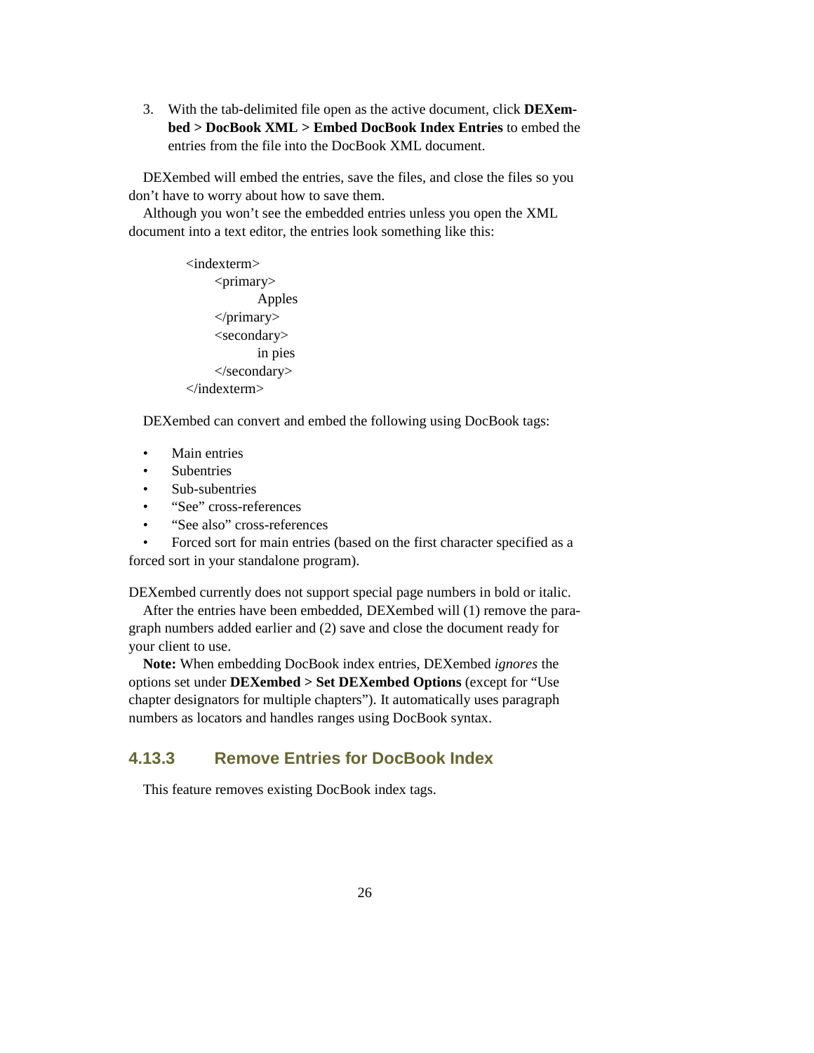3. With the tab-delimited file open as the active document, click **DEXembed > DocBook XML > Embed DocBook Index Entries** to embed the entries from the file into the DocBook XML document.

DEXembed will embed the entries, save the files, and close the files so you don't have to worry about how to save them.

Although you won't see the embedded entries unless you open the XML document into a text editor, the entries look something like this:

```
<indexterm>
    <primary>
        Apples
    </primary>
    <secondary>
        in pies
    </secondary>
</indexterm>
```

DEXembed can convert and embed the following using DocBook tags:

- Main entries
- Subentries
- Sub-subentries
- "See" cross-references
- "See also" cross-references
- Forced sort for main entries (based on the first character specified as a forced sort in your standalone program).

DEXembed currently does not support special page numbers in bold or italic.

After the entries have been embedded, DEXembed will (1) remove the paragraph numbers added earlier and (2) save and close the document ready for your client to use.

**Note:** When embedding DocBook index entries, DEXembed *ignores* the options set under **DEXembed > Set DEXembed Options** (except for "Use chapter designators for multiple chapters"). It automatically uses paragraph numbers as locators and handles ranges using DocBook syntax.

### 4.13.3 Remove Entries for DocBook Index

This feature removes existing DocBook index tags.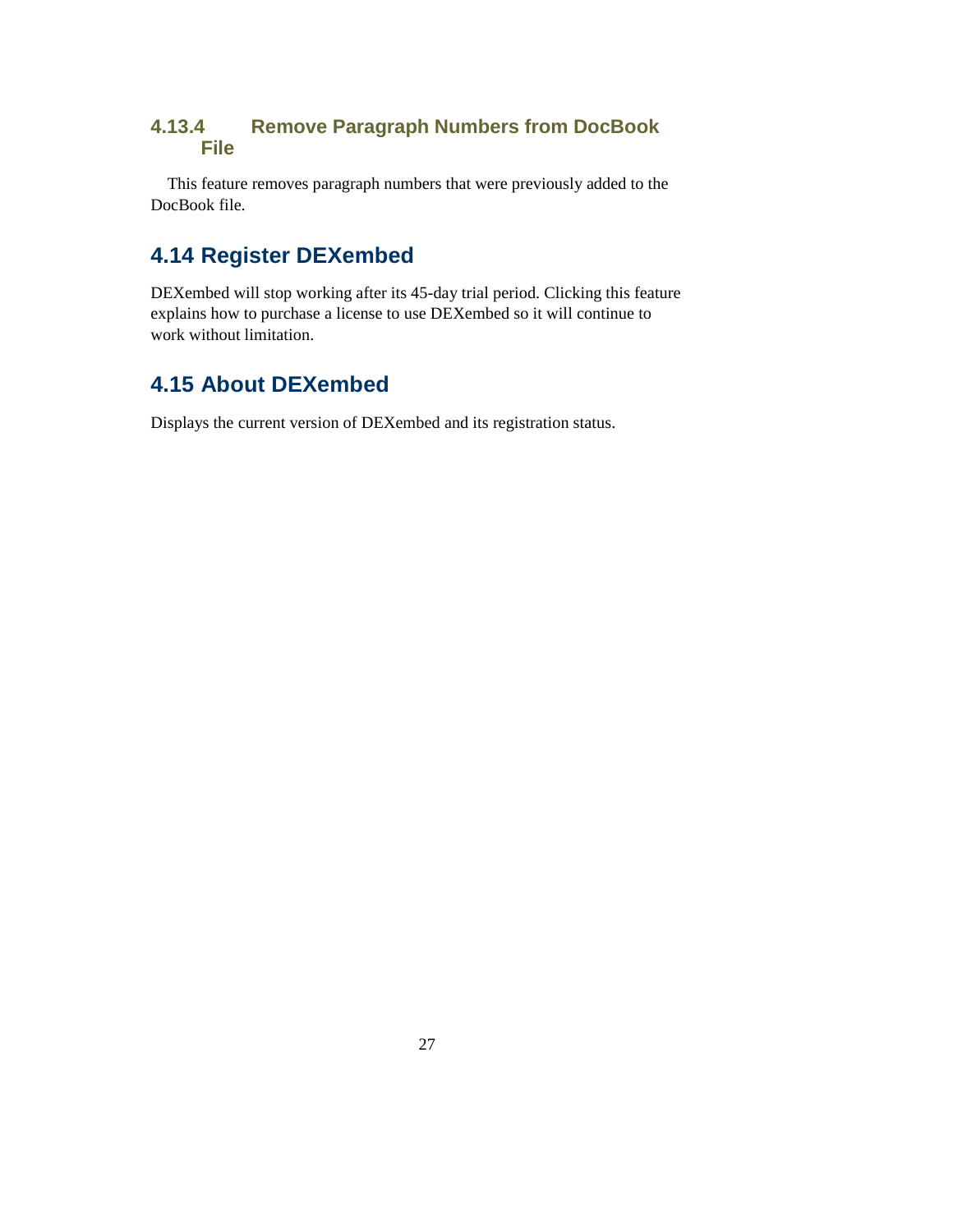### 4.13.4 Remove Paragraph Numbers from DocBook File

This feature removes paragraph numbers that were previously added to the DocBook file.

## 4.14 Register DEXembed

DEXembed will stop working after its 45-day trial period. Clicking this feature explains how to purchase a license to use DEXembed so it will continue to work without limitation.

## 4.15 About DEXembed

Displays the current version of DEXembed and its registration status.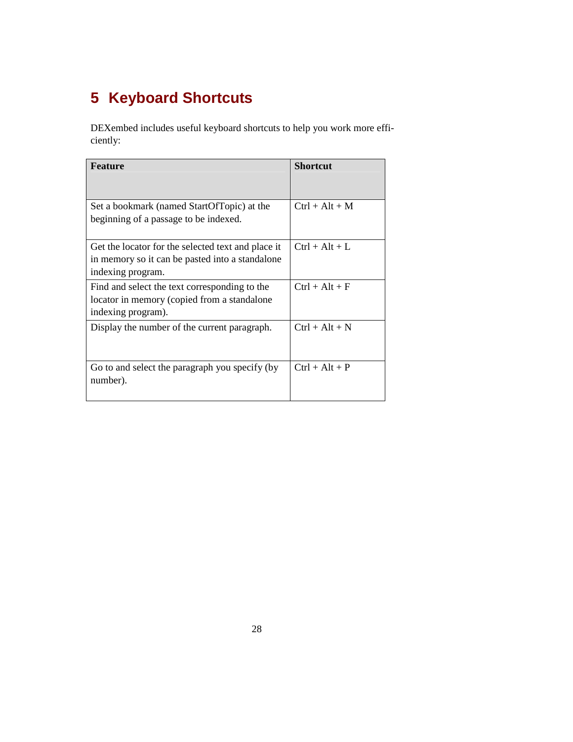# 5 Keyboard Shortcuts

DEXembed includes useful keyboard shortcuts to help you work more efficiently:

| Feature | Shortcut |
|---|---|
| Set a bookmark (named StartOfTopic) at the beginning of a passage to be indexed. | Ctrl + Alt + M |
| Get the locator for the selected text and place it in memory so it can be pasted into a standalone indexing program. | Ctrl + Alt + L |
| Find and select the text corresponding to the locator in memory (copied from a standalone indexing program). | Ctrl + Alt + F |
| Display the number of the current paragraph. | Ctrl + Alt + N |
| Go to and select the paragraph you specify (by number). | Ctrl + Alt + P |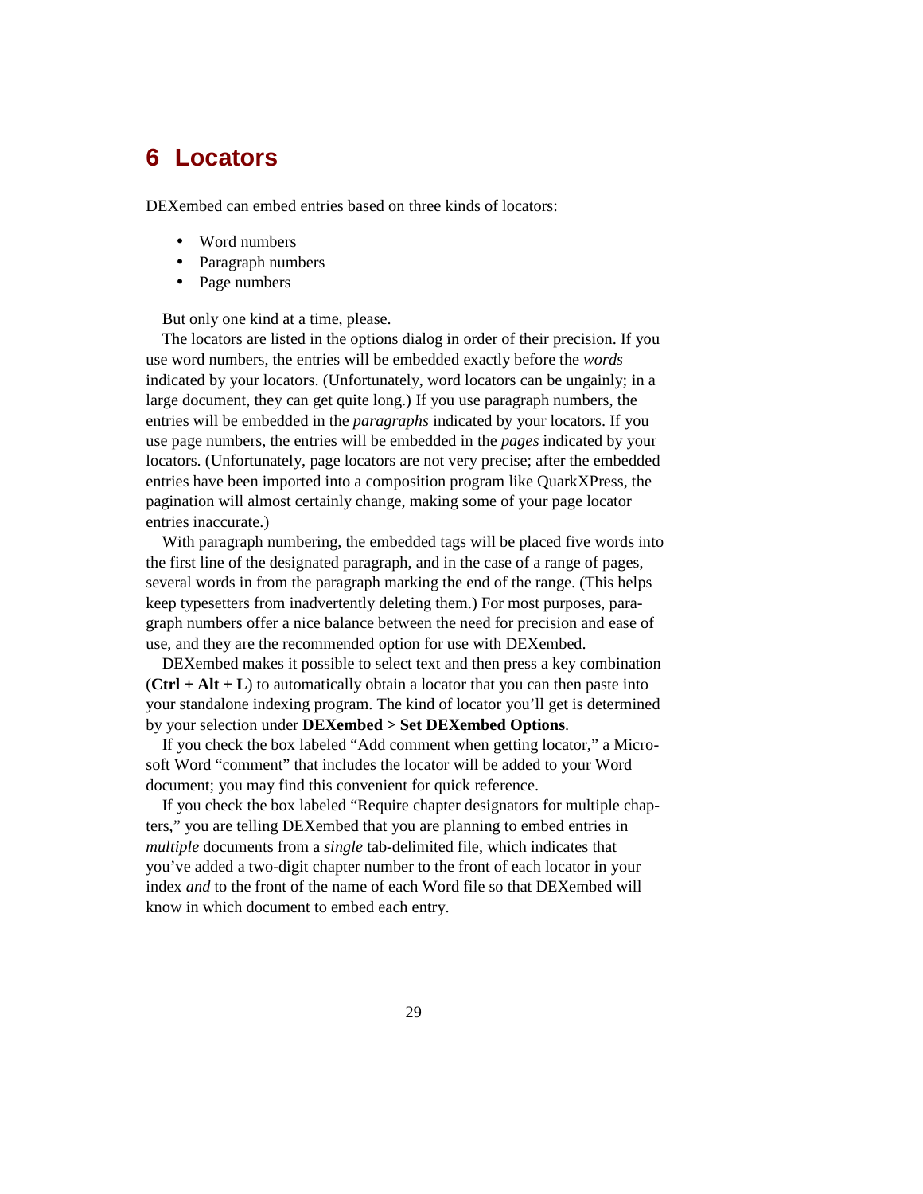# 6 Locators

DEXembed can embed entries based on three kinds of locators:

- Word numbers
- Paragraph numbers
- Page numbers

But only one kind at a time, please.

The locators are listed in the options dialog in order of their precision. If you use word numbers, the entries will be embedded exactly before the *words* indicated by your locators. (Unfortunately, word locators can be ungainly; in a large document, they can get quite long.) If you use paragraph numbers, the entries will be embedded in the *paragraphs* indicated by your locators. If you use page numbers, the entries will be embedded in the *pages* indicated by your locators. (Unfortunately, page locators are not very precise; after the embedded entries have been imported into a composition program like QuarkXPress, the pagination will almost certainly change, making some of your page locator entries inaccurate.)

With paragraph numbering, the embedded tags will be placed five words into the first line of the designated paragraph, and in the case of a range of pages, several words in from the paragraph marking the end of the range. (This helps keep typesetters from inadvertently deleting them.) For most purposes, paragraph numbers offer a nice balance between the need for precision and ease of use, and they are the recommended option for use with DEXembed.

DEXembed makes it possible to select text and then press a key combination (**Ctrl + Alt + L**) to automatically obtain a locator that you can then paste into your standalone indexing program. The kind of locator you'll get is determined by your selection under **DEXembed > Set DEXembed Options**.

If you check the box labeled "Add comment when getting locator," a Microsoft Word "comment" that includes the locator will be added to your Word document; you may find this convenient for quick reference.

If you check the box labeled "Require chapter designators for multiple chapters," you are telling DEXembed that you are planning to embed entries in *multiple* documents from a *single* tab-delimited file, which indicates that you've added a two-digit chapter number to the front of each locator in your index *and* to the front of the name of each Word file so that DEXembed will know in which document to embed each entry.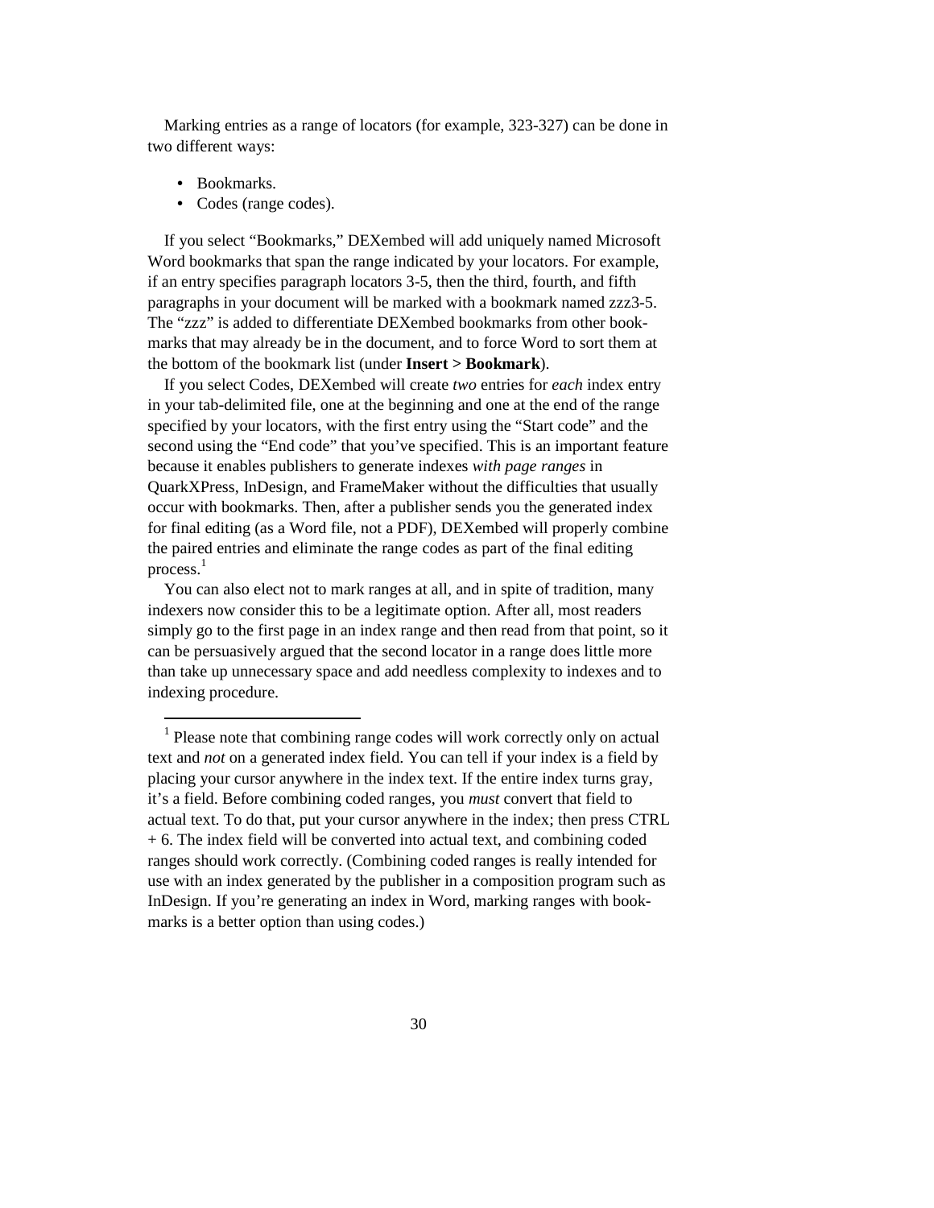Marking entries as a range of locators (for example, 323-327) can be done in two different ways:

- Bookmarks.
- Codes (range codes).

If you select "Bookmarks," DEXembed will add uniquely named Microsoft Word bookmarks that span the range indicated by your locators. For example, if an entry specifies paragraph locators 3-5, then the third, fourth, and fifth paragraphs in your document will be marked with a bookmark named zzz3-5. The "zzz" is added to differentiate DEXembed bookmarks from other bookmarks that may already be in the document, and to force Word to sort them at the bottom of the bookmark list (under **Insert > Bookmark**).

If you select Codes, DEXembed will create *two* entries for *each* index entry in your tab-delimited file, one at the beginning and one at the end of the range specified by your locators, with the first entry using the "Start code" and the second using the "End code" that you've specified. This is an important feature because it enables publishers to generate indexes *with page ranges* in QuarkXPress, InDesign, and FrameMaker without the difficulties that usually occur with bookmarks. Then, after a publisher sends you the generated index for final editing (as a Word file, not a PDF), DEXembed will properly combine the paired entries and eliminate the range codes as part of the final editing process.[1]

You can also elect not to mark ranges at all, and in spite of tradition, many indexers now consider this to be a legitimate option. After all, most readers simply go to the first page in an index range and then read from that point, so it can be persuasively argued that the second locator in a range does little more than take up unnecessary space and add needless complexity to indexes and to indexing procedure.

---

[1] Please note that combining range codes will work correctly only on actual text and *not* on a generated index field. You can tell if your index is a field by placing your cursor anywhere in the index text. If the entire index turns gray, it's a field. Before combining coded ranges, you *must* convert that field to actual text. To do that, put your cursor anywhere in the index; then press CTRL + 6. The index field will be converted into actual text, and combining coded ranges should work correctly. (Combining coded ranges is really intended for use with an index generated by the publisher in a composition program such as InDesign. If you're generating an index in Word, marking ranges with bookmarks is a better option than using codes.)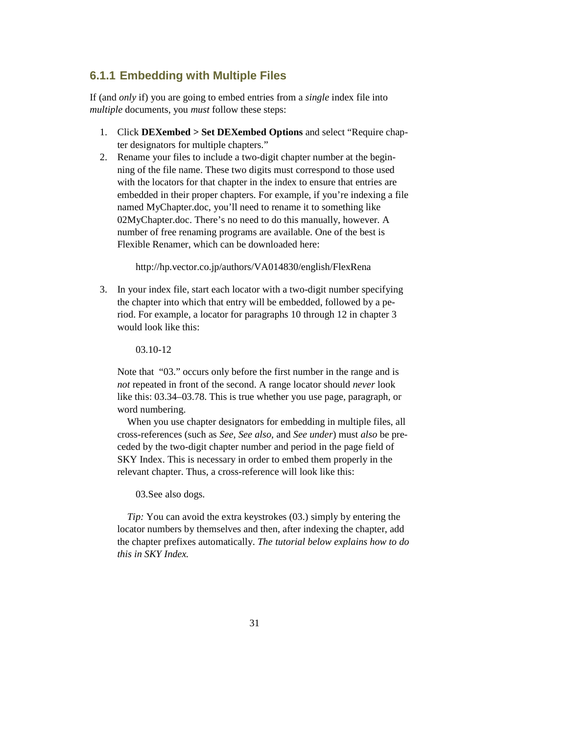### 6.1.1 Embedding with Multiple Files

If (and *only* if) you are going to embed entries from a *single* index file into *multiple* documents, you *must* follow these steps:

1. Click **DEXembed > Set DEXembed Options** and select "Require chapter designators for multiple chapters."
2. Rename your files to include a two-digit chapter number at the beginning of the file name. These two digits must correspond to those used with the locators for that chapter in the index to ensure that entries are embedded in their proper chapters. For example, if you're indexing a file named MyChapter.doc, you'll need to rename it to something like 02MyChapter.doc. There's no need to do this manually, however. A number of free renaming programs are available. One of the best is Flexible Renamer, which can be downloaded here:

   http://hp.vector.co.jp/authors/VA014830/english/FlexRena

3. In your index file, start each locator with a two-digit number specifying the chapter into which that entry will be embedded, followed by a period. For example, a locator for paragraphs 10 through 12 in chapter 3 would look like this:

   03.10-12

   Note that "03." occurs only before the first number in the range and is *not* repeated in front of the second. A range locator should *never* look like this: 03.34–03.78. This is true whether you use page, paragraph, or word numbering.

   When you use chapter designators for embedding in multiple files, all cross-references (such as *See, See also,* and *See under*) must *also* be preceded by the two-digit chapter number and period in the page field of SKY Index. This is necessary in order to embed them properly in the relevant chapter. Thus, a cross-reference will look like this:

   03.See also dogs.

   *Tip:* You can avoid the extra keystrokes (03.) simply by entering the locator numbers by themselves and then, after indexing the chapter, add the chapter prefixes automatically. *The tutorial below explains how to do this in SKY Index.*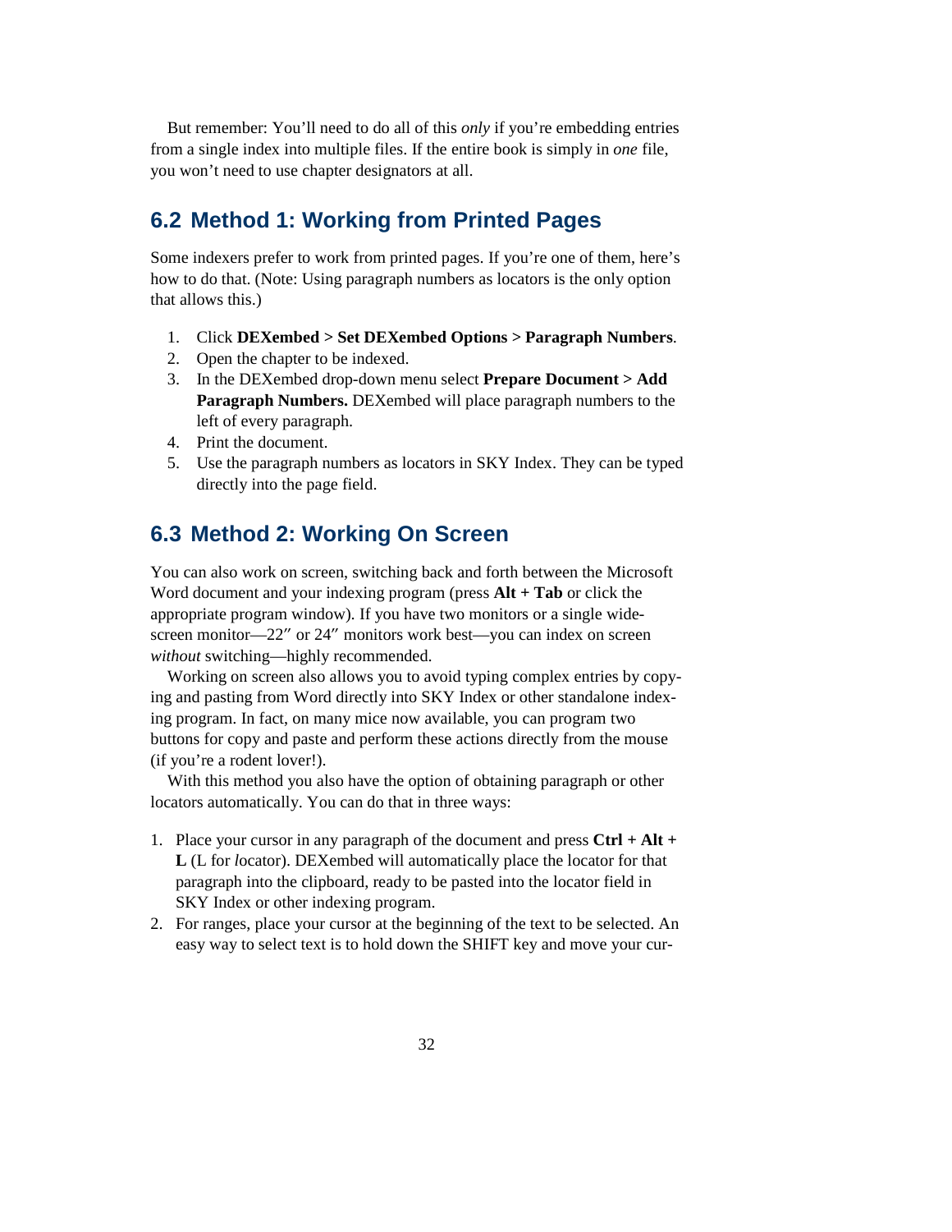But remember: You'll need to do all of this *only* if you're embedding entries from a single index into multiple files. If the entire book is simply in *one* file, you won't need to use chapter designators at all.

## 6.2 Method 1: Working from Printed Pages

Some indexers prefer to work from printed pages. If you're one of them, here's how to do that. (Note: Using paragraph numbers as locators is the only option that allows this.)

1. Click **DEXembed > Set DEXembed Options > Paragraph Numbers**.
2. Open the chapter to be indexed.
3. In the DEXembed drop-down menu select **Prepare Document > Add Paragraph Numbers.** DEXembed will place paragraph numbers to the left of every paragraph.
4. Print the document.
5. Use the paragraph numbers as locators in SKY Index. They can be typed directly into the page field.

## 6.3 Method 2: Working On Screen

You can also work on screen, switching back and forth between the Microsoft Word document and your indexing program (press **Alt + Tab** or click the appropriate program window). If you have two monitors or a single wide-screen monitor—22″ or 24″ monitors work best—you can index on screen *without* switching—highly recommended.

Working on screen also allows you to avoid typing complex entries by copying and pasting from Word directly into SKY Index or other standalone indexing program. In fact, on many mice now available, you can program two buttons for copy and paste and perform these actions directly from the mouse (if you're a rodent lover!).

With this method you also have the option of obtaining paragraph or other locators automatically. You can do that in three ways:

1. Place your cursor in any paragraph of the document and press **Ctrl + Alt + L** (L for *l*ocator). DEXembed will automatically place the locator for that paragraph into the clipboard, ready to be pasted into the locator field in SKY Index or other indexing program.
2. For ranges, place your cursor at the beginning of the text to be selected. An easy way to select text is to hold down the SHIFT key and move your cur-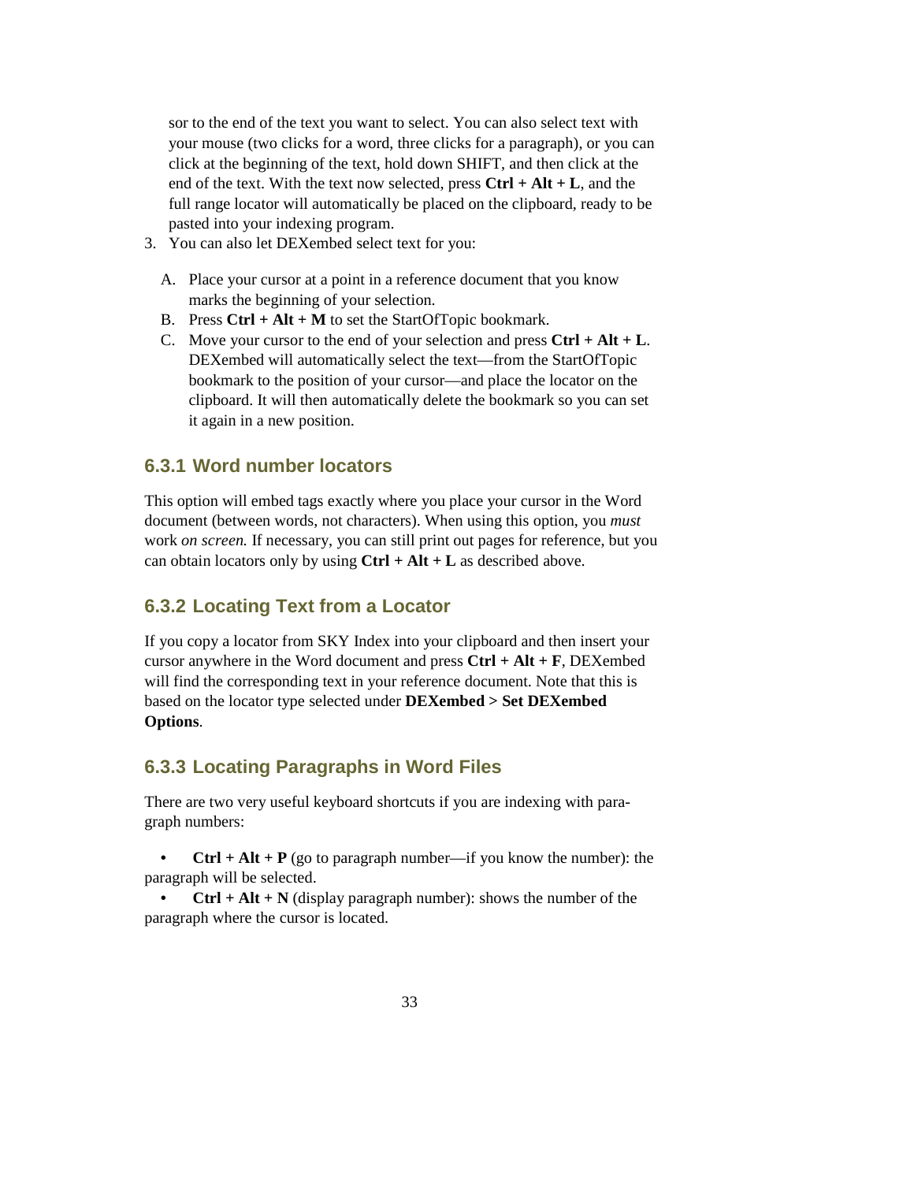sor to the end of the text you want to select. You can also select text with your mouse (two clicks for a word, three clicks for a paragraph), or you can click at the beginning of the text, hold down SHIFT, and then click at the end of the text. With the text now selected, press **Ctrl + Alt + L**, and the full range locator will automatically be placed on the clipboard, ready to be pasted into your indexing program.

3. You can also let DEXembed select text for you:

   A. Place your cursor at a point in a reference document that you know marks the beginning of your selection.
   B. Press **Ctrl + Alt + M** to set the StartOfTopic bookmark.
   C. Move your cursor to the end of your selection and press **Ctrl + Alt + L**. DEXembed will automatically select the text—from the StartOfTopic bookmark to the position of your cursor—and place the locator on the clipboard. It will then automatically delete the bookmark so you can set it again in a new position.

### 6.3.1 Word number locators

This option will embed tags exactly where you place your cursor in the Word document (between words, not characters). When using this option, you *must* work *on screen.* If necessary, you can still print out pages for reference, but you can obtain locators only by using **Ctrl + Alt + L** as described above.

### 6.3.2 Locating Text from a Locator

If you copy a locator from SKY Index into your clipboard and then insert your cursor anywhere in the Word document and press **Ctrl + Alt + F**, DEXembed will find the corresponding text in your reference document. Note that this is based on the locator type selected under **DEXembed > Set DEXembed Options**.

### 6.3.3 Locating Paragraphs in Word Files

There are two very useful keyboard shortcuts if you are indexing with paragraph numbers:

- **Ctrl + Alt + P** (go to paragraph number—if you know the number): the paragraph will be selected.
- **Ctrl + Alt + N** (display paragraph number): shows the number of the paragraph where the cursor is located.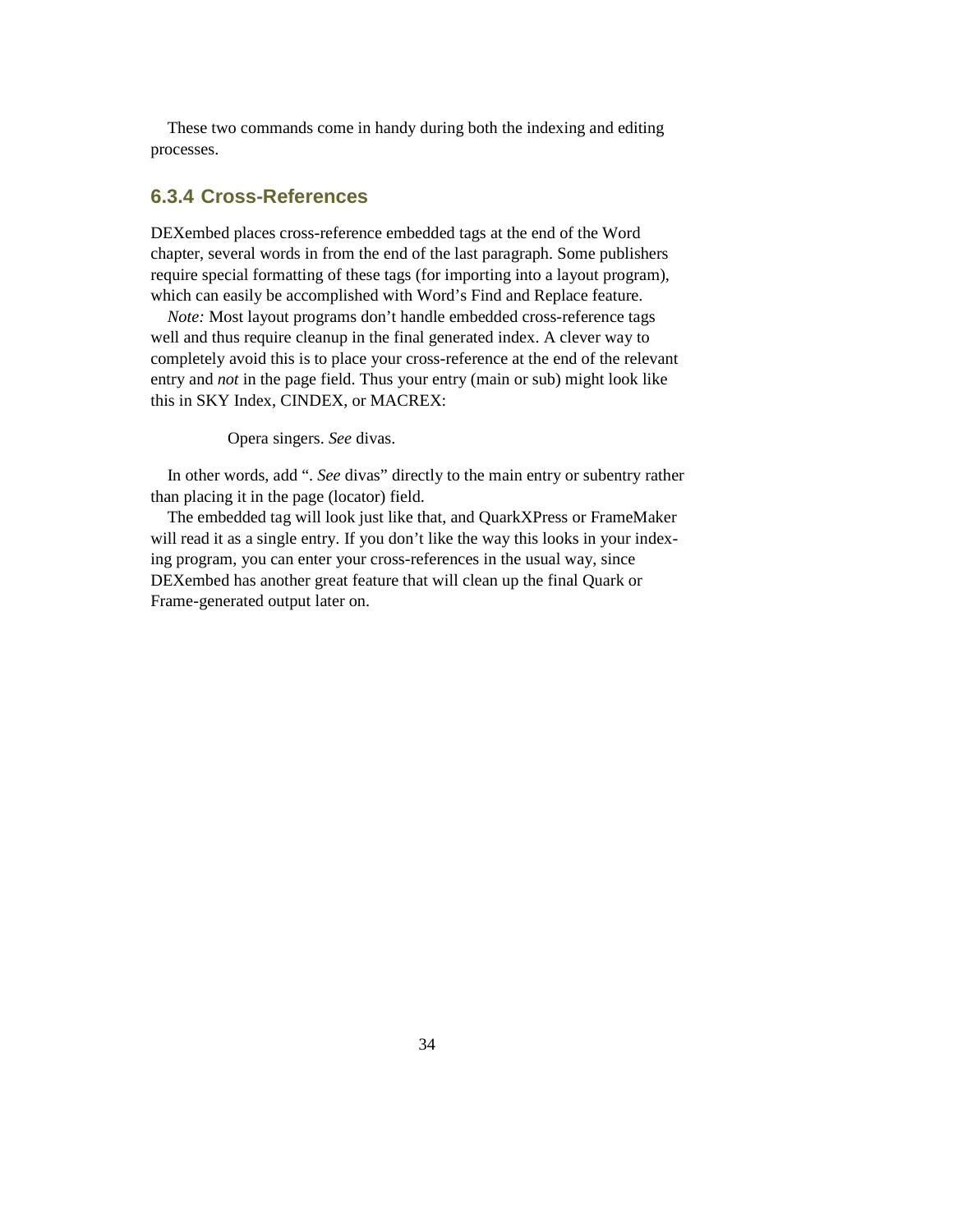These two commands come in handy during both the indexing and editing processes.

### 6.3.4 Cross-References

DEXembed places cross-reference embedded tags at the end of the Word chapter, several words in from the end of the last paragraph. Some publishers require special formatting of these tags (for importing into a layout program), which can easily be accomplished with Word's Find and Replace feature.

*Note:* Most layout programs don't handle embedded cross-reference tags well and thus require cleanup in the final generated index. A clever way to completely avoid this is to place your cross-reference at the end of the relevant entry and *not* in the page field. Thus your entry (main or sub) might look like this in SKY Index, CINDEX, or MACREX:

> Opera singers. *See* divas.

In other words, add ". *See* divas" directly to the main entry or subentry rather than placing it in the page (locator) field.

The embedded tag will look just like that, and QuarkXPress or FrameMaker will read it as a single entry. If you don't like the way this looks in your indexing program, you can enter your cross-references in the usual way, since DEXembed has another great feature that will clean up the final Quark or Frame-generated output later on.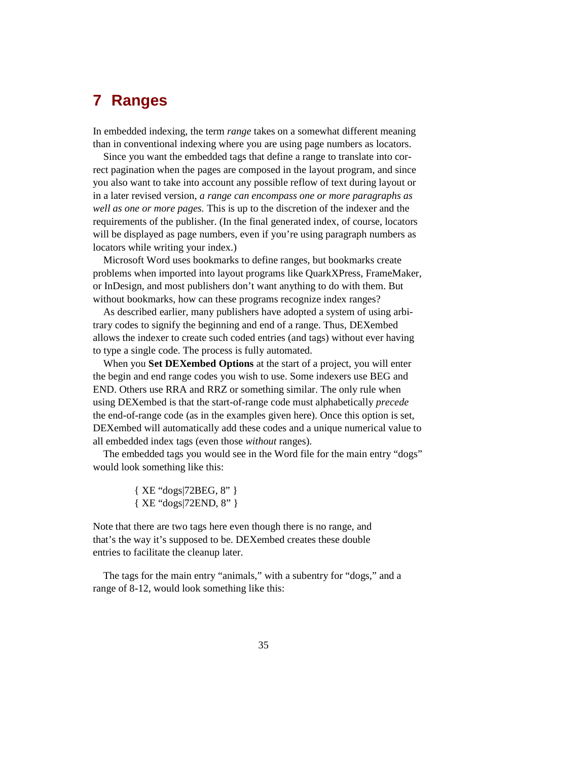# 7 Ranges

In embedded indexing, the term *range* takes on a somewhat different meaning than in conventional indexing where you are using page numbers as locators.

Since you want the embedded tags that define a range to translate into correct pagination when the pages are composed in the layout program, and since you also want to take into account any possible reflow of text during layout or in a later revised version, *a range can encompass one or more paragraphs as well as one or more pages.* This is up to the discretion of the indexer and the requirements of the publisher. (In the final generated index, of course, locators will be displayed as page numbers, even if you're using paragraph numbers as locators while writing your index.)

Microsoft Word uses bookmarks to define ranges, but bookmarks create problems when imported into layout programs like QuarkXPress, FrameMaker, or InDesign, and most publishers don't want anything to do with them. But without bookmarks, how can these programs recognize index ranges?

As described earlier, many publishers have adopted a system of using arbitrary codes to signify the beginning and end of a range. Thus, DEXembed allows the indexer to create such coded entries (and tags) without ever having to type a single code. The process is fully automated.

When you **Set DEXembed Options** at the start of a project, you will enter the begin and end range codes you wish to use. Some indexers use BEG and END. Others use RRA and RRZ or something similar. The only rule when using DEXembed is that the start-of-range code must alphabetically *precede* the end-of-range code (as in the examples given here). Once this option is set, DEXembed will automatically add these codes and a unique numerical value to all embedded index tags (even those *without* ranges).

The embedded tags you would see in the Word file for the main entry "dogs" would look something like this:

> { XE "dogs|72BEG, 8" }
> { XE "dogs|72END, 8" }

Note that there are two tags here even though there is no range, and that's the way it's supposed to be. DEXembed creates these double entries to facilitate the cleanup later.

The tags for the main entry "animals," with a subentry for "dogs," and a range of 8-12, would look something like this: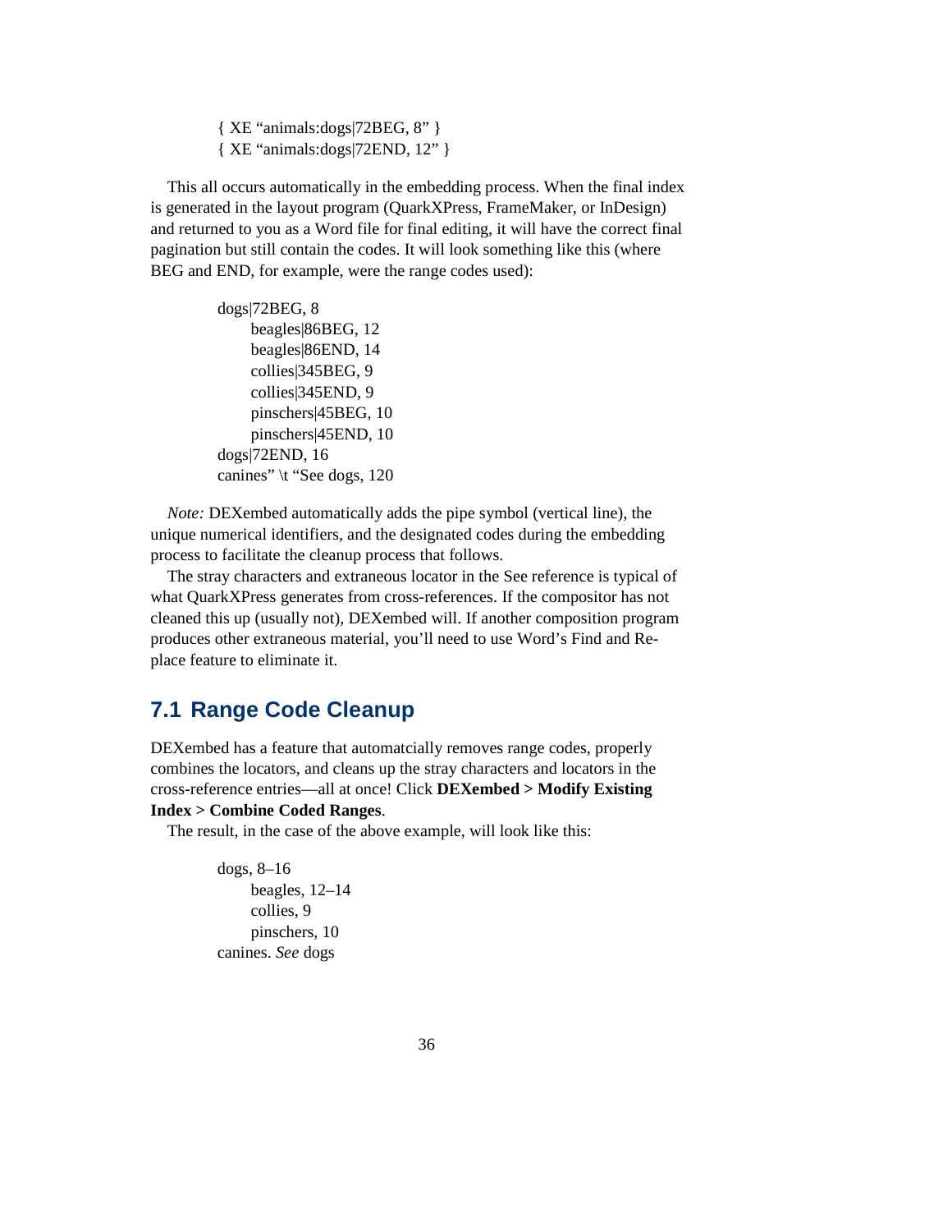```
{ XE "animals:dogs|72BEG, 8" }
{ XE "animals:dogs|72END, 12" }
```

This all occurs automatically in the embedding process. When the final index is generated in the layout program (QuarkXPress, FrameMaker, or InDesign) and returned to you as a Word file for final editing, it will have the correct final pagination but still contain the codes. It will look something like this (where BEG and END, for example, were the range codes used):

```
dogs|72BEG, 8
    beagles|86BEG, 12
    beagles|86END, 14
    collies|345BEG, 9
    collies|345END, 9
    pinschers|45BEG, 10
    pinschers|45END, 10
dogs|72END, 16
canines" \t "See dogs, 120
```

*Note:* DEXembed automatically adds the pipe symbol (vertical line), the unique numerical identifiers, and the designated codes during the embedding process to facilitate the cleanup process that follows.

The stray characters and extraneous locator in the See reference is typical of what QuarkXPress generates from cross-references. If the compositor has not cleaned this up (usually not), DEXembed will. If another composition program produces other extraneous material, you'll need to use Word's Find and Replace feature to eliminate it.

## 7.1 Range Code Cleanup

DEXembed has a feature that automatcially removes range codes, properly combines the locators, and cleans up the stray characters and locators in the cross-reference entries—all at once! Click **DEXembed > Modify Existing Index > Combine Coded Ranges**.

The result, in the case of the above example, will look like this:

dogs, 8–16
    beagles, 12–14
    collies, 9
    pinschers, 10
canines. *See* dogs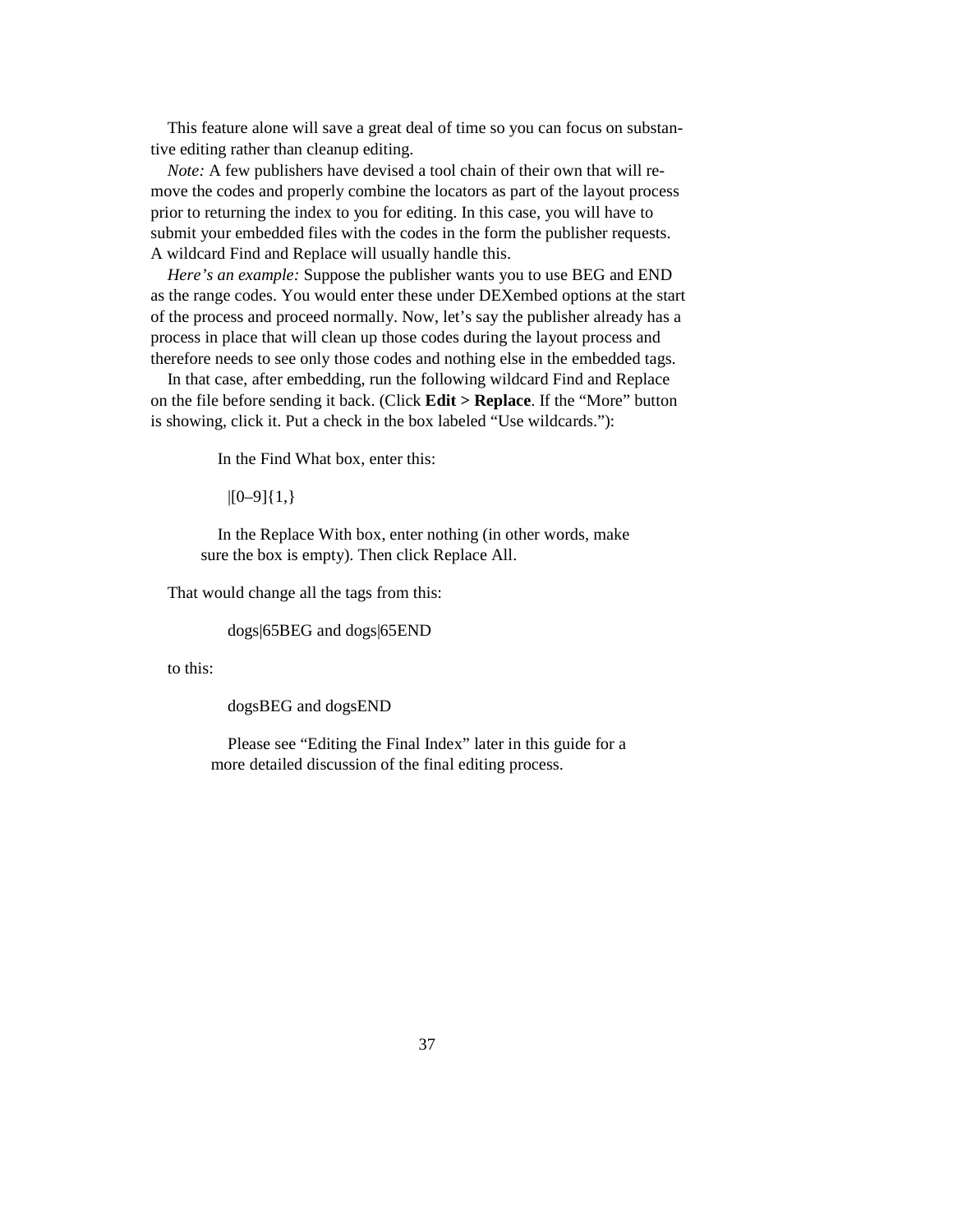This feature alone will save a great deal of time so you can focus on substantive editing rather than cleanup editing.

*Note:* A few publishers have devised a tool chain of their own that will remove the codes and properly combine the locators as part of the layout process prior to returning the index to you for editing. In this case, you will have to submit your embedded files with the codes in the form the publisher requests. A wildcard Find and Replace will usually handle this.

*Here's an example:* Suppose the publisher wants you to use BEG and END as the range codes. You would enter these under DEXembed options at the start of the process and proceed normally. Now, let's say the publisher already has a process in place that will clean up those codes during the layout process and therefore needs to see only those codes and nothing else in the embedded tags.

In that case, after embedding, run the following wildcard Find and Replace on the file before sending it back. (Click **Edit > Replace**. If the "More" button is showing, click it. Put a check in the box labeled "Use wildcards."):

> In the Find What box, enter this:
>
> |[0–9]{1,}
>
> In the Replace With box, enter nothing (in other words, make sure the box is empty). Then click Replace All.

That would change all the tags from this:

> dogs|65BEG and dogs|65END

to this:

> dogsBEG and dogsEND
>
> Please see "Editing the Final Index" later in this guide for a more detailed discussion of the final editing process.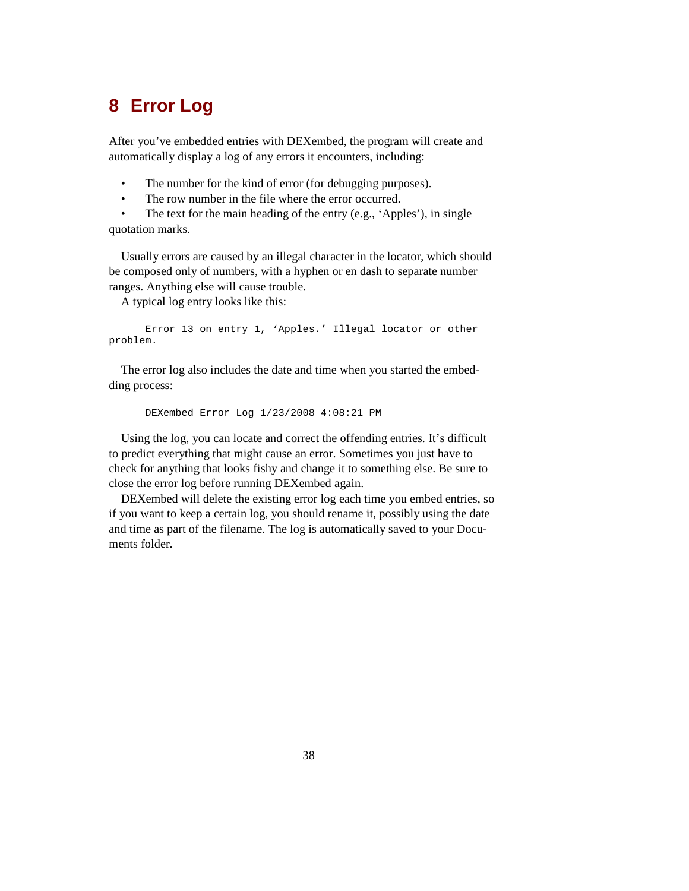# 8 Error Log

After you've embedded entries with DEXembed, the program will create and automatically display a log of any errors it encounters, including:

- The number for the kind of error (for debugging purposes).
- The row number in the file where the error occurred.
- The text for the main heading of the entry (e.g., 'Apples'), in single quotation marks.

Usually errors are caused by an illegal character in the locator, which should be composed only of numbers, with a hyphen or en dash to separate number ranges. Anything else will cause trouble.

A typical log entry looks like this:

```
Error 13 on entry 1, 'Apples.' Illegal locator or other problem.
```

The error log also includes the date and time when you started the embedding process:

```
DEXembed Error Log 1/23/2008 4:08:21 PM
```

Using the log, you can locate and correct the offending entries. It's difficult to predict everything that might cause an error. Sometimes you just have to check for anything that looks fishy and change it to something else. Be sure to close the error log before running DEXembed again.

DEXembed will delete the existing error log each time you embed entries, so if you want to keep a certain log, you should rename it, possibly using the date and time as part of the filename. The log is automatically saved to your Documents folder.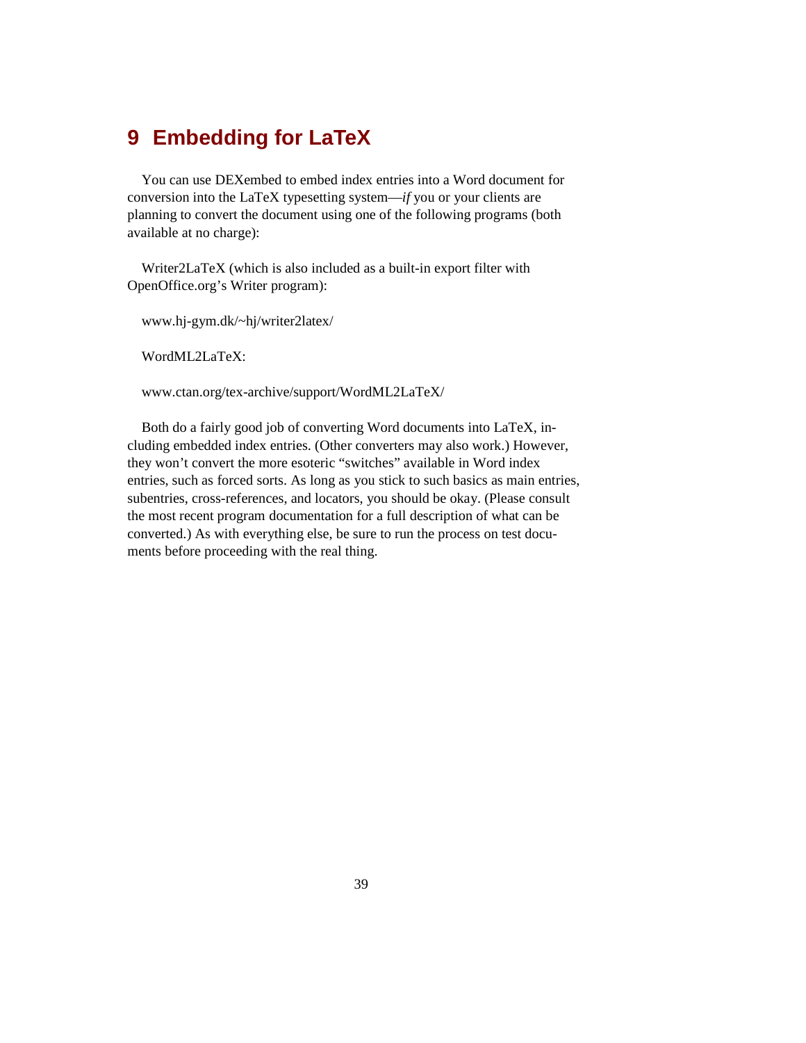# 9 Embedding for LaTeX

You can use DEXembed to embed index entries into a Word document for conversion into the LaTeX typesetting system—*if* you or your clients are planning to convert the document using one of the following programs (both available at no charge):

Writer2LaTeX (which is also included as a built-in export filter with OpenOffice.org's Writer program):

www.hj-gym.dk/~hj/writer2latex/

WordML2LaTeX:

www.ctan.org/tex-archive/support/WordML2LaTeX/

Both do a fairly good job of converting Word documents into LaTeX, including embedded index entries. (Other converters may also work.) However, they won't convert the more esoteric "switches" available in Word index entries, such as forced sorts. As long as you stick to such basics as main entries, subentries, cross-references, and locators, you should be okay. (Please consult the most recent program documentation for a full description of what can be converted.) As with everything else, be sure to run the process on test documents before proceeding with the real thing.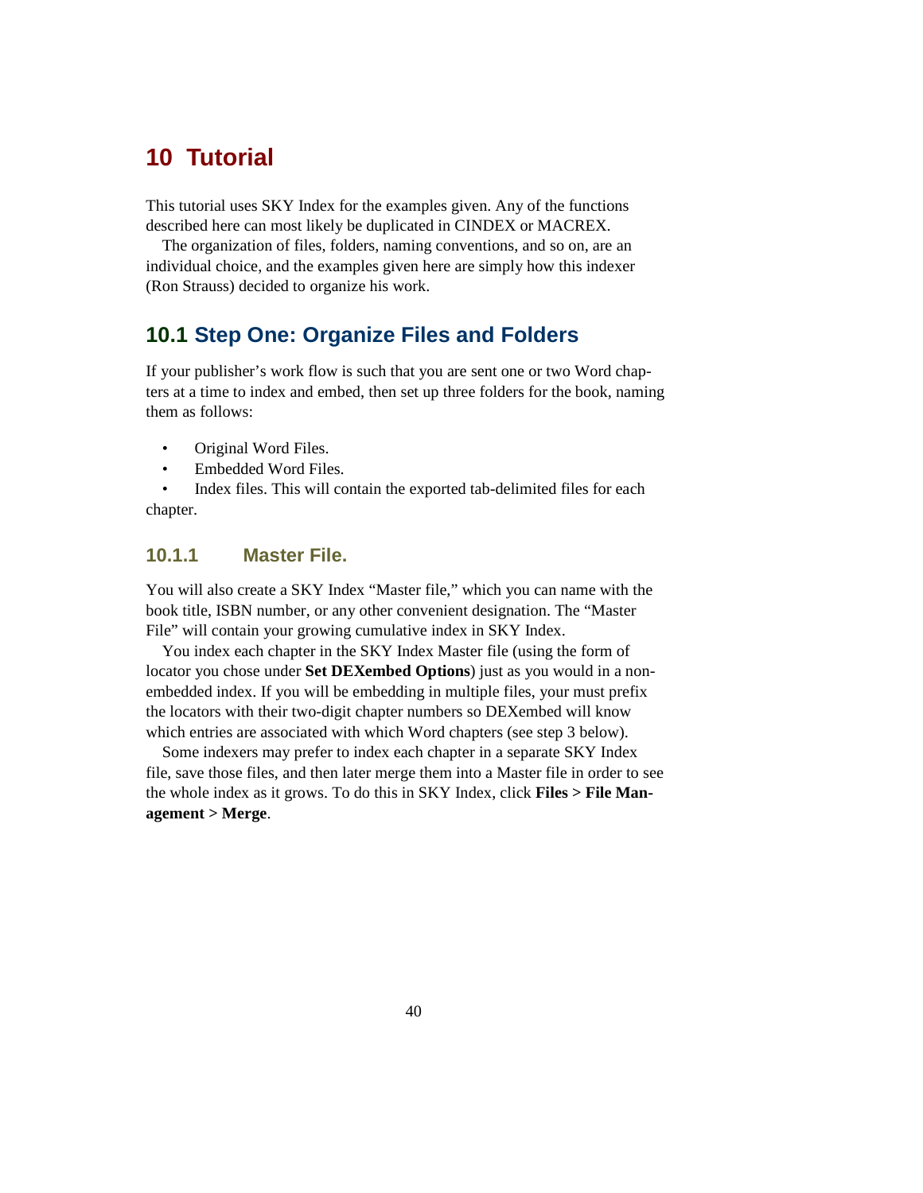# 10 Tutorial

This tutorial uses SKY Index for the examples given. Any of the functions described here can most likely be duplicated in CINDEX or MACREX.

The organization of files, folders, naming conventions, and so on, are an individual choice, and the examples given here are simply how this indexer (Ron Strauss) decided to organize his work.

## 10.1 Step One: Organize Files and Folders

If your publisher's work flow is such that you are sent one or two Word chapters at a time to index and embed, then set up three folders for the book, naming them as follows:

- Original Word Files.
- Embedded Word Files.
- Index files. This will contain the exported tab-delimited files for each chapter.

### 10.1.1 Master File.

You will also create a SKY Index "Master file," which you can name with the book title, ISBN number, or any other convenient designation. The "Master File" will contain your growing cumulative index in SKY Index.

You index each chapter in the SKY Index Master file (using the form of locator you chose under **Set DEXembed Options**) just as you would in a non-embedded index. If you will be embedding in multiple files, your must prefix the locators with their two-digit chapter numbers so DEXembed will know which entries are associated with which Word chapters (see step 3 below).

Some indexers may prefer to index each chapter in a separate SKY Index file, save those files, and then later merge them into a Master file in order to see the whole index as it grows. To do this in SKY Index, click **Files > File Management > Merge**.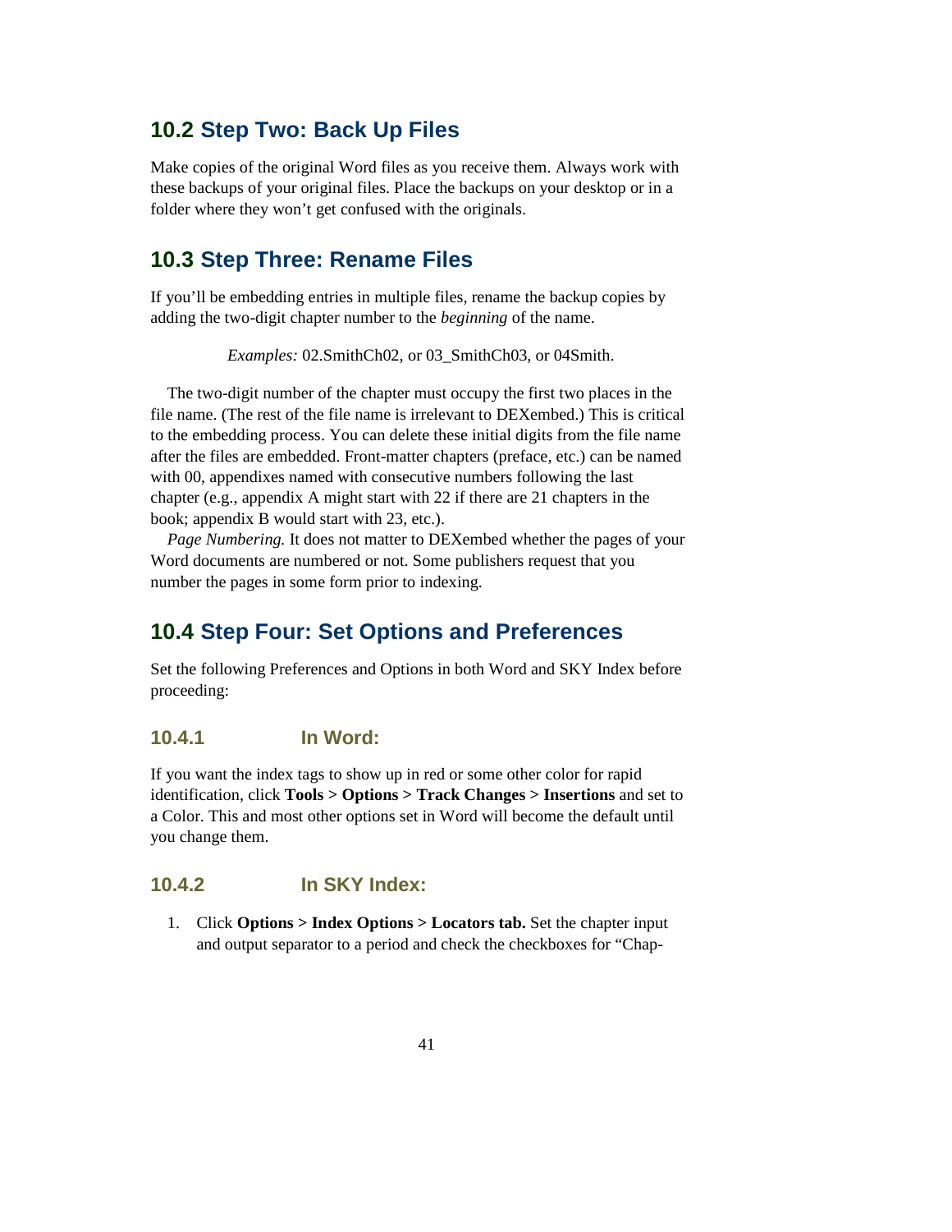## 10.2 Step Two: Back Up Files

Make copies of the original Word files as you receive them. Always work with these backups of your original files. Place the backups on your desktop or in a folder where they won't get confused with the originals.

## 10.3 Step Three: Rename Files

If you'll be embedding entries in multiple files, rename the backup copies by adding the two-digit chapter number to the *beginning* of the name.

> *Examples:* 02.SmithCh02, or 03_SmithCh03, or 04Smith.

The two-digit number of the chapter must occupy the first two places in the file name. (The rest of the file name is irrelevant to DEXembed.) This is critical to the embedding process. You can delete these initial digits from the file name after the files are embedded. Front-matter chapters (preface, etc.) can be named with 00, appendixes named with consecutive numbers following the last chapter (e.g., appendix A might start with 22 if there are 21 chapters in the book; appendix B would start with 23, etc.).

*Page Numbering.* It does not matter to DEXembed whether the pages of your Word documents are numbered or not. Some publishers request that you number the pages in some form prior to indexing.

## 10.4 Step Four: Set Options and Preferences

Set the following Preferences and Options in both Word and SKY Index before proceeding:

### 10.4.1 In Word:

If you want the index tags to show up in red or some other color for rapid identification, click **Tools > Options > Track Changes > Insertions** and set to a Color. This and most other options set in Word will become the default until you change them.

### 10.4.2 In SKY Index:

1. Click **Options > Index Options > Locators tab.** Set the chapter input and output separator to a period and check the checkboxes for "Chap-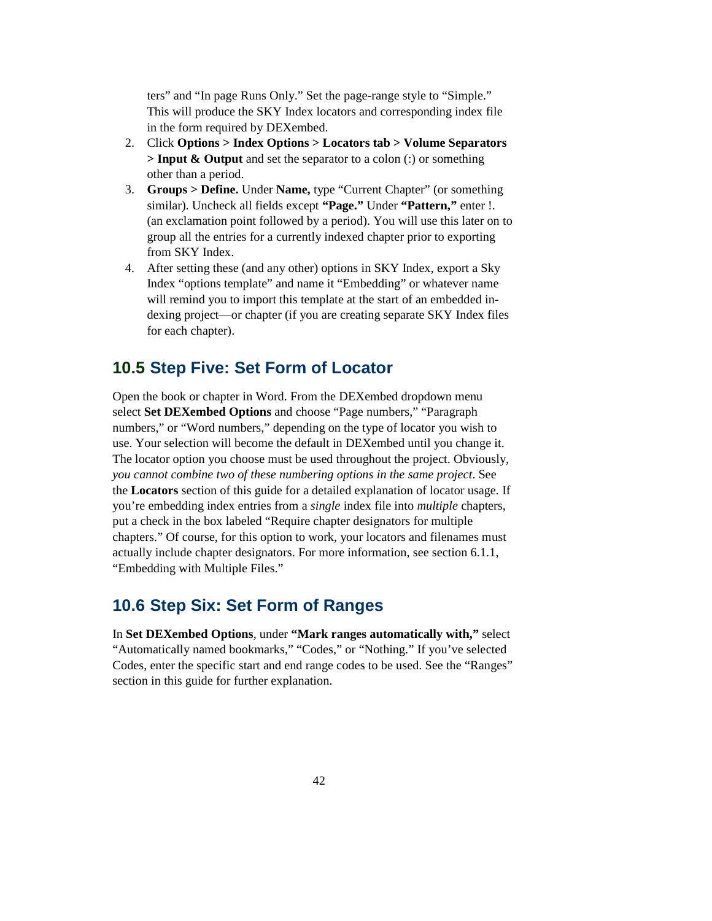ters" and "In page Runs Only." Set the page-range style to "Simple." This will produce the SKY Index locators and corresponding index file in the form required by DEXembed.

2. Click **Options > Index Options > Locators tab > Volume Separators > Input & Output** and set the separator to a colon (:) or something other than a period.
3. **Groups > Define.** Under **Name,** type "Current Chapter" (or something similar). Uncheck all fields except **"Page."** Under **"Pattern,"** enter !. (an exclamation point followed by a period). You will use this later on to group all the entries for a currently indexed chapter prior to exporting from SKY Index.
4. After setting these (and any other) options in SKY Index, export a Sky Index "options template" and name it "Embedding" or whatever name will remind you to import this template at the start of an embedded indexing project—or chapter (if you are creating separate SKY Index files for each chapter).

## 10.5 Step Five: Set Form of Locator

Open the book or chapter in Word. From the DEXembed dropdown menu select **Set DEXembed Options** and choose "Page numbers," "Paragraph numbers," or "Word numbers," depending on the type of locator you wish to use. Your selection will become the default in DEXembed until you change it. The locator option you choose must be used throughout the project. Obviously, *you cannot combine two of these numbering options in the same project*. See the **Locators** section of this guide for a detailed explanation of locator usage. If you're embedding index entries from a *single* index file into *multiple* chapters, put a check in the box labeled "Require chapter designators for multiple chapters." Of course, for this option to work, your locators and filenames must actually include chapter designators. For more information, see section 6.1.1, "Embedding with Multiple Files."

## 10.6 Step Six: Set Form of Ranges

In **Set DEXembed Options**, under **"Mark ranges automatically with,"** select "Automatically named bookmarks," "Codes," or "Nothing." If you've selected Codes, enter the specific start and end range codes to be used. See the "Ranges" section in this guide for further explanation.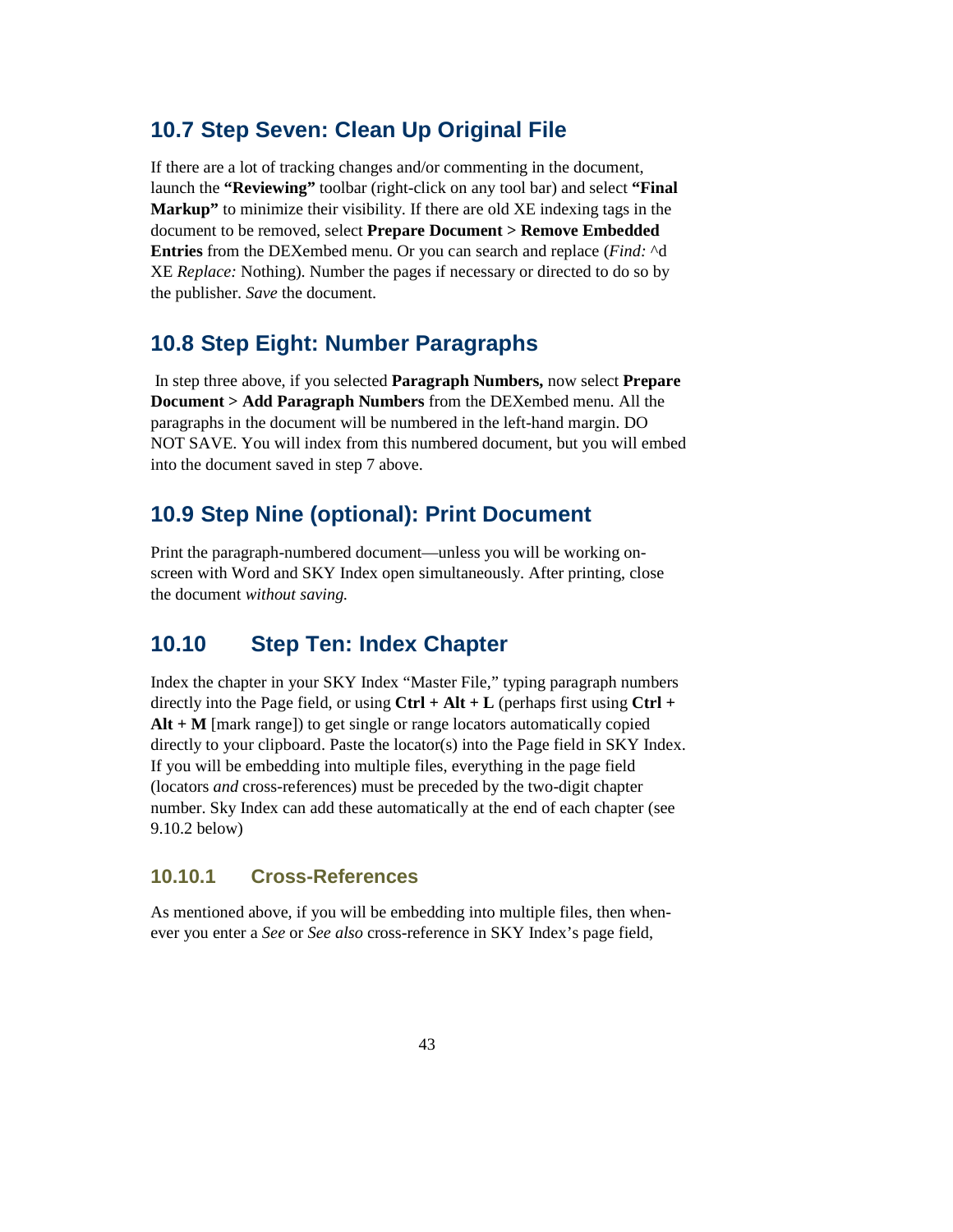## 10.7 Step Seven: Clean Up Original File

If there are a lot of tracking changes and/or commenting in the document, launch the **"Reviewing"** toolbar (right-click on any tool bar) and select **"Final Markup"** to minimize their visibility. If there are old XE indexing tags in the document to be removed, select **Prepare Document > Remove Embedded Entries** from the DEXembed menu. Or you can search and replace (*Find:* ^d XE *Replace:* Nothing). Number the pages if necessary or directed to do so by the publisher. *Save* the document.

## 10.8 Step Eight: Number Paragraphs

In step three above, if you selected **Paragraph Numbers,** now select **Prepare Document > Add Paragraph Numbers** from the DEXembed menu. All the paragraphs in the document will be numbered in the left-hand margin. DO NOT SAVE. You will index from this numbered document, but you will embed into the document saved in step 7 above.

## 10.9 Step Nine (optional): Print Document

Print the paragraph-numbered document—unless you will be working on-screen with Word and SKY Index open simultaneously. After printing, close the document *without saving.*

## 10.10 Step Ten: Index Chapter

Index the chapter in your SKY Index "Master File," typing paragraph numbers directly into the Page field, or using **Ctrl + Alt + L** (perhaps first using **Ctrl + Alt + M** [mark range]) to get single or range locators automatically copied directly to your clipboard. Paste the locator(s) into the Page field in SKY Index. If you will be embedding into multiple files, everything in the page field (locators *and* cross-references) must be preceded by the two-digit chapter number. Sky Index can add these automatically at the end of each chapter (see 9.10.2 below)

### 10.10.1 Cross-References

As mentioned above, if you will be embedding into multiple files, then whenever you enter a *See* or *See also* cross-reference in SKY Index's page field,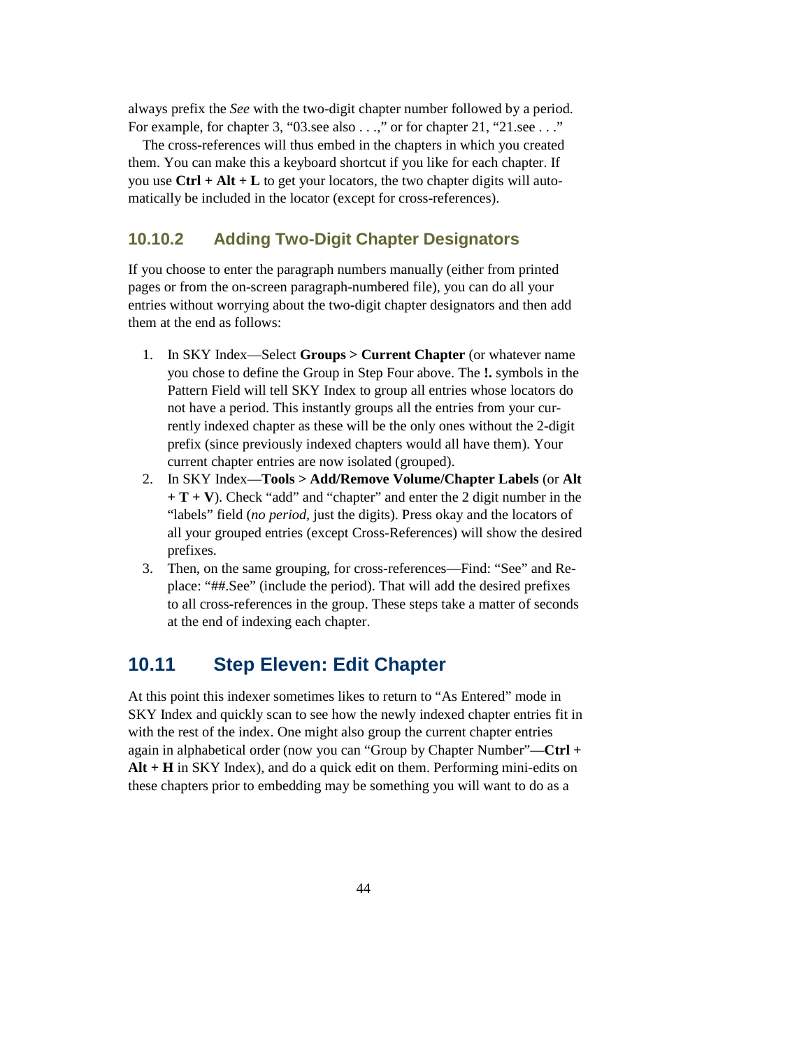always prefix the *See* with the two-digit chapter number followed by a period. For example, for chapter 3, "03.see also . . .," or for chapter 21, "21.see . . ."

The cross-references will thus embed in the chapters in which you created them. You can make this a keyboard shortcut if you like for each chapter. If you use **Ctrl + Alt + L** to get your locators, the two chapter digits will automatically be included in the locator (except for cross-references).

### 10.10.2 Adding Two-Digit Chapter Designators

If you choose to enter the paragraph numbers manually (either from printed pages or from the on-screen paragraph-numbered file), you can do all your entries without worrying about the two-digit chapter designators and then add them at the end as follows:

1. In SKY Index—Select **Groups > Current Chapter** (or whatever name you chose to define the Group in Step Four above. The **!.** symbols in the Pattern Field will tell SKY Index to group all entries whose locators do not have a period. This instantly groups all the entries from your currently indexed chapter as these will be the only ones without the 2-digit prefix (since previously indexed chapters would all have them). Your current chapter entries are now isolated (grouped).
2. In SKY Index—**Tools > Add/Remove Volume/Chapter Labels** (or **Alt + T + V**). Check "add" and "chapter" and enter the 2 digit number in the "labels" field (*no period,* just the digits). Press okay and the locators of all your grouped entries (except Cross-References) will show the desired prefixes.
3. Then, on the same grouping, for cross-references—Find: "See" and Replace: "##.See" (include the period). That will add the desired prefixes to all cross-references in the group. These steps take a matter of seconds at the end of indexing each chapter.

## 10.11 Step Eleven: Edit Chapter

At this point this indexer sometimes likes to return to "As Entered" mode in SKY Index and quickly scan to see how the newly indexed chapter entries fit in with the rest of the index. One might also group the current chapter entries again in alphabetical order (now you can "Group by Chapter Number"—**Ctrl + Alt + H** in SKY Index), and do a quick edit on them. Performing mini-edits on these chapters prior to embedding may be something you will want to do as a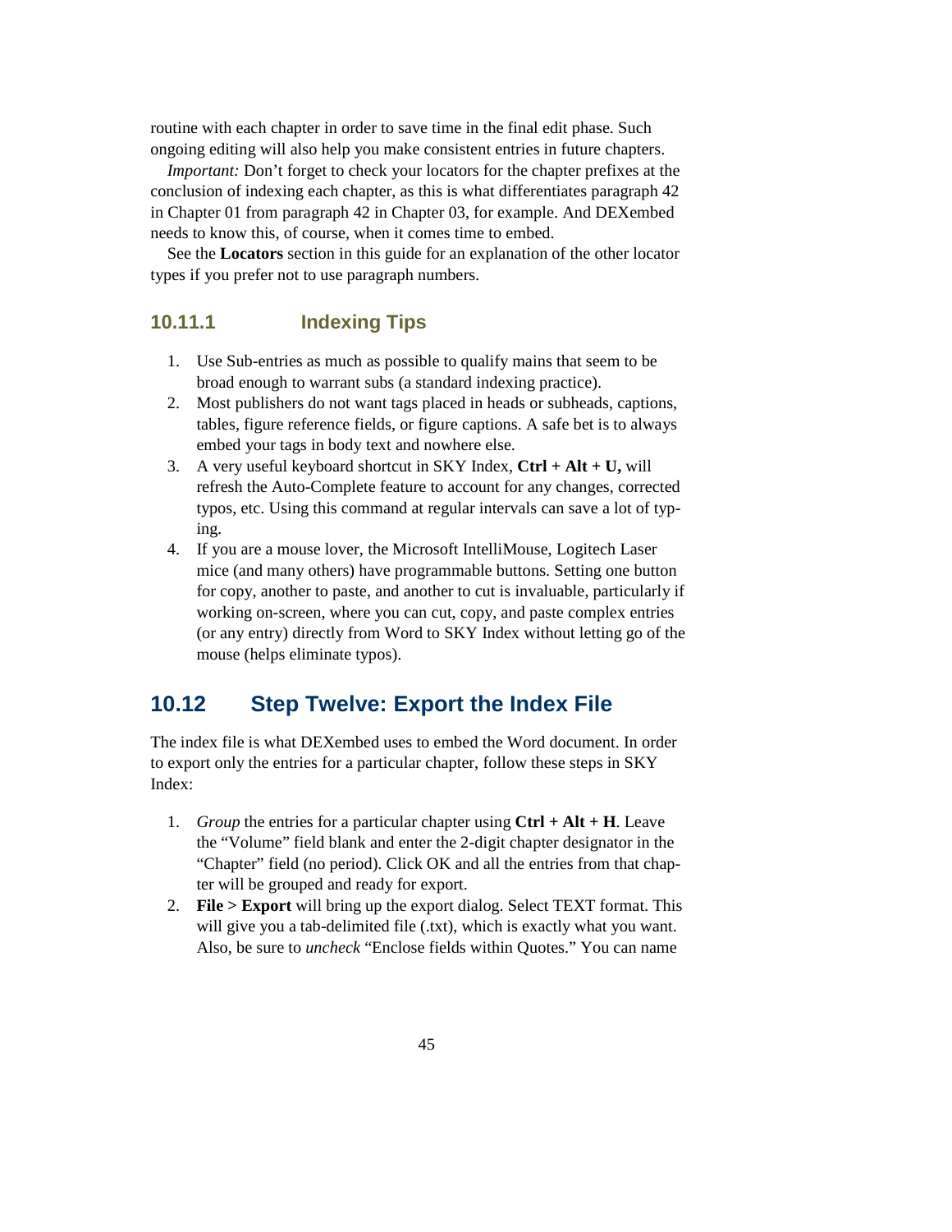routine with each chapter in order to save time in the final edit phase. Such ongoing editing will also help you make consistent entries in future chapters.

*Important:* Don't forget to check your locators for the chapter prefixes at the conclusion of indexing each chapter, as this is what differentiates paragraph 42 in Chapter 01 from paragraph 42 in Chapter 03, for example. And DEXembed needs to know this, of course, when it comes time to embed.

See the **Locators** section in this guide for an explanation of the other locator types if you prefer not to use paragraph numbers.

### 10.11.1 Indexing Tips

1. Use Sub-entries as much as possible to qualify mains that seem to be broad enough to warrant subs (a standard indexing practice).
2. Most publishers do not want tags placed in heads or subheads, captions, tables, figure reference fields, or figure captions. A safe bet is to always embed your tags in body text and nowhere else.
3. A very useful keyboard shortcut in SKY Index, **Ctrl + Alt + U,** will refresh the Auto-Complete feature to account for any changes, corrected typos, etc. Using this command at regular intervals can save a lot of typing.
4. If you are a mouse lover, the Microsoft IntelliMouse, Logitech Laser mice (and many others) have programmable buttons. Setting one button for copy, another to paste, and another to cut is invaluable, particularly if working on-screen, where you can cut, copy, and paste complex entries (or any entry) directly from Word to SKY Index without letting go of the mouse (helps eliminate typos).

## 10.12 Step Twelve: Export the Index File

The index file is what DEXembed uses to embed the Word document. In order to export only the entries for a particular chapter, follow these steps in SKY Index:

1. *Group* the entries for a particular chapter using **Ctrl + Alt + H**. Leave the "Volume" field blank and enter the 2-digit chapter designator in the "Chapter" field (no period). Click OK and all the entries from that chapter will be grouped and ready for export.
2. **File > Export** will bring up the export dialog. Select TEXT format. This will give you a tab-delimited file (.txt), which is exactly what you want. Also, be sure to *uncheck* "Enclose fields within Quotes." You can name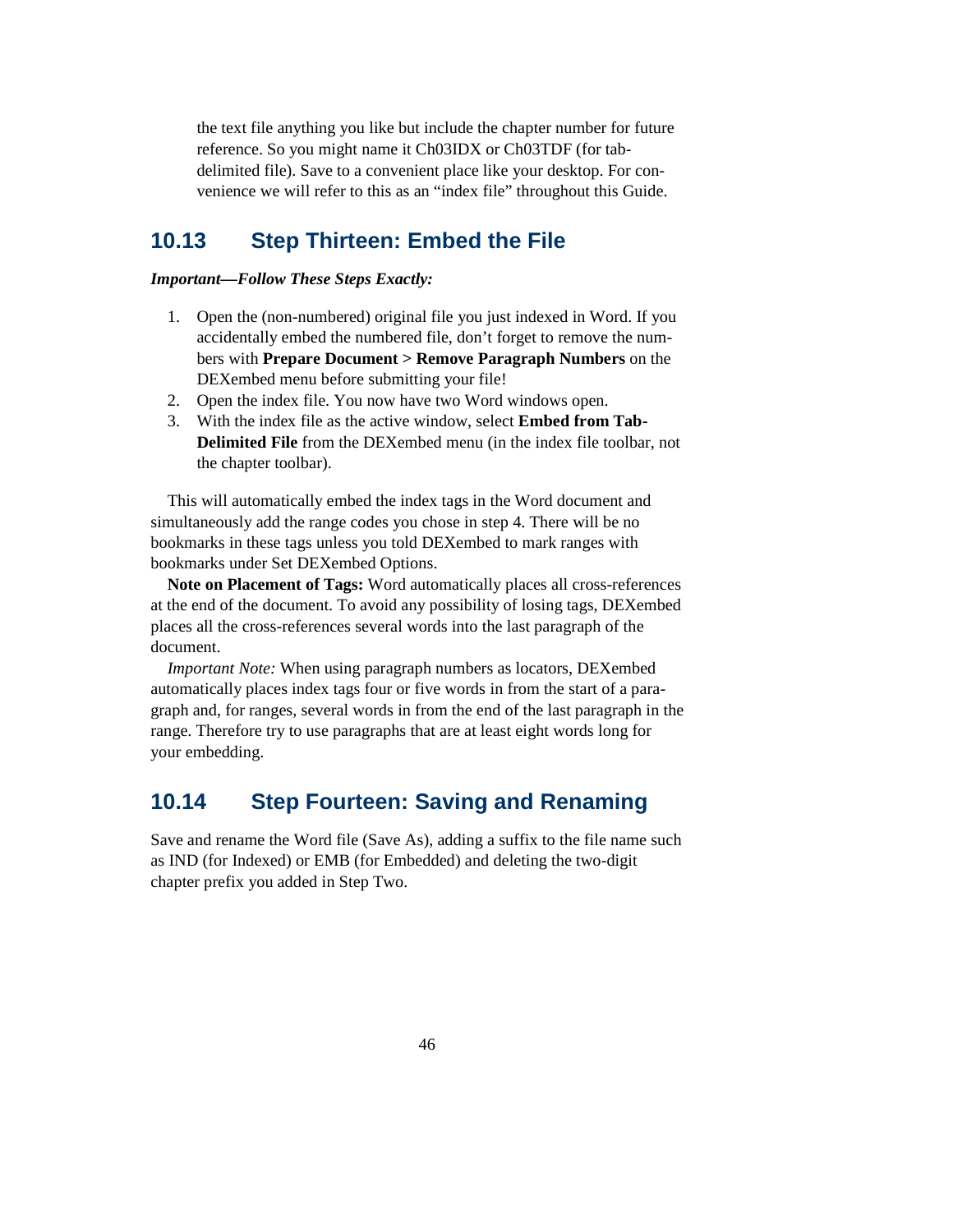the text file anything you like but include the chapter number for future reference. So you might name it Ch03IDX or Ch03TDF (for tab-delimited file). Save to a convenient place like your desktop. For convenience we will refer to this as an "index file" throughout this Guide.

## 10.13 Step Thirteen: Embed the File

***Important—Follow These Steps Exactly:***

1. Open the (non-numbered) original file you just indexed in Word. If you accidentally embed the numbered file, don't forget to remove the numbers with **Prepare Document > Remove Paragraph Numbers** on the DEXembed menu before submitting your file!
2. Open the index file. You now have two Word windows open.
3. With the index file as the active window, select **Embed from Tab-Delimited File** from the DEXembed menu (in the index file toolbar, not the chapter toolbar).

This will automatically embed the index tags in the Word document and simultaneously add the range codes you chose in step 4. There will be no bookmarks in these tags unless you told DEXembed to mark ranges with bookmarks under Set DEXembed Options.

**Note on Placement of Tags:** Word automatically places all cross-references at the end of the document. To avoid any possibility of losing tags, DEXembed places all the cross-references several words into the last paragraph of the document.

*Important Note:* When using paragraph numbers as locators, DEXembed automatically places index tags four or five words in from the start of a paragraph and, for ranges, several words in from the end of the last paragraph in the range. Therefore try to use paragraphs that are at least eight words long for your embedding.

## 10.14 Step Fourteen: Saving and Renaming

Save and rename the Word file (Save As), adding a suffix to the file name such as IND (for Indexed) or EMB (for Embedded) and deleting the two-digit chapter prefix you added in Step Two.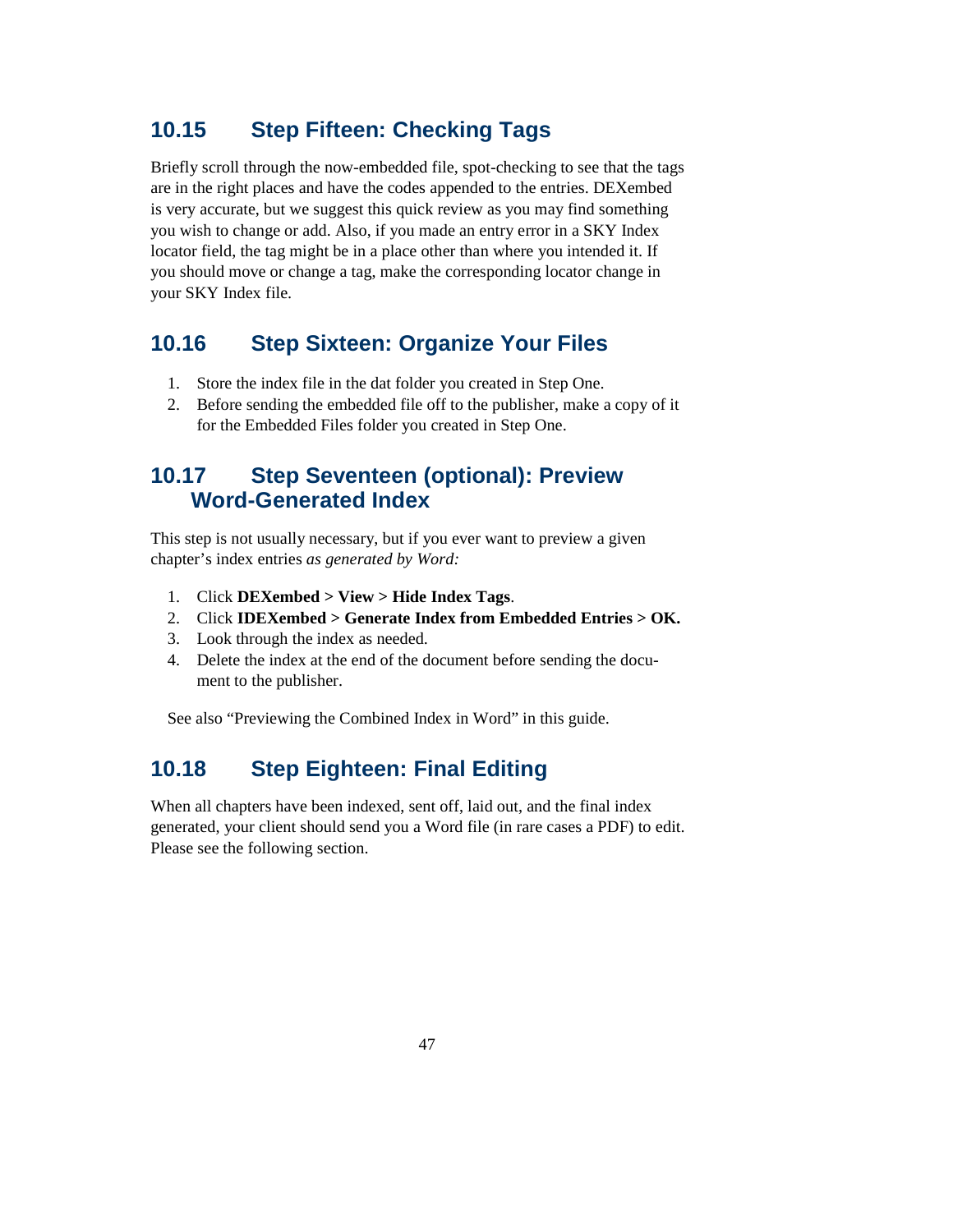## 10.15 Step Fifteen: Checking Tags

Briefly scroll through the now-embedded file, spot-checking to see that the tags are in the right places and have the codes appended to the entries. DEXembed is very accurate, but we suggest this quick review as you may find something you wish to change or add. Also, if you made an entry error in a SKY Index locator field, the tag might be in a place other than where you intended it. If you should move or change a tag, make the corresponding locator change in your SKY Index file.

## 10.16 Step Sixteen: Organize Your Files

1. Store the index file in the dat folder you created in Step One.
2. Before sending the embedded file off to the publisher, make a copy of it for the Embedded Files folder you created in Step One.

## 10.17 Step Seventeen (optional): Preview Word-Generated Index

This step is not usually necessary, but if you ever want to preview a given chapter's index entries *as generated by Word:*

1. Click **DEXembed > View > Hide Index Tags**.
2. Click **IDEXembed > Generate Index from Embedded Entries > OK.**
3. Look through the index as needed.
4. Delete the index at the end of the document before sending the document to the publisher.

See also "Previewing the Combined Index in Word" in this guide.

## 10.18 Step Eighteen: Final Editing

When all chapters have been indexed, sent off, laid out, and the final index generated, your client should send you a Word file (in rare cases a PDF) to edit. Please see the following section.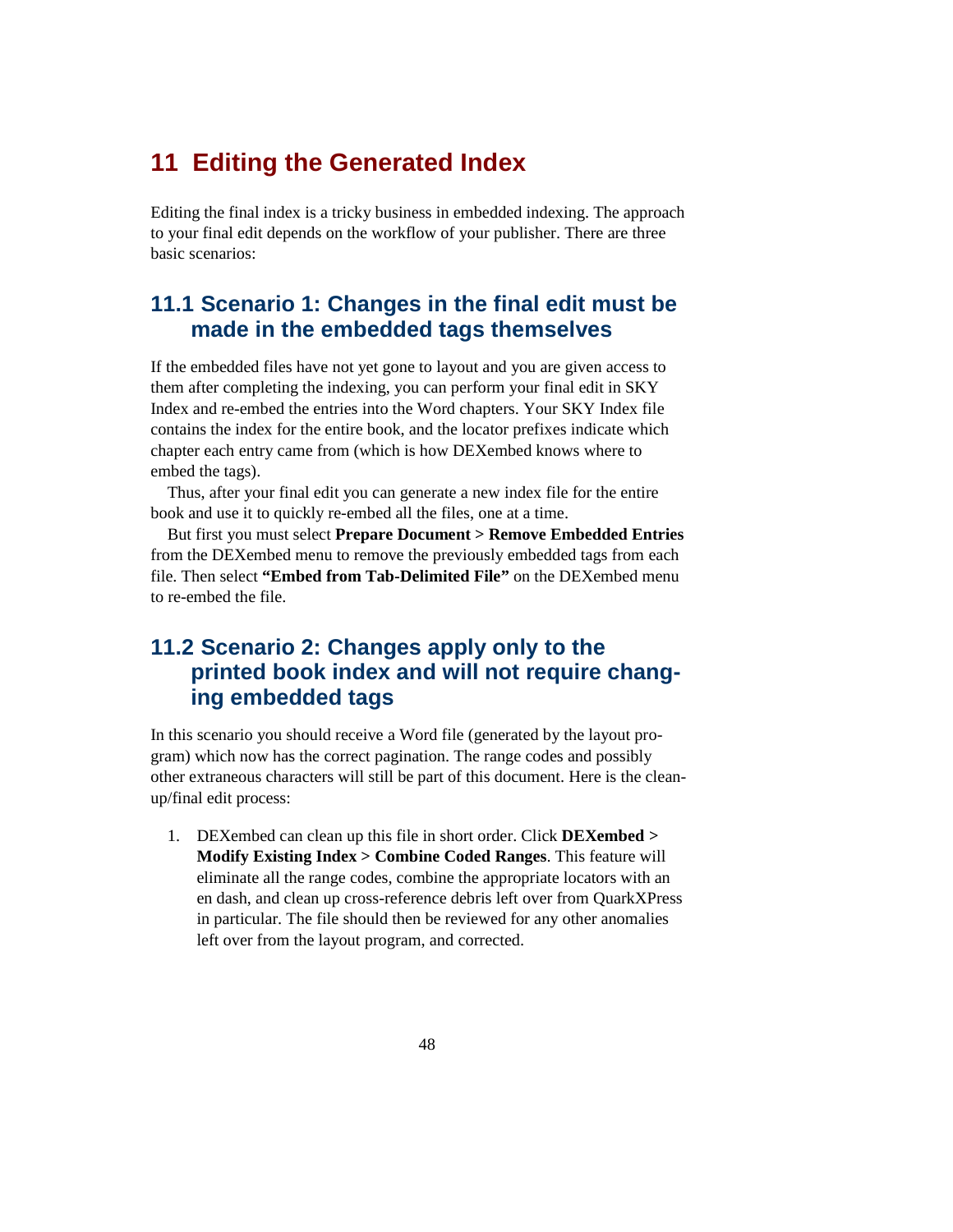# 11 Editing the Generated Index

Editing the final index is a tricky business in embedded indexing. The approach to your final edit depends on the workflow of your publisher. There are three basic scenarios:

## 11.1 Scenario 1: Changes in the final edit must be made in the embedded tags themselves

If the embedded files have not yet gone to layout and you are given access to them after completing the indexing, you can perform your final edit in SKY Index and re-embed the entries into the Word chapters. Your SKY Index file contains the index for the entire book, and the locator prefixes indicate which chapter each entry came from (which is how DEXembed knows where to embed the tags).

Thus, after your final edit you can generate a new index file for the entire book and use it to quickly re-embed all the files, one at a time.

But first you must select **Prepare Document > Remove Embedded Entries** from the DEXembed menu to remove the previously embedded tags from each file. Then select **"Embed from Tab-Delimited File"** on the DEXembed menu to re-embed the file.

## 11.2 Scenario 2: Changes apply only to the printed book index and will not require changing embedded tags

In this scenario you should receive a Word file (generated by the layout program) which now has the correct pagination. The range codes and possibly other extraneous characters will still be part of this document. Here is the clean-up/final edit process:

1. DEXembed can clean up this file in short order. Click **DEXembed > Modify Existing Index > Combine Coded Ranges**. This feature will eliminate all the range codes, combine the appropriate locators with an en dash, and clean up cross-reference debris left over from QuarkXPress in particular. The file should then be reviewed for any other anomalies left over from the layout program, and corrected.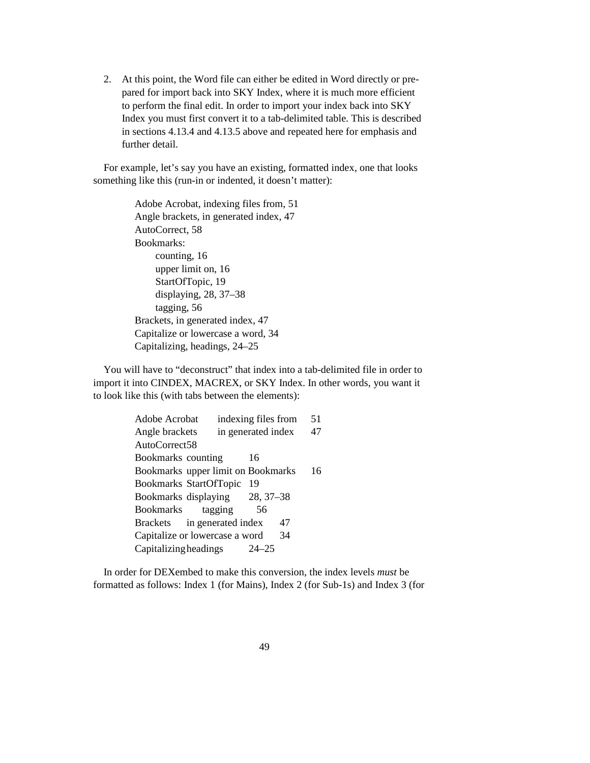2. At this point, the Word file can either be edited in Word directly or prepared for import back into SKY Index, where it is much more efficient to perform the final edit. In order to import your index back into SKY Index you must first convert it to a tab-delimited table. This is described in sections 4.13.4 and 4.13.5 above and repeated here for emphasis and further detail.

For example, let's say you have an existing, formatted index, one that looks something like this (run-in or indented, it doesn't matter):

> Adobe Acrobat, indexing files from, 51
> Angle brackets, in generated index, 47
> AutoCorrect, 58
> Bookmarks:
>     counting, 16
>     upper limit on, 16
>     StartOfTopic, 19
>     displaying, 28, 37–38
>     tagging, 56
> Brackets, in generated index, 47
> Capitalize or lowercase a word, 34
> Capitalizing, headings, 24–25

You will have to "deconstruct" that index into a tab-delimited file in order to import it into CINDEX, MACREX, or SKY Index. In other words, you want it to look like this (with tabs between the elements):

```
Adobe Acrobat	indexing files from	51
Angle brackets	in generated index	47
AutoCorrect	58
Bookmarks	counting	16
Bookmarks	upper limit on Bookmarks	16
Bookmarks	StartOfTopic	19
Bookmarks	displaying	28, 37–38
Bookmarks	tagging	56
Brackets	in generated index	47
Capitalize or lowercase a word	34
Capitalizing	headings	24–25
```

In order for DEXembed to make this conversion, the index levels *must* be formatted as follows: Index 1 (for Mains), Index 2 (for Sub-1s) and Index 3 (for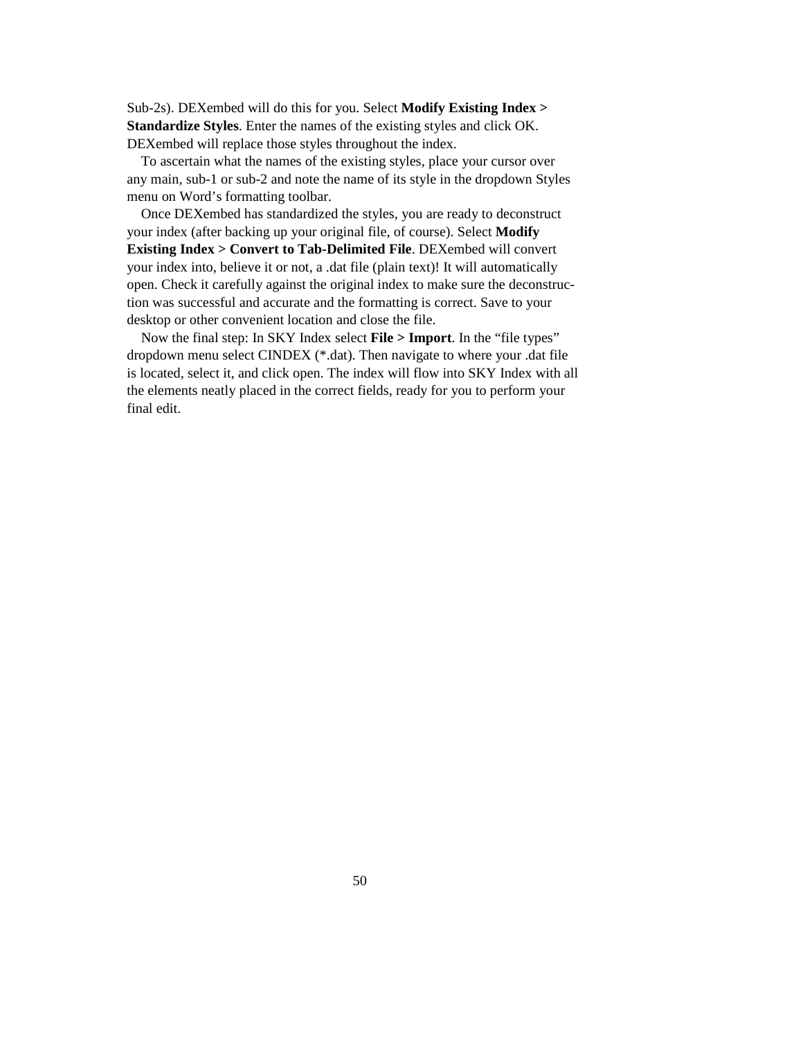Sub-2s). DEXembed will do this for you. Select **Modify Existing Index > Standardize Styles**. Enter the names of the existing styles and click OK. DEXembed will replace those styles throughout the index.

To ascertain what the names of the existing styles, place your cursor over any main, sub-1 or sub-2 and note the name of its style in the dropdown Styles menu on Word's formatting toolbar.

Once DEXembed has standardized the styles, you are ready to deconstruct your index (after backing up your original file, of course). Select **Modify Existing Index > Convert to Tab-Delimited File**. DEXembed will convert your index into, believe it or not, a .dat file (plain text)! It will automatically open. Check it carefully against the original index to make sure the deconstruction was successful and accurate and the formatting is correct. Save to your desktop or other convenient location and close the file.

Now the final step: In SKY Index select **File > Import**. In the "file types" dropdown menu select CINDEX (*.dat). Then navigate to where your .dat file is located, select it, and click open. The index will flow into SKY Index with all the elements neatly placed in the correct fields, ready for you to perform your final edit.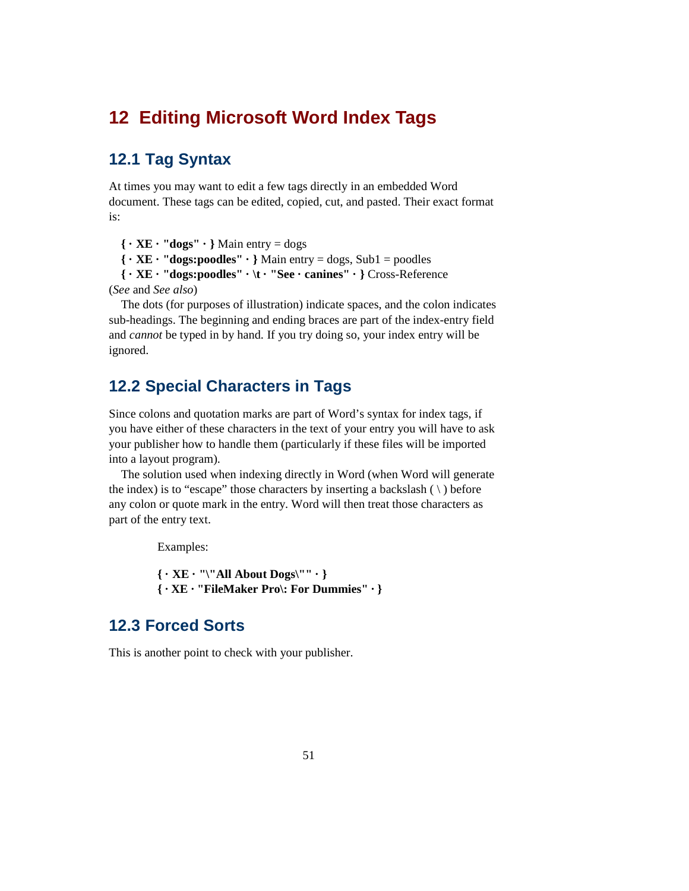# 12 Editing Microsoft Word Index Tags

## 12.1 Tag Syntax

At times you may want to edit a few tags directly in an embedded Word document. These tags can be edited, copied, cut, and pasted. Their exact format is:

**{ · XE · "dogs" · }** Main entry = dogs
**{ · XE · "dogs:poodles" · }** Main entry = dogs, Sub1 = poodles
**{ · XE · "dogs:poodles" · \t · "See · canines" · }** Cross-Reference (*See* and *See also*)

The dots (for purposes of illustration) indicate spaces, and the colon indicates sub-headings. The beginning and ending braces are part of the index-entry field and *cannot* be typed in by hand. If you try doing so, your index entry will be ignored.

## 12.2 Special Characters in Tags

Since colons and quotation marks are part of Word's syntax for index tags, if you have either of these characters in the text of your entry you will have to ask your publisher how to handle them (particularly if these files will be imported into a layout program).

The solution used when indexing directly in Word (when Word will generate the index) is to "escape" those characters by inserting a backslash ( \ ) before any colon or quote mark in the entry. Word will then treat those characters as part of the entry text.

Examples:

**{ · XE · "\"All About Dogs\"" · }**
**{ · XE · "FileMaker Pro\: For Dummies" · }**

## 12.3 Forced Sorts

This is another point to check with your publisher.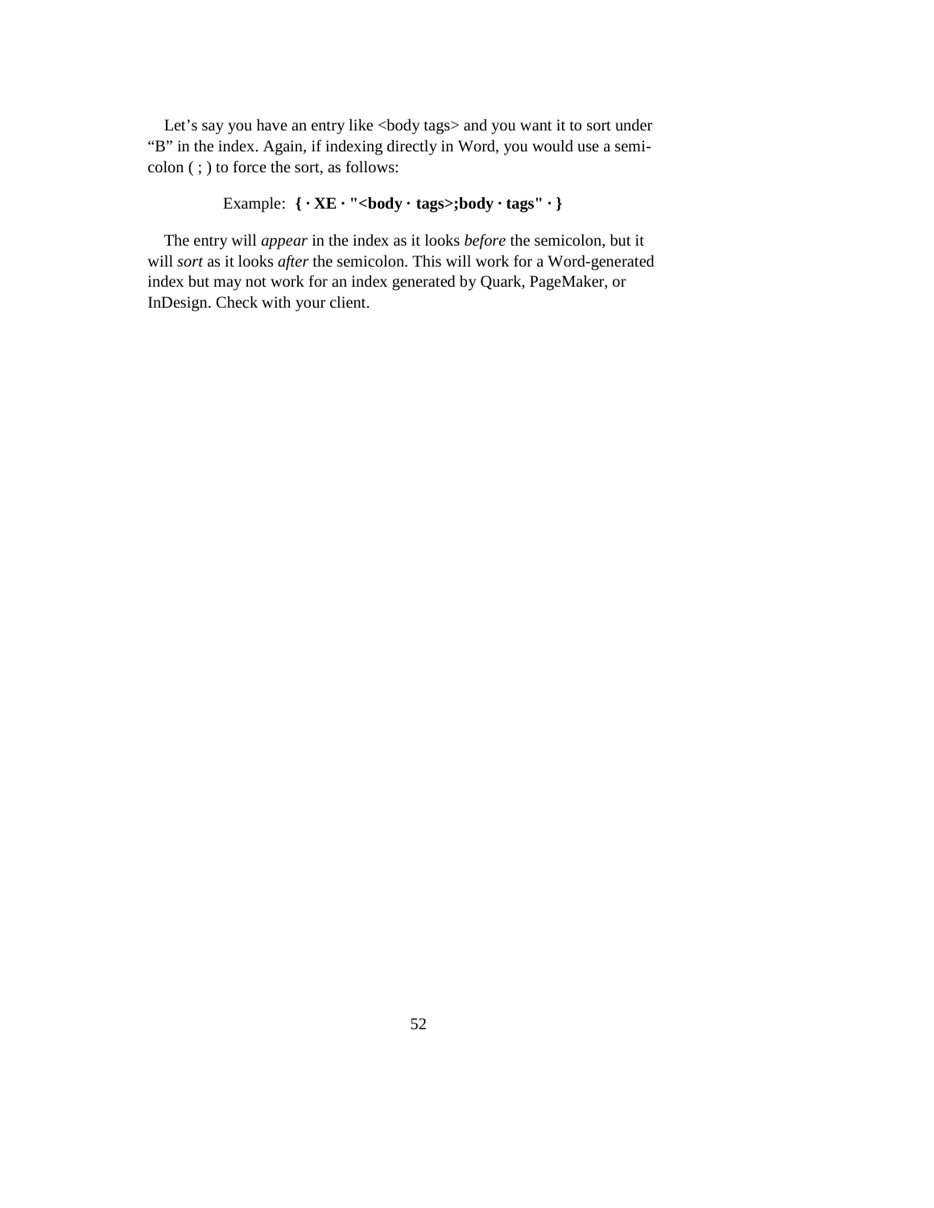Let's say you have an entry like <body tags> and you want it to sort under "B" in the index. Again, if indexing directly in Word, you would use a semicolon ( ; ) to force the sort, as follows:

Example: **{ · XE · "<body · tags>;body · tags" · }**

The entry will *appear* in the index as it looks *before* the semicolon, but it will *sort* as it looks *after* the semicolon. This will work for a Word-generated index but may not work for an index generated by Quark, PageMaker, or InDesign. Check with your client.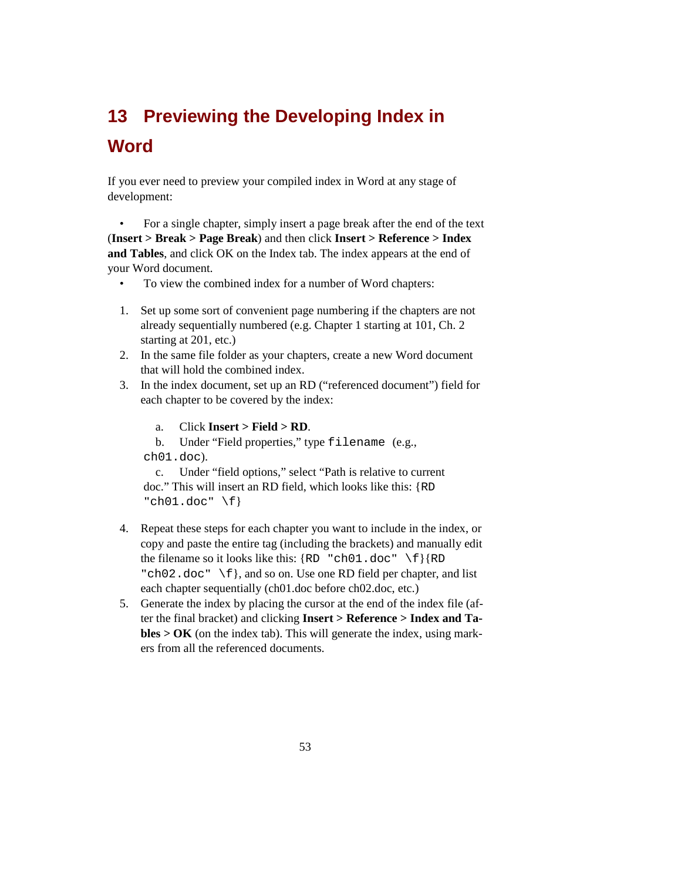# 13 Previewing the Developing Index in Word

If you ever need to preview your compiled index in Word at any stage of development:

- For a single chapter, simply insert a page break after the end of the text (**Insert > Break > Page Break**) and then click **Insert > Reference > Index and Tables**, and click OK on the Index tab. The index appears at the end of your Word document.
- To view the combined index for a number of Word chapters:

1. Set up some sort of convenient page numbering if the chapters are not already sequentially numbered (e.g. Chapter 1 starting at 101, Ch. 2 starting at 201, etc.)
2. In the same file folder as your chapters, create a new Word document that will hold the combined index.
3. In the index document, set up an RD (“referenced document”) field for each chapter to be covered by the index:
   a. Click **Insert > Field > RD**.
   b. Under “Field properties,” type `filename` (e.g., `ch01.doc`).
   c. Under “field options,” select “Path is relative to current doc.” This will insert an RD field, which looks like this: `{RD "ch01.doc" \f}`
4. Repeat these steps for each chapter you want to include in the index, or copy and paste the entire tag (including the brackets) and manually edit the filename so it looks like this: `{RD "ch01.doc" \f}{RD "ch02.doc" \f}`, and so on. Use one RD field per chapter, and list each chapter sequentially (ch01.doc before ch02.doc, etc.)
5. Generate the index by placing the cursor at the end of the index file (after the final bracket) and clicking **Insert > Reference > Index and Tables > OK** (on the index tab). This will generate the index, using markers from all the referenced documents.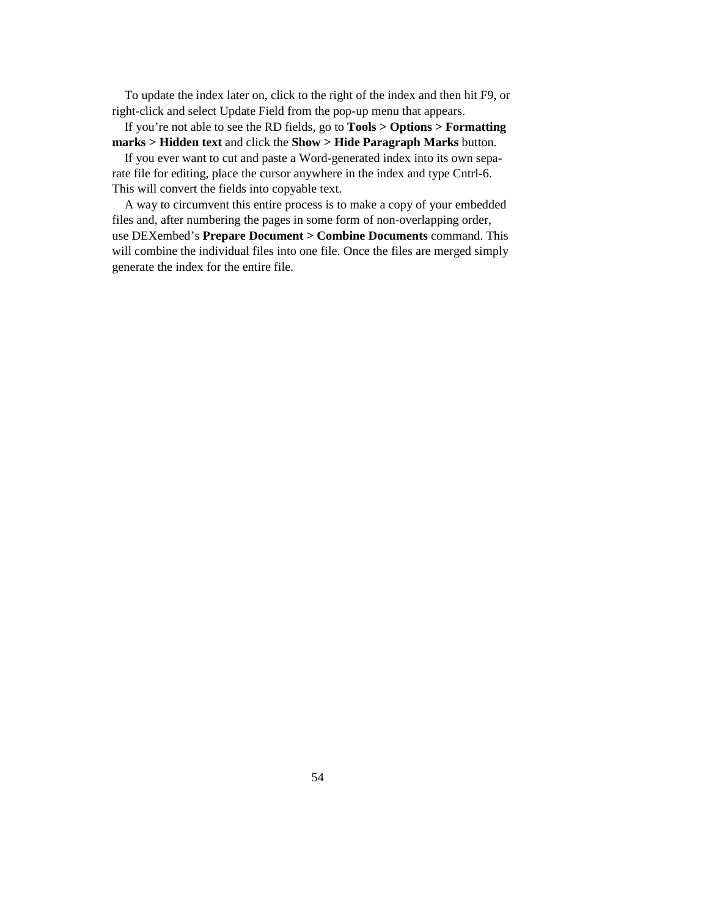To update the index later on, click to the right of the index and then hit F9, or right-click and select Update Field from the pop-up menu that appears.

If you're not able to see the RD fields, go to **Tools > Options > Formatting marks > Hidden text** and click the **Show > Hide Paragraph Marks** button.

If you ever want to cut and paste a Word-generated index into its own separate file for editing, place the cursor anywhere in the index and type Cntrl-6. This will convert the fields into copyable text.

A way to circumvent this entire process is to make a copy of your embedded files and, after numbering the pages in some form of non-overlapping order, use DEXembed's **Prepare Document > Combine Documents** command. This will combine the individual files into one file. Once the files are merged simply generate the index for the entire file.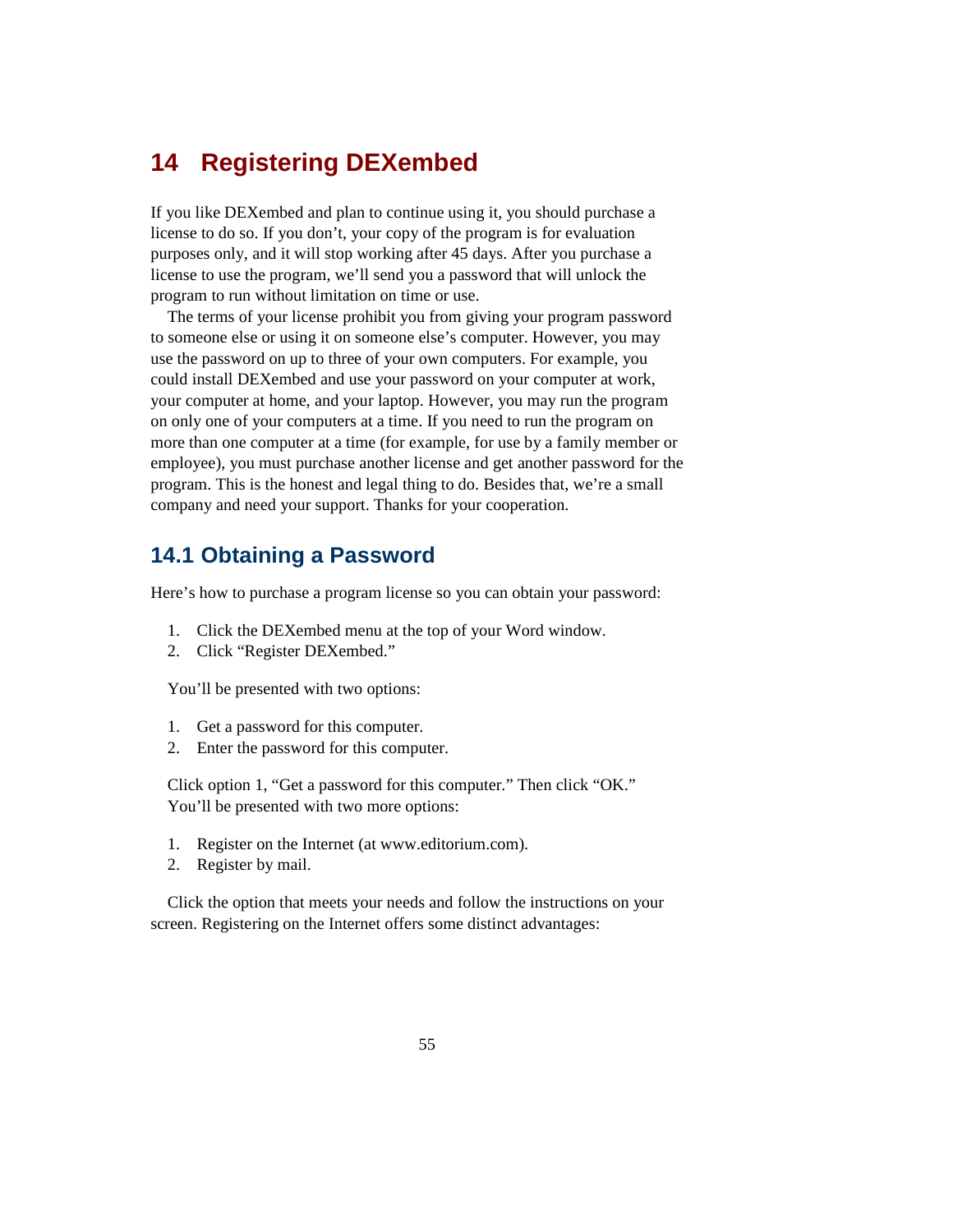# 14 Registering DEXembed

If you like DEXembed and plan to continue using it, you should purchase a license to do so. If you don't, your copy of the program is for evaluation purposes only, and it will stop working after 45 days. After you purchase a license to use the program, we'll send you a password that will unlock the program to run without limitation on time or use.

The terms of your license prohibit you from giving your program password to someone else or using it on someone else's computer. However, you may use the password on up to three of your own computers. For example, you could install DEXembed and use your password on your computer at work, your computer at home, and your laptop. However, you may run the program on only one of your computers at a time. If you need to run the program on more than one computer at a time (for example, for use by a family member or employee), you must purchase another license and get another password for the program. This is the honest and legal thing to do. Besides that, we're a small company and need your support. Thanks for your cooperation.

## 14.1 Obtaining a Password

Here's how to purchase a program license so you can obtain your password:

1. Click the DEXembed menu at the top of your Word window.
2. Click "Register DEXembed."

You'll be presented with two options:

1. Get a password for this computer.
2. Enter the password for this computer.

Click option 1, "Get a password for this computer." Then click "OK." You'll be presented with two more options:

1. Register on the Internet (at www.editorium.com).
2. Register by mail.

Click the option that meets your needs and follow the instructions on your screen. Registering on the Internet offers some distinct advantages: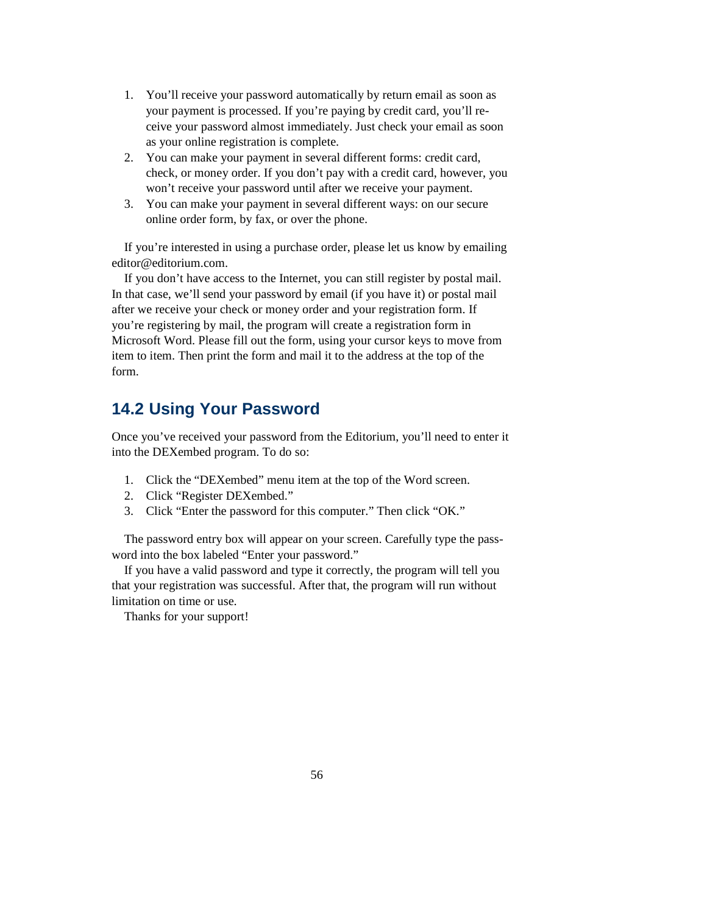1. You'll receive your password automatically by return email as soon as your payment is processed. If you're paying by credit card, you'll receive your password almost immediately. Just check your email as soon as your online registration is complete.
2. You can make your payment in several different forms: credit card, check, or money order. If you don't pay with a credit card, however, you won't receive your password until after we receive your payment.
3. You can make your payment in several different ways: on our secure online order form, by fax, or over the phone.

If you're interested in using a purchase order, please let us know by emailing editor@editorium.com.

If you don't have access to the Internet, you can still register by postal mail. In that case, we'll send your password by email (if you have it) or postal mail after we receive your check or money order and your registration form. If you're registering by mail, the program will create a registration form in Microsoft Word. Please fill out the form, using your cursor keys to move from item to item. Then print the form and mail it to the address at the top of the form.

## 14.2 Using Your Password

Once you've received your password from the Editorium, you'll need to enter it into the DEXembed program. To do so:

1. Click the "DEXembed" menu item at the top of the Word screen.
2. Click "Register DEXembed."
3. Click "Enter the password for this computer." Then click "OK."

The password entry box will appear on your screen. Carefully type the password into the box labeled "Enter your password."

If you have a valid password and type it correctly, the program will tell you that your registration was successful. After that, the program will run without limitation on time or use.

Thanks for your support!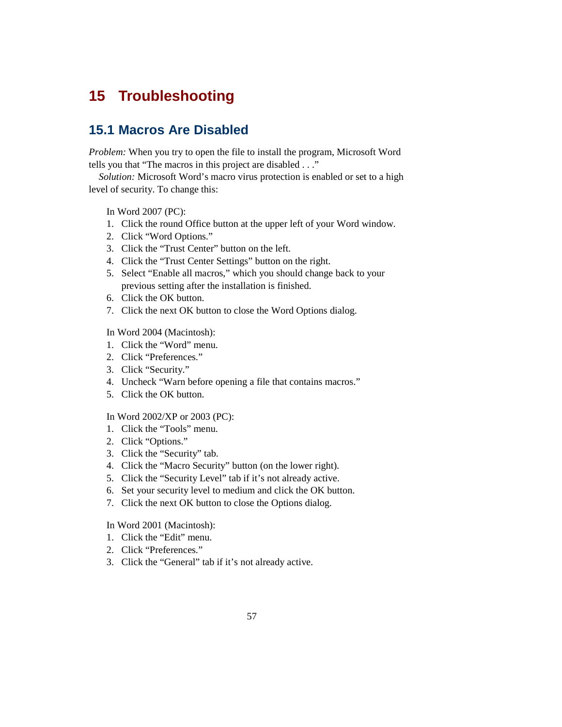# 15 Troubleshooting

## 15.1 Macros Are Disabled

*Problem:* When you try to open the file to install the program, Microsoft Word tells you that "The macros in this project are disabled . . ."

*Solution:* Microsoft Word's macro virus protection is enabled or set to a high level of security. To change this:

In Word 2007 (PC):

1. Click the round Office button at the upper left of your Word window.
2. Click "Word Options."
3. Click the "Trust Center" button on the left.
4. Click the "Trust Center Settings" button on the right.
5. Select "Enable all macros," which you should change back to your previous setting after the installation is finished.
6. Click the OK button.
7. Click the next OK button to close the Word Options dialog.

In Word 2004 (Macintosh):

1. Click the "Word" menu.
2. Click "Preferences."
3. Click "Security."
4. Uncheck "Warn before opening a file that contains macros."
5. Click the OK button.

In Word 2002/XP or 2003 (PC):

1. Click the "Tools" menu.
2. Click "Options."
3. Click the "Security" tab.
4. Click the "Macro Security" button (on the lower right).
5. Click the "Security Level" tab if it's not already active.
6. Set your security level to medium and click the OK button.
7. Click the next OK button to close the Options dialog.

In Word 2001 (Macintosh):

1. Click the "Edit" menu.
2. Click "Preferences."
3. Click the "General" tab if it's not already active.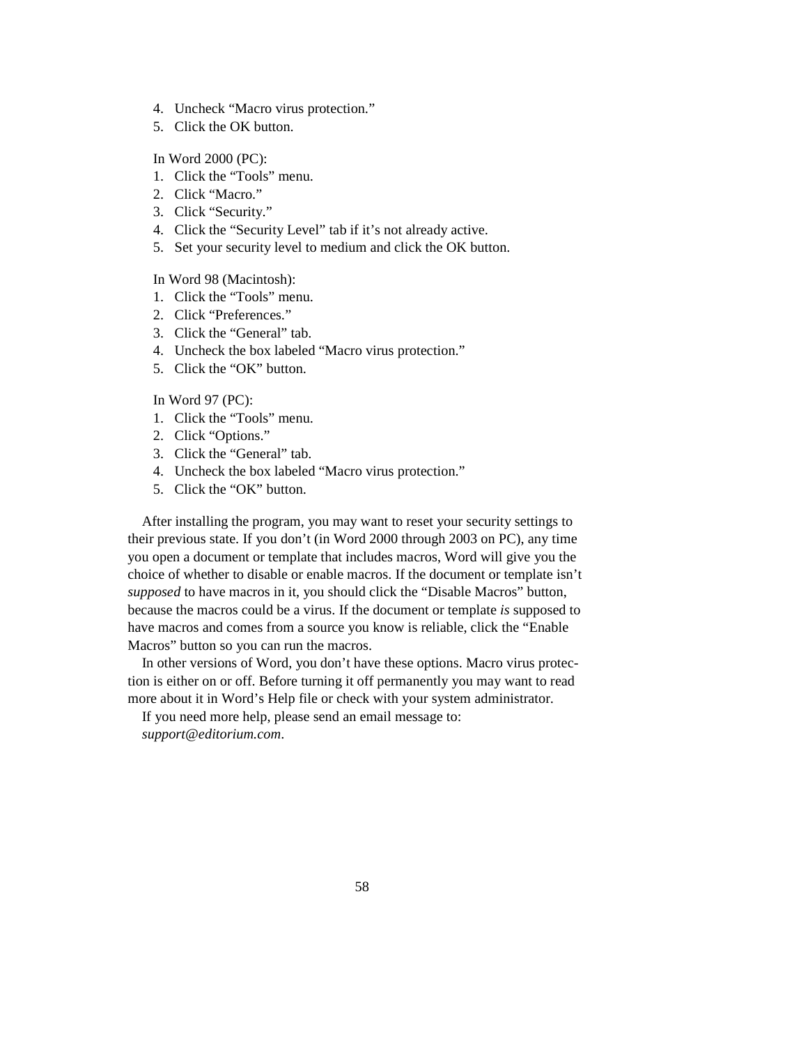4. Uncheck “Macro virus protection.”
5. Click the OK button.

In Word 2000 (PC):

1. Click the “Tools” menu.
2. Click “Macro.”
3. Click “Security.”
4. Click the “Security Level” tab if it’s not already active.
5. Set your security level to medium and click the OK button.

In Word 98 (Macintosh):

1. Click the “Tools” menu.
2. Click “Preferences.”
3. Click the “General” tab.
4. Uncheck the box labeled “Macro virus protection.”
5. Click the “OK” button.

In Word 97 (PC):

1. Click the “Tools” menu.
2. Click “Options.”
3. Click the “General” tab.
4. Uncheck the box labeled “Macro virus protection.”
5. Click the “OK” button.

After installing the program, you may want to reset your security settings to their previous state. If you don’t (in Word 2000 through 2003 on PC), any time you open a document or template that includes macros, Word will give you the choice of whether to disable or enable macros. If the document or template isn’t *supposed* to have macros in it, you should click the “Disable Macros” button, because the macros could be a virus. If the document or template *is* supposed to have macros and comes from a source you know is reliable, click the “Enable Macros” button so you can run the macros.

In other versions of Word, you don’t have these options. Macro virus protection is either on or off. Before turning it off permanently you may want to read more about it in Word’s Help file or check with your system administrator.

If you need more help, please send an email message to: *support@editorium.com*.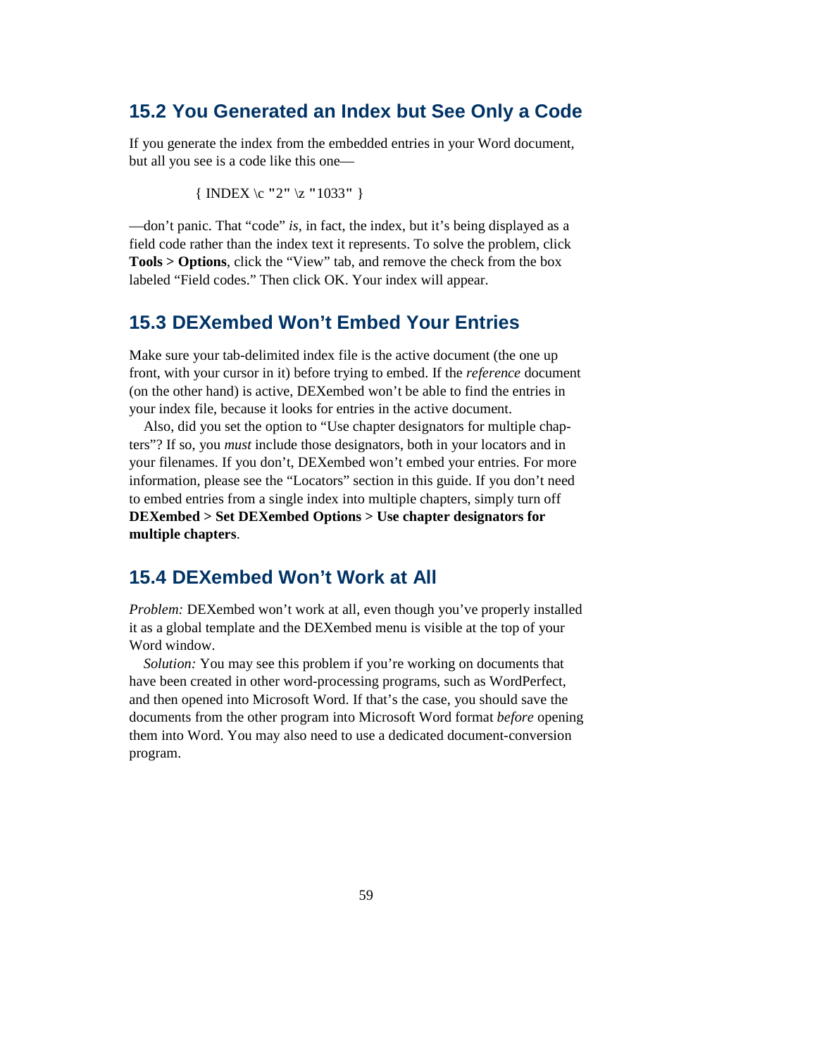## 15.2 You Generated an Index but See Only a Code

If you generate the index from the embedded entries in your Word document, but all you see is a code like this one—

```
{ INDEX \c "2" \z "1033" }
```

—don't panic. That "code" *is,* in fact, the index, but it's being displayed as a field code rather than the index text it represents. To solve the problem, click **Tools > Options**, click the "View" tab, and remove the check from the box labeled "Field codes." Then click OK. Your index will appear.

## 15.3 DEXembed Won't Embed Your Entries

Make sure your tab-delimited index file is the active document (the one up front, with your cursor in it) before trying to embed. If the *reference* document (on the other hand) is active, DEXembed won't be able to find the entries in your index file, because it looks for entries in the active document.

Also, did you set the option to "Use chapter designators for multiple chapters"? If so, you *must* include those designators, both in your locators and in your filenames. If you don't, DEXembed won't embed your entries. For more information, please see the "Locators" section in this guide. If you don't need to embed entries from a single index into multiple chapters, simply turn off **DEXembed > Set DEXembed Options > Use chapter designators for multiple chapters**.

## 15.4 DEXembed Won't Work at All

*Problem:* DEXembed won't work at all, even though you've properly installed it as a global template and the DEXembed menu is visible at the top of your Word window.

*Solution:* You may see this problem if you're working on documents that have been created in other word-processing programs, such as WordPerfect, and then opened into Microsoft Word. If that's the case, you should save the documents from the other program into Microsoft Word format *before* opening them into Word. You may also need to use a dedicated document-conversion program.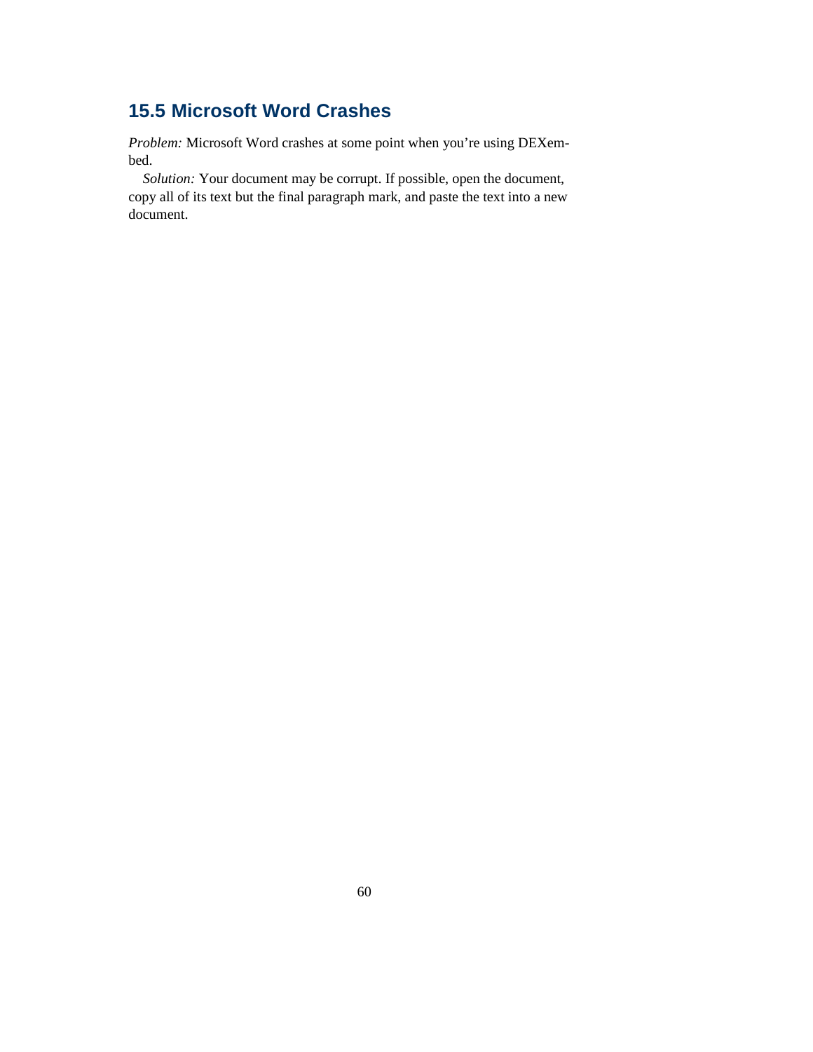## 15.5 Microsoft Word Crashes

*Problem:* Microsoft Word crashes at some point when you're using DEXembed.

*Solution:* Your document may be corrupt. If possible, open the document, copy all of its text but the final paragraph mark, and paste the text into a new document.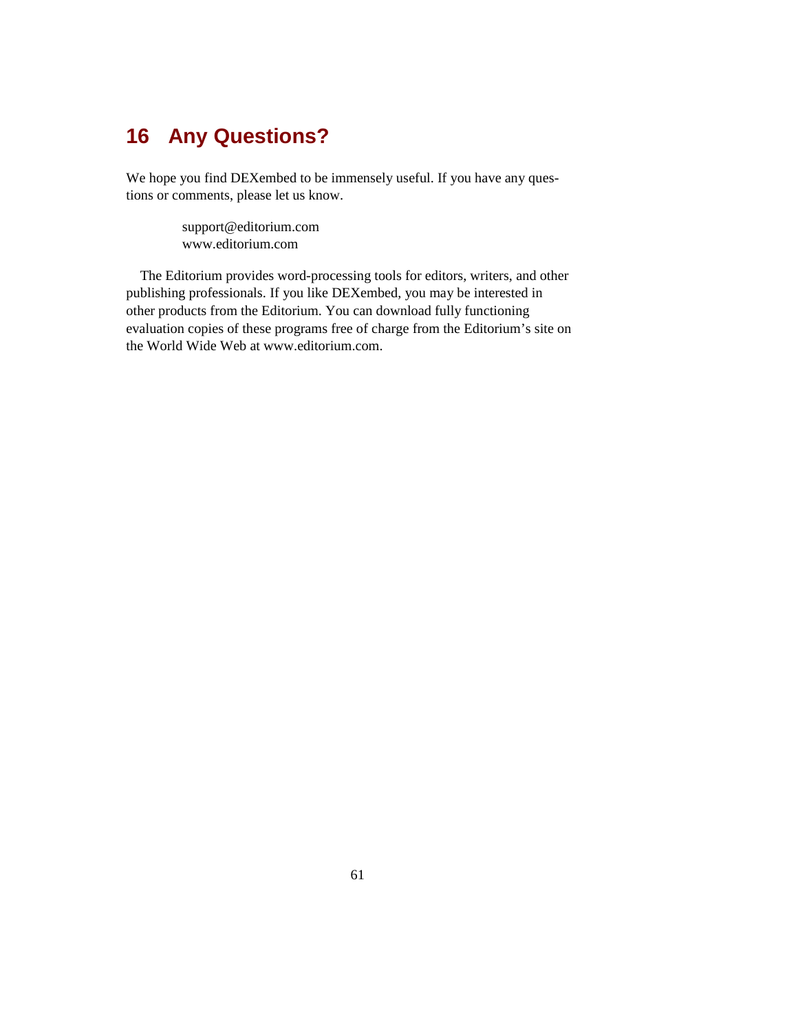# 16 Any Questions?

We hope you find DEXembed to be immensely useful. If you have any questions or comments, please let us know.

> support@editorium.com
> www.editorium.com

The Editorium provides word-processing tools for editors, writers, and other publishing professionals. If you like DEXembed, you may be interested in other products from the Editorium. You can download fully functioning evaluation copies of these programs free of charge from the Editorium's site on the World Wide Web at www.editorium.com.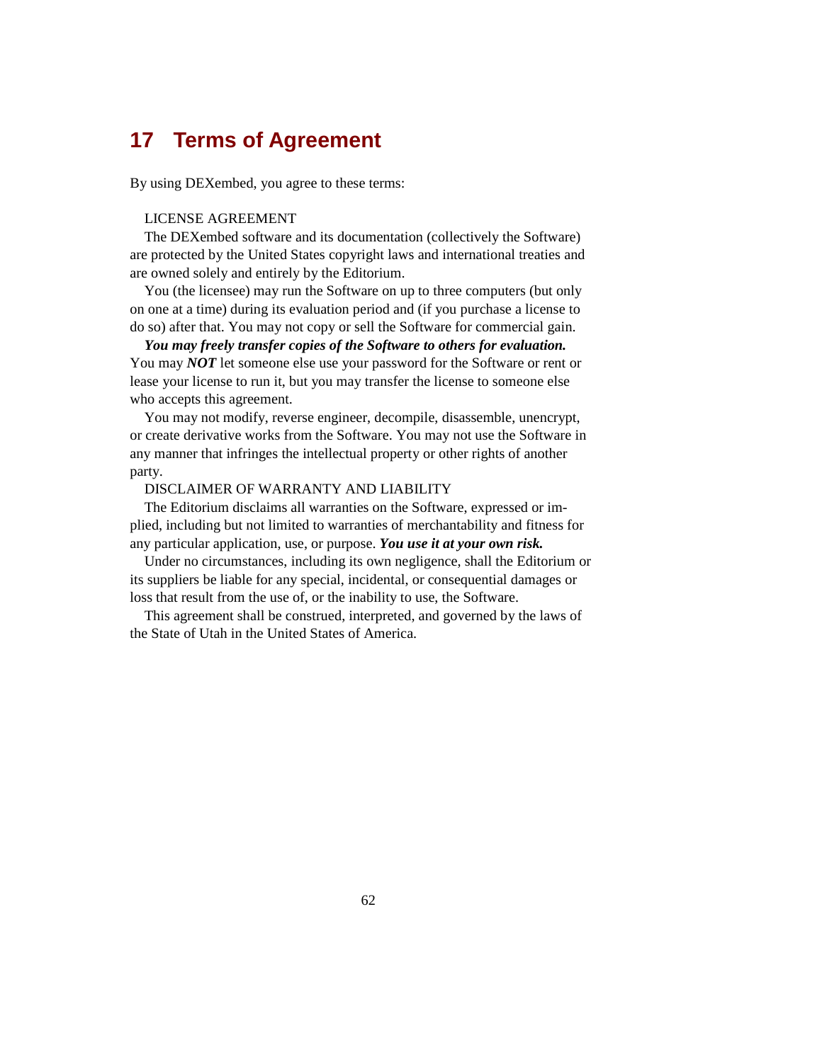# 17 Terms of Agreement

By using DEXembed, you agree to these terms:

LICENSE AGREEMENT

The DEXembed software and its documentation (collectively the Software) are protected by the United States copyright laws and international treaties and are owned solely and entirely by the Editorium.

You (the licensee) may run the Software on up to three computers (but only on one at a time) during its evaluation period and (if you purchase a license to do so) after that. You may not copy or sell the Software for commercial gain.

***You may freely transfer copies of the Software to others for evaluation.*** You may ***NOT*** let someone else use your password for the Software or rent or lease your license to run it, but you may transfer the license to someone else who accepts this agreement.

You may not modify, reverse engineer, decompile, disassemble, unencrypt, or create derivative works from the Software. You may not use the Software in any manner that infringes the intellectual property or other rights of another party.

DISCLAIMER OF WARRANTY AND LIABILITY

The Editorium disclaims all warranties on the Software, expressed or implied, including but not limited to warranties of merchantability and fitness for any particular application, use, or purpose. ***You use it at your own risk.***

Under no circumstances, including its own negligence, shall the Editorium or its suppliers be liable for any special, incidental, or consequential damages or loss that result from the use of, or the inability to use, the Software.

This agreement shall be construed, interpreted, and governed by the laws of the State of Utah in the United States of America.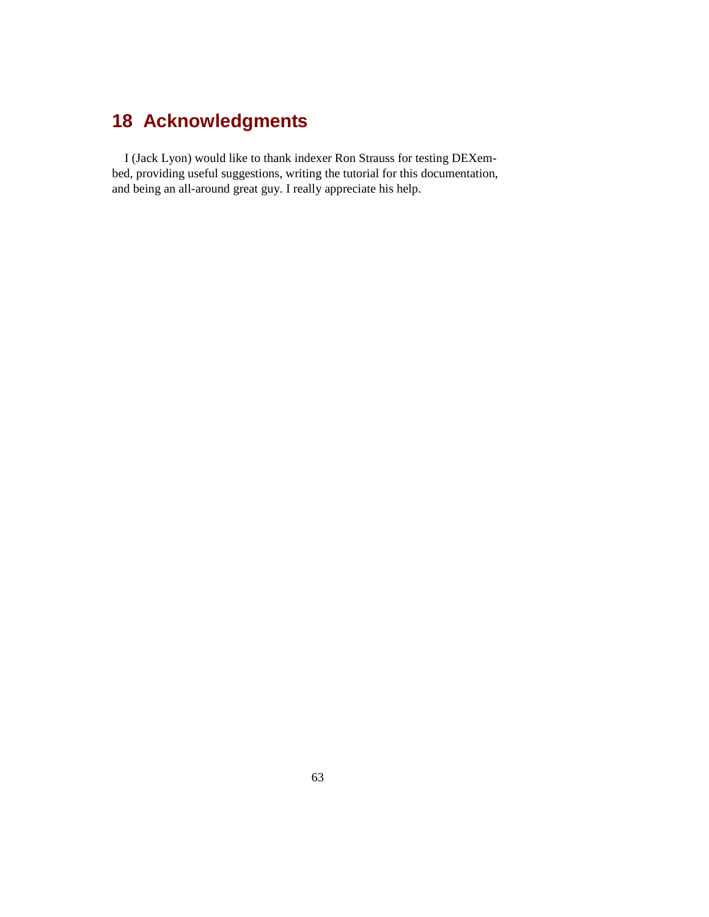# 18 Acknowledgments

I (Jack Lyon) would like to thank indexer Ron Strauss for testing DEXembed, providing useful suggestions, writing the tutorial for this documentation, and being an all-around great guy. I really appreciate his help.